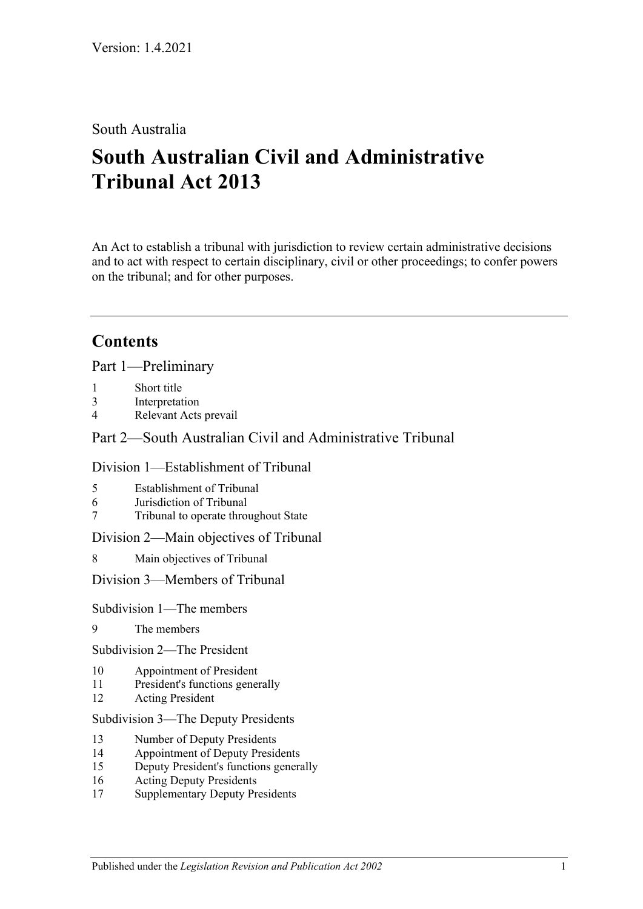Version: 1.4.2021

South Australia

# South Australian Civil and Administrative Tribunal Act 2013

An Act to establish a tribunal with jurisdiction to review certain administrative decisions and to act with respect to certain disciplinary, civil or other proceedings; to confer powers on the tribunal; and for other purposes.

## Contents

### Part 1—Preliminary

1 Short title
3 Interpretation
4 Relevant Acts prevail

### Part 2—South Australian Civil and Administrative Tribunal

#### Division 1—Establishment of Tribunal

5 Establishment of Tribunal
6 Jurisdiction of Tribunal
7 Tribunal to operate throughout State

#### Division 2—Main objectives of Tribunal

8 Main objectives of Tribunal

#### Division 3—Members of Tribunal

##### Subdivision 1—The members

9 The members

##### Subdivision 2—The President

10 Appointment of President
11 President's functions generally
12 Acting President

##### Subdivision 3—The Deputy Presidents

13 Number of Deputy Presidents
14 Appointment of Deputy Presidents
15 Deputy President's functions generally
16 Acting Deputy Presidents
17 Supplementary Deputy Presidents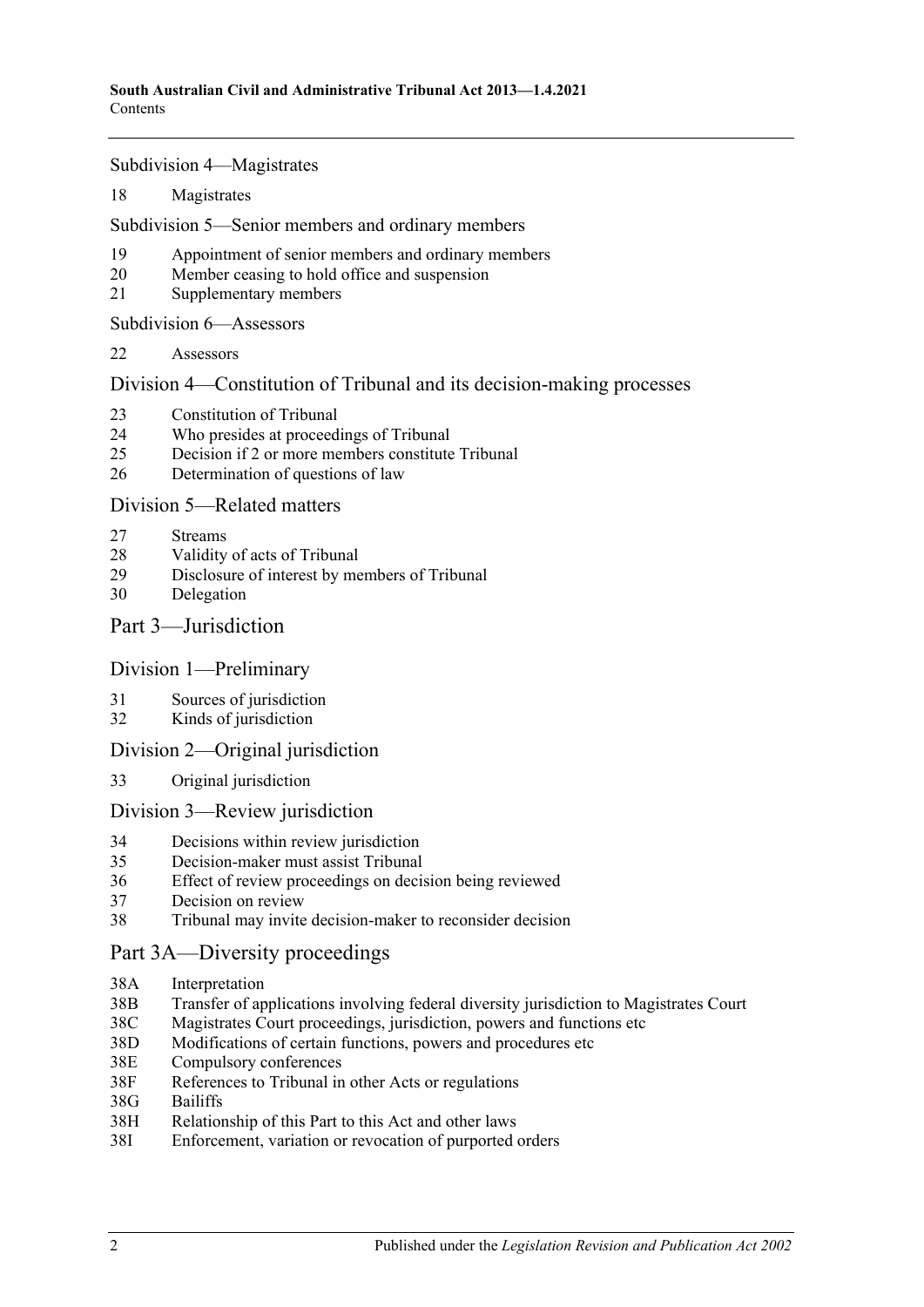Subdivision 4—Magistrates

18 Magistrates

Subdivision 5—Senior members and ordinary members

19 Appointment of senior members and ordinary members
20 Member ceasing to hold office and suspension
21 Supplementary members

Subdivision 6—Assessors

22 Assessors

## Division 4—Constitution of Tribunal and its decision-making processes

23 Constitution of Tribunal
24 Who presides at proceedings of Tribunal
25 Decision if 2 or more members constitute Tribunal
26 Determination of questions of law

## Division 5—Related matters

27 Streams
28 Validity of acts of Tribunal
29 Disclosure of interest by members of Tribunal
30 Delegation

# Part 3—Jurisdiction

## Division 1—Preliminary

31 Sources of jurisdiction
32 Kinds of jurisdiction

## Division 2—Original jurisdiction

33 Original jurisdiction

## Division 3—Review jurisdiction

34 Decisions within review jurisdiction
35 Decision-maker must assist Tribunal
36 Effect of review proceedings on decision being reviewed
37 Decision on review
38 Tribunal may invite decision-maker to reconsider decision

# Part 3A—Diversity proceedings

38A Interpretation
38B Transfer of applications involving federal diversity jurisdiction to Magistrates Court
38C Magistrates Court proceedings, jurisdiction, powers and functions etc
38D Modifications of certain functions, powers and procedures etc
38E Compulsory conferences
38F References to Tribunal in other Acts or regulations
38G Bailiffs
38H Relationship of this Part to this Act and other laws
38I Enforcement, variation or revocation of purported orders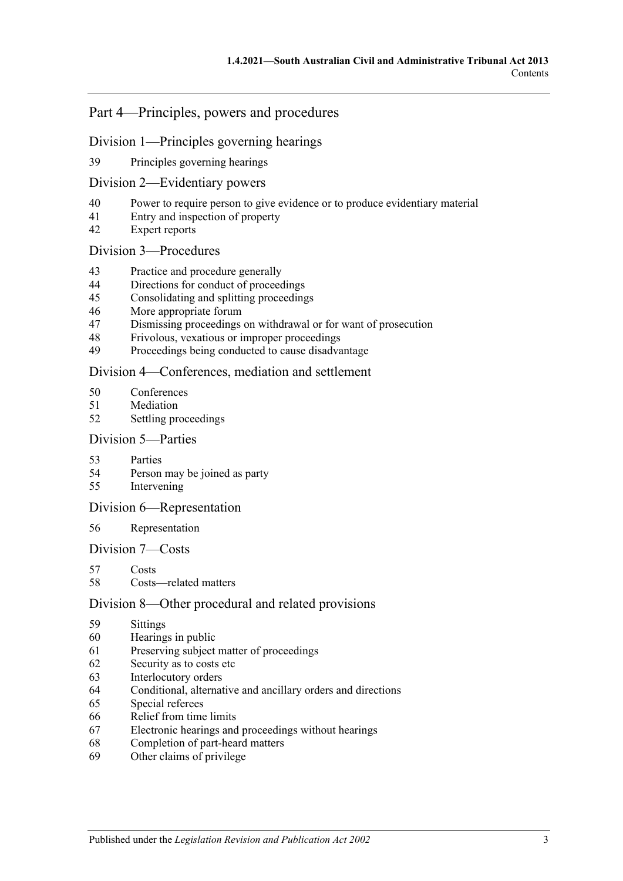## Part 4—Principles, powers and procedures

### Division 1—Principles governing hearings

39 Principles governing hearings

### Division 2—Evidentiary powers

40 Power to require person to give evidence or to produce evidentiary material
41 Entry and inspection of property
42 Expert reports

### Division 3—Procedures

43 Practice and procedure generally
44 Directions for conduct of proceedings
45 Consolidating and splitting proceedings
46 More appropriate forum
47 Dismissing proceedings on withdrawal or for want of prosecution
48 Frivolous, vexatious or improper proceedings
49 Proceedings being conducted to cause disadvantage

### Division 4—Conferences, mediation and settlement

50 Conferences
51 Mediation
52 Settling proceedings

### Division 5—Parties

53 Parties
54 Person may be joined as party
55 Intervening

### Division 6—Representation

56 Representation

### Division 7—Costs

57 Costs
58 Costs—related matters

### Division 8—Other procedural and related provisions

59 Sittings
60 Hearings in public
61 Preserving subject matter of proceedings
62 Security as to costs etc
63 Interlocutory orders
64 Conditional, alternative and ancillary orders and directions
65 Special referees
66 Relief from time limits
67 Electronic hearings and proceedings without hearings
68 Completion of part-heard matters
69 Other claims of privilege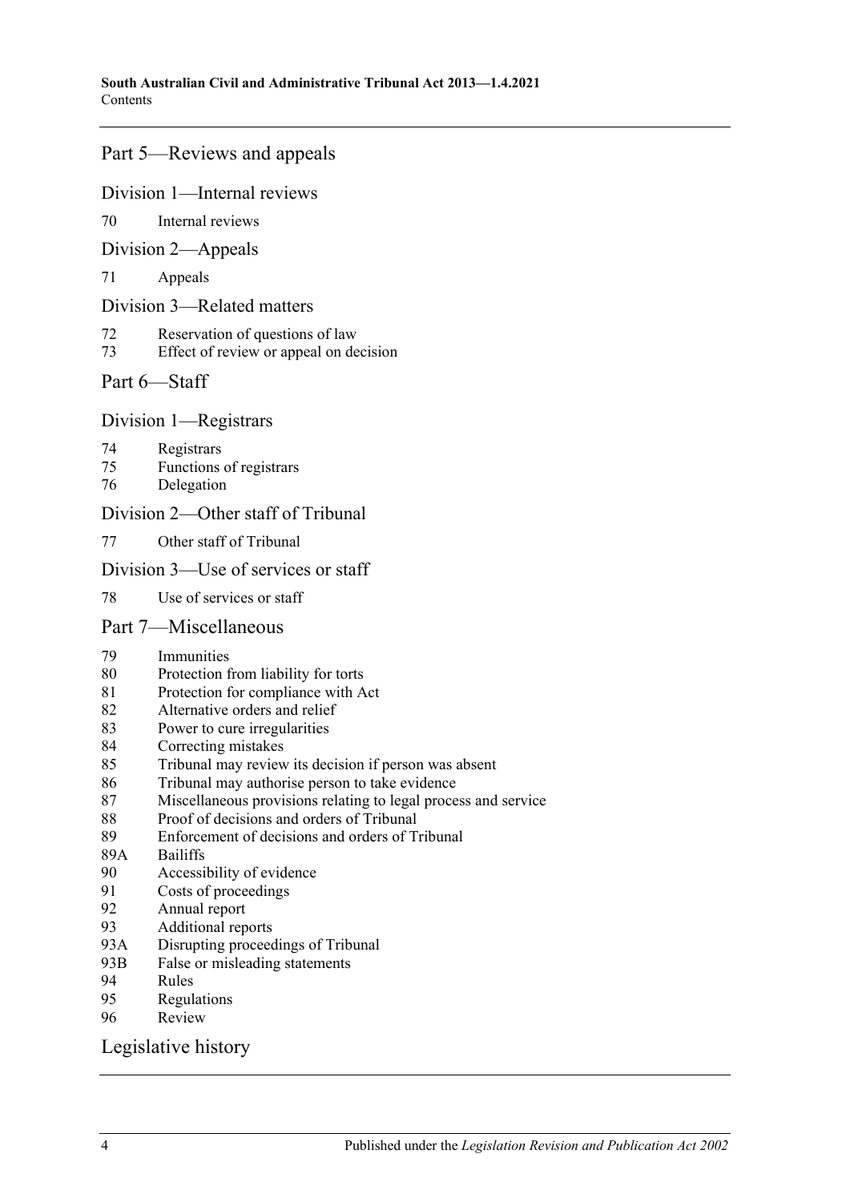## Part 5—Reviews and appeals

### Division 1—Internal reviews

70 Internal reviews

### Division 2—Appeals

71 Appeals

### Division 3—Related matters

72 Reservation of questions of law
73 Effect of review or appeal on decision

## Part 6—Staff

### Division 1—Registrars

74 Registrars
75 Functions of registrars
76 Delegation

### Division 2—Other staff of Tribunal

77 Other staff of Tribunal

### Division 3—Use of services or staff

78 Use of services or staff

## Part 7—Miscellaneous

79 Immunities
80 Protection from liability for torts
81 Protection for compliance with Act
82 Alternative orders and relief
83 Power to cure irregularities
84 Correcting mistakes
85 Tribunal may review its decision if person was absent
86 Tribunal may authorise person to take evidence
87 Miscellaneous provisions relating to legal process and service
88 Proof of decisions and orders of Tribunal
89 Enforcement of decisions and orders of Tribunal
89A Bailiffs
90 Accessibility of evidence
91 Costs of proceedings
92 Annual report
93 Additional reports
93A Disrupting proceedings of Tribunal
93B False or misleading statements
94 Rules
95 Regulations
96 Review

## Legislative history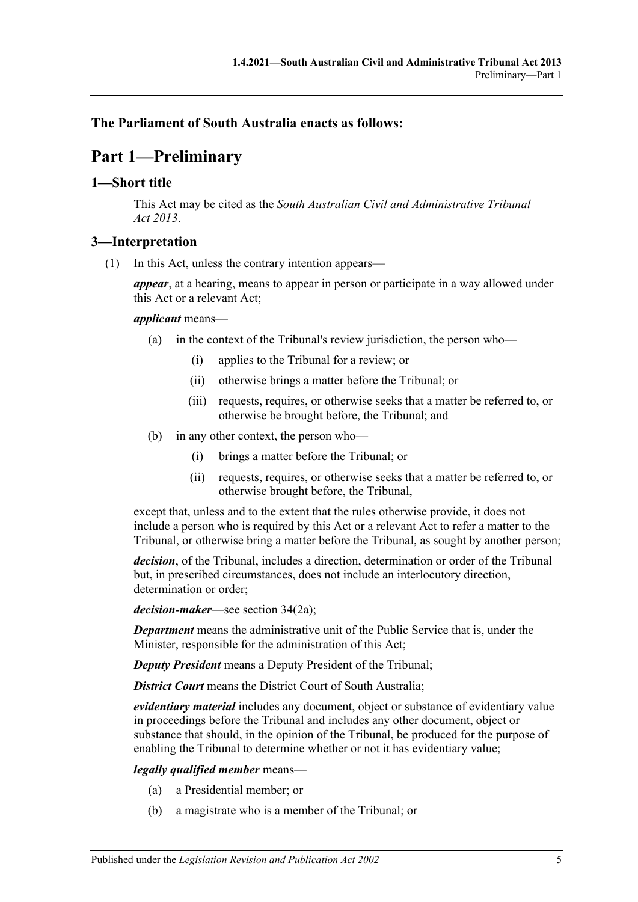## The Parliament of South Australia enacts as follows:

# Part 1—Preliminary

## 1—Short title

This Act may be cited as the *South Australian Civil and Administrative Tribunal Act 2013*.

## 3—Interpretation

(1) In this Act, unless the contrary intention appears—

***appear***, at a hearing, means to appear in person or participate in a way allowed under this Act or a relevant Act;

***applicant*** means—

- (a) in the context of the Tribunal's review jurisdiction, the person who—
  - (i) applies to the Tribunal for a review; or
  - (ii) otherwise brings a matter before the Tribunal; or
  - (iii) requests, requires, or otherwise seeks that a matter be referred to, or otherwise be brought before, the Tribunal; and
- (b) in any other context, the person who—
  - (i) brings a matter before the Tribunal; or
  - (ii) requests, requires, or otherwise seeks that a matter be referred to, or otherwise brought before, the Tribunal,

except that, unless and to the extent that the rules otherwise provide, it does not include a person who is required by this Act or a relevant Act to refer a matter to the Tribunal, or otherwise bring a matter before the Tribunal, as sought by another person;

***decision***, of the Tribunal, includes a direction, determination or order of the Tribunal but, in prescribed circumstances, does not include an interlocutory direction, determination or order;

***decision-maker***—see section 34(2a);

***Department*** means the administrative unit of the Public Service that is, under the Minister, responsible for the administration of this Act;

***Deputy President*** means a Deputy President of the Tribunal;

***District Court*** means the District Court of South Australia;

***evidentiary material*** includes any document, object or substance of evidentiary value in proceedings before the Tribunal and includes any other document, object or substance that should, in the opinion of the Tribunal, be produced for the purpose of enabling the Tribunal to determine whether or not it has evidentiary value;

***legally qualified member*** means—

- (a) a Presidential member; or
- (b) a magistrate who is a member of the Tribunal; or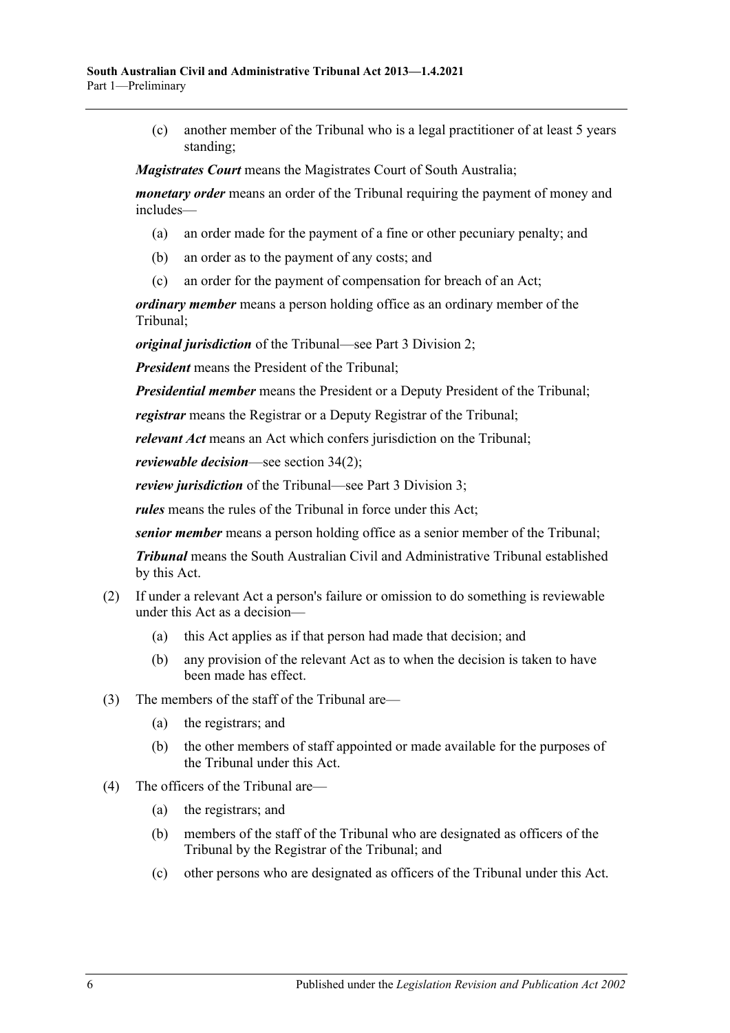(c) another member of the Tribunal who is a legal practitioner of at least 5 years standing;

***Magistrates Court*** means the Magistrates Court of South Australia;

***monetary order*** means an order of the Tribunal requiring the payment of money and includes—

(a) an order made for the payment of a fine or other pecuniary penalty; and

(b) an order as to the payment of any costs; and

(c) an order for the payment of compensation for breach of an Act;

***ordinary member*** means a person holding office as an ordinary member of the Tribunal;

***original jurisdiction*** of the Tribunal—see Part 3 Division 2;

***President*** means the President of the Tribunal;

***Presidential member*** means the President or a Deputy President of the Tribunal;

***registrar*** means the Registrar or a Deputy Registrar of the Tribunal;

***relevant Act*** means an Act which confers jurisdiction on the Tribunal;

***reviewable decision***—see section 34(2);

***review jurisdiction*** of the Tribunal—see Part 3 Division 3;

***rules*** means the rules of the Tribunal in force under this Act;

***senior member*** means a person holding office as a senior member of the Tribunal;

***Tribunal*** means the South Australian Civil and Administrative Tribunal established by this Act.

(2) If under a relevant Act a person's failure or omission to do something is reviewable under this Act as a decision—

(a) this Act applies as if that person had made that decision; and

(b) any provision of the relevant Act as to when the decision is taken to have been made has effect.

(3) The members of the staff of the Tribunal are—

(a) the registrars; and

(b) the other members of staff appointed or made available for the purposes of the Tribunal under this Act.

(4) The officers of the Tribunal are—

(a) the registrars; and

(b) members of the staff of the Tribunal who are designated as officers of the Tribunal by the Registrar of the Tribunal; and

(c) other persons who are designated as officers of the Tribunal under this Act.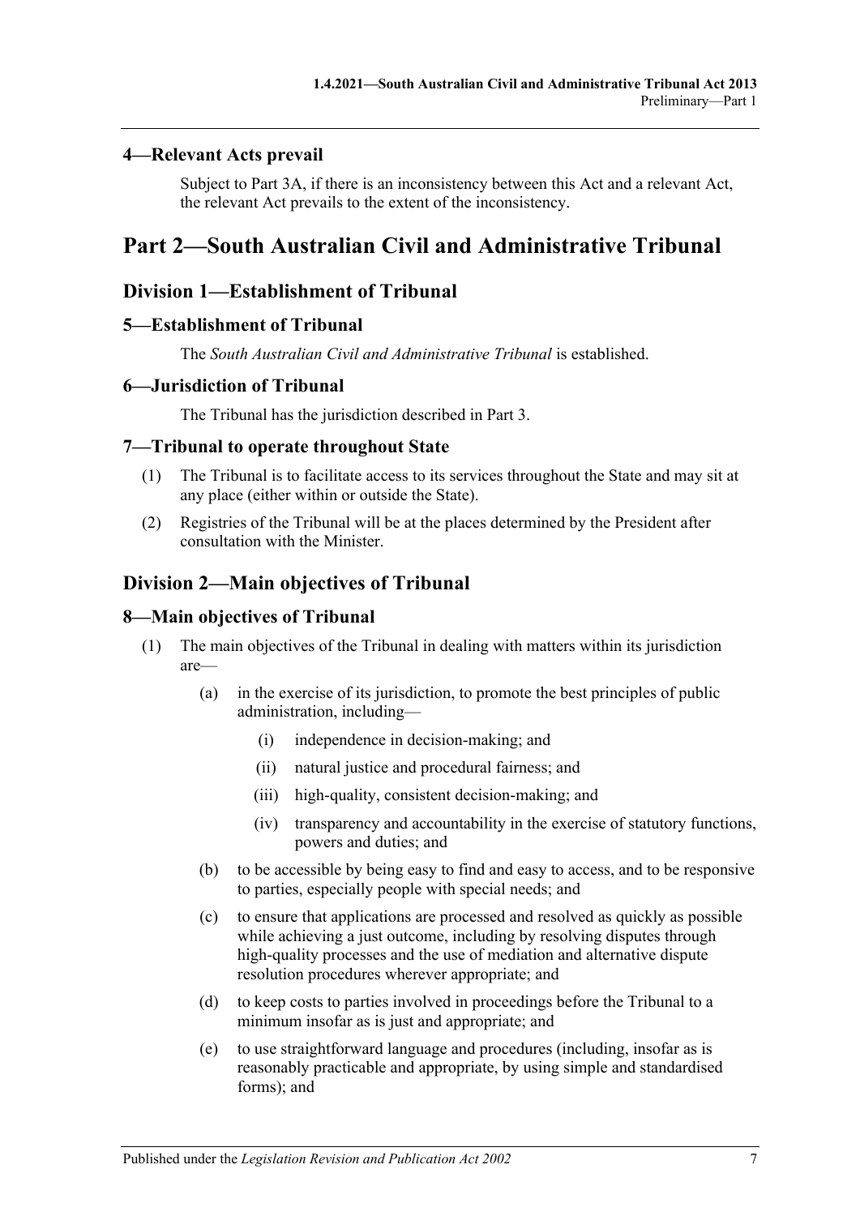### 4—Relevant Acts prevail

Subject to Part 3A, if there is an inconsistency between this Act and a relevant Act, the relevant Act prevails to the extent of the inconsistency.

# Part 2—South Australian Civil and Administrative Tribunal

## Division 1—Establishment of Tribunal

### 5—Establishment of Tribunal

The *South Australian Civil and Administrative Tribunal* is established.

### 6—Jurisdiction of Tribunal

The Tribunal has the jurisdiction described in Part 3.

### 7—Tribunal to operate throughout State

(1) The Tribunal is to facilitate access to its services throughout the State and may sit at any place (either within or outside the State).

(2) Registries of the Tribunal will be at the places determined by the President after consultation with the Minister.

## Division 2—Main objectives of Tribunal

### 8—Main objectives of Tribunal

(1) The main objectives of the Tribunal in dealing with matters within its jurisdiction are—

- (a) in the exercise of its jurisdiction, to promote the best principles of public administration, including—
  - (i) independence in decision-making; and
  - (ii) natural justice and procedural fairness; and
  - (iii) high-quality, consistent decision-making; and
  - (iv) transparency and accountability in the exercise of statutory functions, powers and duties; and
- (b) to be accessible by being easy to find and easy to access, and to be responsive to parties, especially people with special needs; and
- (c) to ensure that applications are processed and resolved as quickly as possible while achieving a just outcome, including by resolving disputes through high-quality processes and the use of mediation and alternative dispute resolution procedures wherever appropriate; and
- (d) to keep costs to parties involved in proceedings before the Tribunal to a minimum insofar as is just and appropriate; and
- (e) to use straightforward language and procedures (including, insofar as is reasonably practicable and appropriate, by using simple and standardised forms); and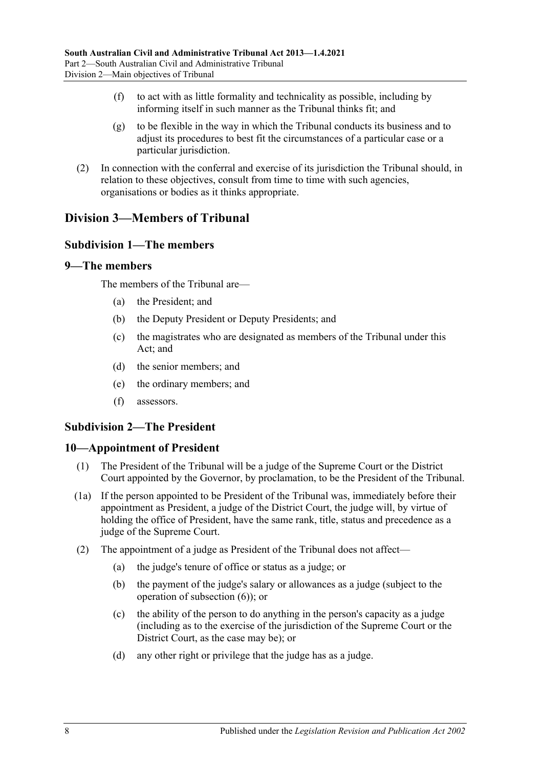(f) to act with as little formality and technicality as possible, including by informing itself in such manner as the Tribunal thinks fit; and

(g) to be flexible in the way in which the Tribunal conducts its business and to adjust its procedures to best fit the circumstances of a particular case or a particular jurisdiction.

(2) In connection with the conferral and exercise of its jurisdiction the Tribunal should, in relation to these objectives, consult from time to time with such agencies, organisations or bodies as it thinks appropriate.

## Division 3—Members of Tribunal

### Subdivision 1—The members

### 9—The members

The members of the Tribunal are—

(a) the President; and

(b) the Deputy President or Deputy Presidents; and

(c) the magistrates who are designated as members of the Tribunal under this Act; and

(d) the senior members; and

(e) the ordinary members; and

(f) assessors.

### Subdivision 2—The President

### 10—Appointment of President

(1) The President of the Tribunal will be a judge of the Supreme Court or the District Court appointed by the Governor, by proclamation, to be the President of the Tribunal.

(1a) If the person appointed to be President of the Tribunal was, immediately before their appointment as President, a judge of the District Court, the judge will, by virtue of holding the office of President, have the same rank, title, status and precedence as a judge of the Supreme Court.

(2) The appointment of a judge as President of the Tribunal does not affect—

(a) the judge's tenure of office or status as a judge; or

(b) the payment of the judge's salary or allowances as a judge (subject to the operation of subsection (6)); or

(c) the ability of the person to do anything in the person's capacity as a judge (including as to the exercise of the jurisdiction of the Supreme Court or the District Court, as the case may be); or

(d) any other right or privilege that the judge has as a judge.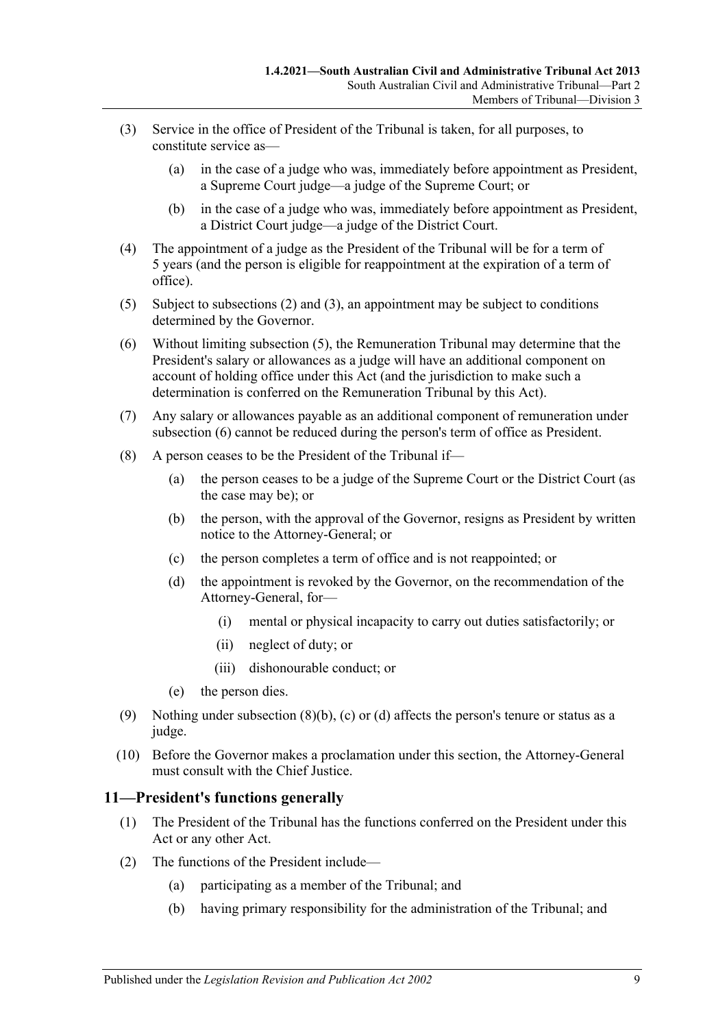(3) Service in the office of President of the Tribunal is taken, for all purposes, to constitute service as—

  (a) in the case of a judge who was, immediately before appointment as President, a Supreme Court judge—a judge of the Supreme Court; or

  (b) in the case of a judge who was, immediately before appointment as President, a District Court judge—a judge of the District Court.

(4) The appointment of a judge as the President of the Tribunal will be for a term of 5 years (and the person is eligible for reappointment at the expiration of a term of office).

(5) Subject to subsections (2) and (3), an appointment may be subject to conditions determined by the Governor.

(6) Without limiting subsection (5), the Remuneration Tribunal may determine that the President's salary or allowances as a judge will have an additional component on account of holding office under this Act (and the jurisdiction to make such a determination is conferred on the Remuneration Tribunal by this Act).

(7) Any salary or allowances payable as an additional component of remuneration under subsection (6) cannot be reduced during the person's term of office as President.

(8) A person ceases to be the President of the Tribunal if—

  (a) the person ceases to be a judge of the Supreme Court or the District Court (as the case may be); or

  (b) the person, with the approval of the Governor, resigns as President by written notice to the Attorney-General; or

  (c) the person completes a term of office and is not reappointed; or

  (d) the appointment is revoked by the Governor, on the recommendation of the Attorney-General, for—

    (i) mental or physical incapacity to carry out duties satisfactorily; or

    (ii) neglect of duty; or

    (iii) dishonourable conduct; or

  (e) the person dies.

(9) Nothing under subsection (8)(b), (c) or (d) affects the person's tenure or status as a judge.

(10) Before the Governor makes a proclamation under this section, the Attorney-General must consult with the Chief Justice.

## 11—President's functions generally

(1) The President of the Tribunal has the functions conferred on the President under this Act or any other Act.

(2) The functions of the President include—

  (a) participating as a member of the Tribunal; and

  (b) having primary responsibility for the administration of the Tribunal; and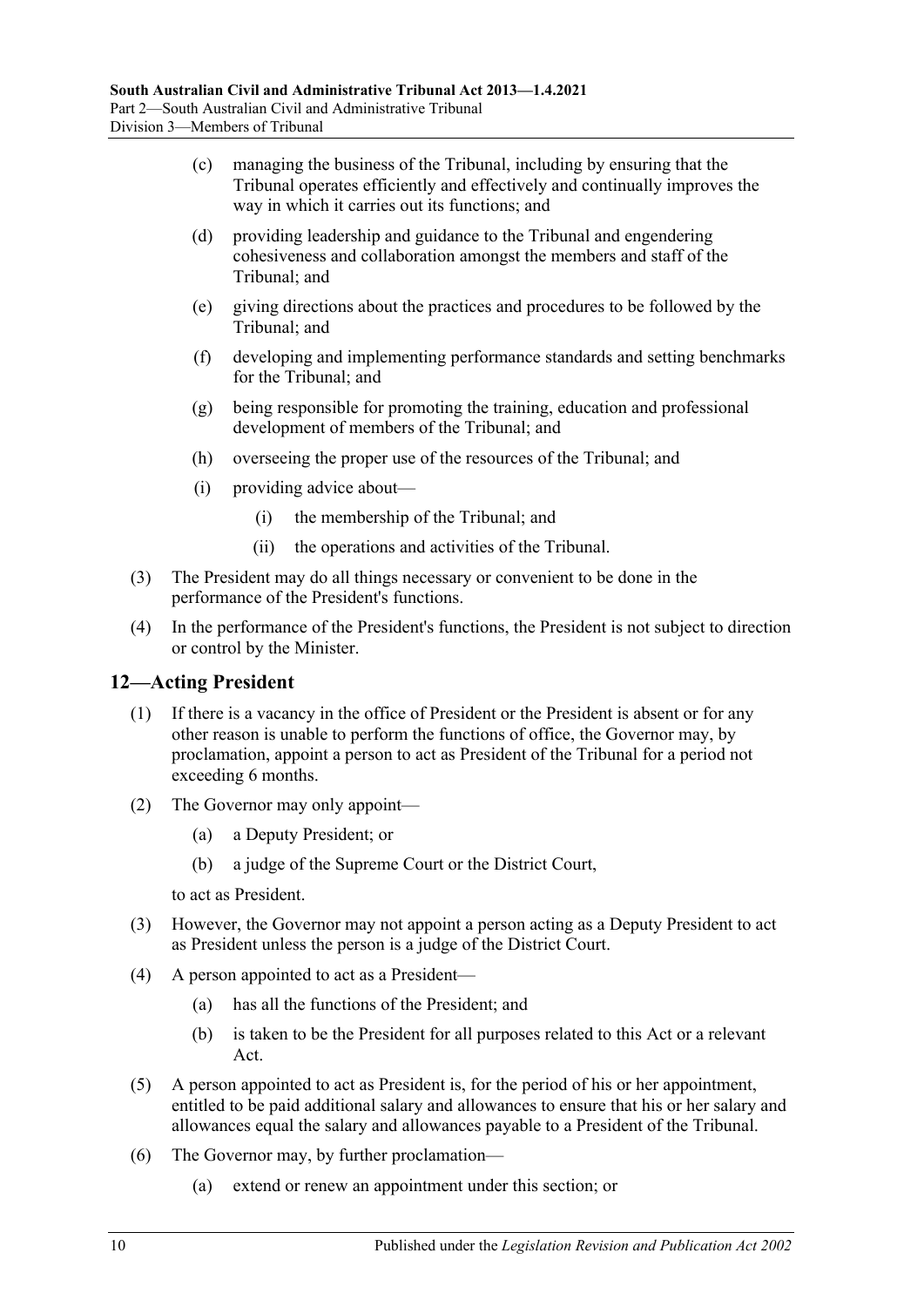(c) managing the business of the Tribunal, including by ensuring that the Tribunal operates efficiently and effectively and continually improves the way in which it carries out its functions; and

(d) providing leadership and guidance to the Tribunal and engendering cohesiveness and collaboration amongst the members and staff of the Tribunal; and

(e) giving directions about the practices and procedures to be followed by the Tribunal; and

(f) developing and implementing performance standards and setting benchmarks for the Tribunal; and

(g) being responsible for promoting the training, education and professional development of members of the Tribunal; and

(h) overseeing the proper use of the resources of the Tribunal; and

(i) providing advice about—

(i) the membership of the Tribunal; and

(ii) the operations and activities of the Tribunal.

(3) The President may do all things necessary or convenient to be done in the performance of the President's functions.

(4) In the performance of the President's functions, the President is not subject to direction or control by the Minister.

## 12—Acting President

(1) If there is a vacancy in the office of President or the President is absent or for any other reason is unable to perform the functions of office, the Governor may, by proclamation, appoint a person to act as President of the Tribunal for a period not exceeding 6 months.

(2) The Governor may only appoint—

(a) a Deputy President; or

(b) a judge of the Supreme Court or the District Court,

to act as President.

(3) However, the Governor may not appoint a person acting as a Deputy President to act as President unless the person is a judge of the District Court.

(4) A person appointed to act as a President—

(a) has all the functions of the President; and

(b) is taken to be the President for all purposes related to this Act or a relevant Act.

(5) A person appointed to act as President is, for the period of his or her appointment, entitled to be paid additional salary and allowances to ensure that his or her salary and allowances equal the salary and allowances payable to a President of the Tribunal.

(6) The Governor may, by further proclamation—

(a) extend or renew an appointment under this section; or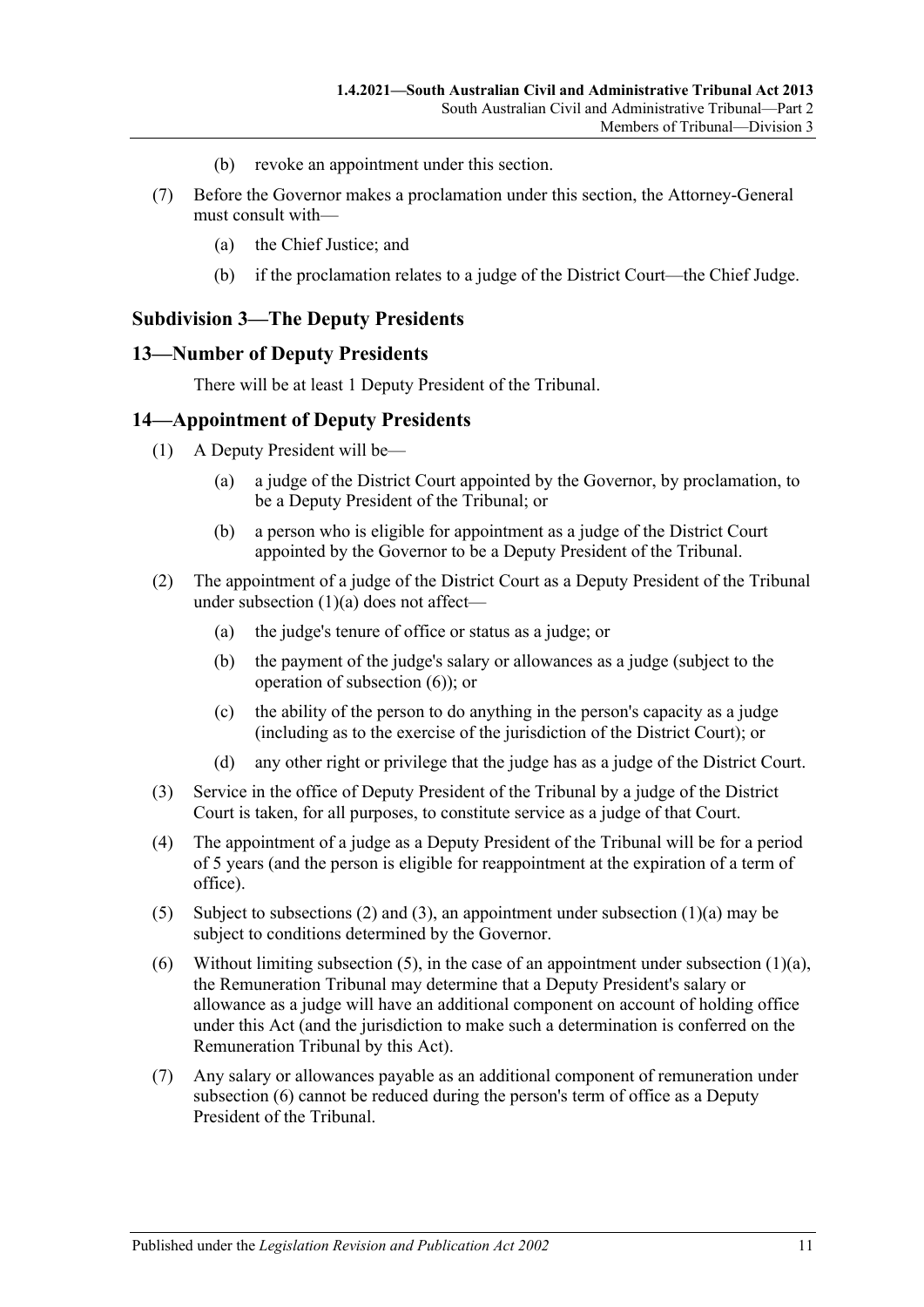(b) revoke an appointment under this section.

(7) Before the Governor makes a proclamation under this section, the Attorney-General must consult with—

(a) the Chief Justice; and

(b) if the proclamation relates to a judge of the District Court—the Chief Judge.

### Subdivision 3—The Deputy Presidents

## 13—Number of Deputy Presidents

There will be at least 1 Deputy President of the Tribunal.

## 14—Appointment of Deputy Presidents

(1) A Deputy President will be—

(a) a judge of the District Court appointed by the Governor, by proclamation, to be a Deputy President of the Tribunal; or

(b) a person who is eligible for appointment as a judge of the District Court appointed by the Governor to be a Deputy President of the Tribunal.

(2) The appointment of a judge of the District Court as a Deputy President of the Tribunal under subsection (1)(a) does not affect—

(a) the judge's tenure of office or status as a judge; or

(b) the payment of the judge's salary or allowances as a judge (subject to the operation of subsection (6)); or

(c) the ability of the person to do anything in the person's capacity as a judge (including as to the exercise of the jurisdiction of the District Court); or

(d) any other right or privilege that the judge has as a judge of the District Court.

(3) Service in the office of Deputy President of the Tribunal by a judge of the District Court is taken, for all purposes, to constitute service as a judge of that Court.

(4) The appointment of a judge as a Deputy President of the Tribunal will be for a period of 5 years (and the person is eligible for reappointment at the expiration of a term of office).

(5) Subject to subsections (2) and (3), an appointment under subsection (1)(a) may be subject to conditions determined by the Governor.

(6) Without limiting subsection (5), in the case of an appointment under subsection (1)(a), the Remuneration Tribunal may determine that a Deputy President's salary or allowance as a judge will have an additional component on account of holding office under this Act (and the jurisdiction to make such a determination is conferred on the Remuneration Tribunal by this Act).

(7) Any salary or allowances payable as an additional component of remuneration under subsection (6) cannot be reduced during the person's term of office as a Deputy President of the Tribunal.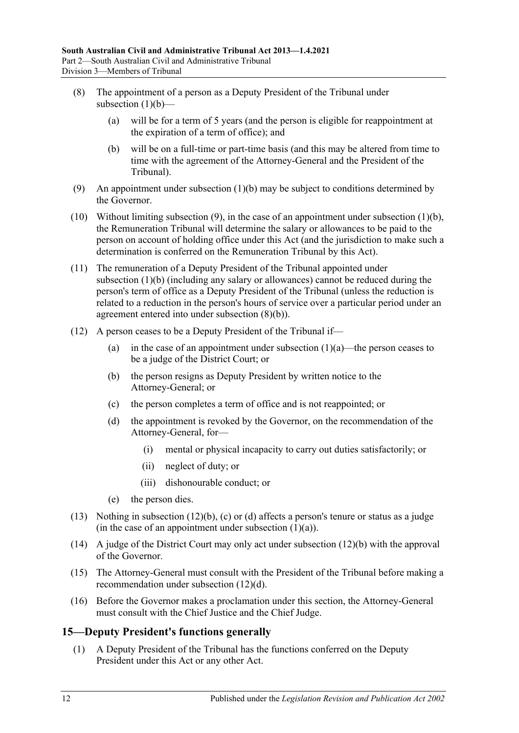(8) The appointment of a person as a Deputy President of the Tribunal under subsection (1)(b)—

  (a) will be for a term of 5 years (and the person is eligible for reappointment at the expiration of a term of office); and

  (b) will be on a full-time or part-time basis (and this may be altered from time to time with the agreement of the Attorney-General and the President of the Tribunal).

(9) An appointment under subsection (1)(b) may be subject to conditions determined by the Governor.

(10) Without limiting subsection (9), in the case of an appointment under subsection (1)(b), the Remuneration Tribunal will determine the salary or allowances to be paid to the person on account of holding office under this Act (and the jurisdiction to make such a determination is conferred on the Remuneration Tribunal by this Act).

(11) The remuneration of a Deputy President of the Tribunal appointed under subsection (1)(b) (including any salary or allowances) cannot be reduced during the person's term of office as a Deputy President of the Tribunal (unless the reduction is related to a reduction in the person's hours of service over a particular period under an agreement entered into under subsection (8)(b)).

(12) A person ceases to be a Deputy President of the Tribunal if—

  (a) in the case of an appointment under subsection (1)(a)—the person ceases to be a judge of the District Court; or

  (b) the person resigns as Deputy President by written notice to the Attorney-General; or

  (c) the person completes a term of office and is not reappointed; or

  (d) the appointment is revoked by the Governor, on the recommendation of the Attorney-General, for—

    (i) mental or physical incapacity to carry out duties satisfactorily; or

    (ii) neglect of duty; or

    (iii) dishonourable conduct; or

  (e) the person dies.

(13) Nothing in subsection (12)(b), (c) or (d) affects a person's tenure or status as a judge (in the case of an appointment under subsection (1)(a)).

(14) A judge of the District Court may only act under subsection (12)(b) with the approval of the Governor.

(15) The Attorney-General must consult with the President of the Tribunal before making a recommendation under subsection (12)(d).

(16) Before the Governor makes a proclamation under this section, the Attorney-General must consult with the Chief Justice and the Chief Judge.

## 15—Deputy President's functions generally

(1) A Deputy President of the Tribunal has the functions conferred on the Deputy President under this Act or any other Act.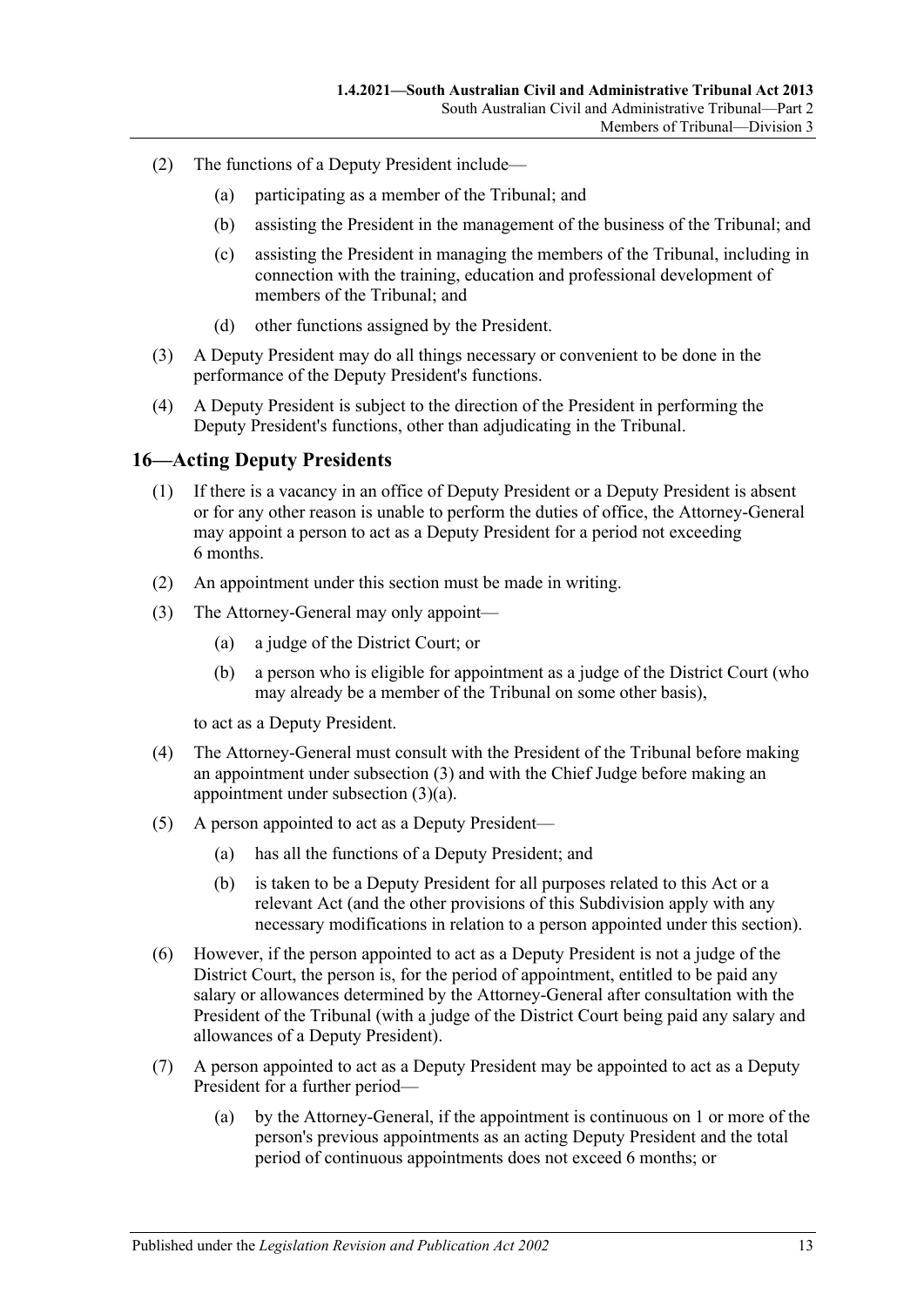(2) The functions of a Deputy President include—

(a) participating as a member of the Tribunal; and

(b) assisting the President in the management of the business of the Tribunal; and

(c) assisting the President in managing the members of the Tribunal, including in connection with the training, education and professional development of members of the Tribunal; and

(d) other functions assigned by the President.

(3) A Deputy President may do all things necessary or convenient to be done in the performance of the Deputy President's functions.

(4) A Deputy President is subject to the direction of the President in performing the Deputy President's functions, other than adjudicating in the Tribunal.

## 16—Acting Deputy Presidents

(1) If there is a vacancy in an office of Deputy President or a Deputy President is absent or for any other reason is unable to perform the duties of office, the Attorney-General may appoint a person to act as a Deputy President for a period not exceeding 6 months.

(2) An appointment under this section must be made in writing.

(3) The Attorney-General may only appoint—

(a) a judge of the District Court; or

(b) a person who is eligible for appointment as a judge of the District Court (who may already be a member of the Tribunal on some other basis),

to act as a Deputy President.

(4) The Attorney-General must consult with the President of the Tribunal before making an appointment under subsection (3) and with the Chief Judge before making an appointment under subsection (3)(a).

(5) A person appointed to act as a Deputy President—

(a) has all the functions of a Deputy President; and

(b) is taken to be a Deputy President for all purposes related to this Act or a relevant Act (and the other provisions of this Subdivision apply with any necessary modifications in relation to a person appointed under this section).

(6) However, if the person appointed to act as a Deputy President is not a judge of the District Court, the person is, for the period of appointment, entitled to be paid any salary or allowances determined by the Attorney-General after consultation with the President of the Tribunal (with a judge of the District Court being paid any salary and allowances of a Deputy President).

(7) A person appointed to act as a Deputy President may be appointed to act as a Deputy President for a further period—

(a) by the Attorney-General, if the appointment is continuous on 1 or more of the person's previous appointments as an acting Deputy President and the total period of continuous appointments does not exceed 6 months; or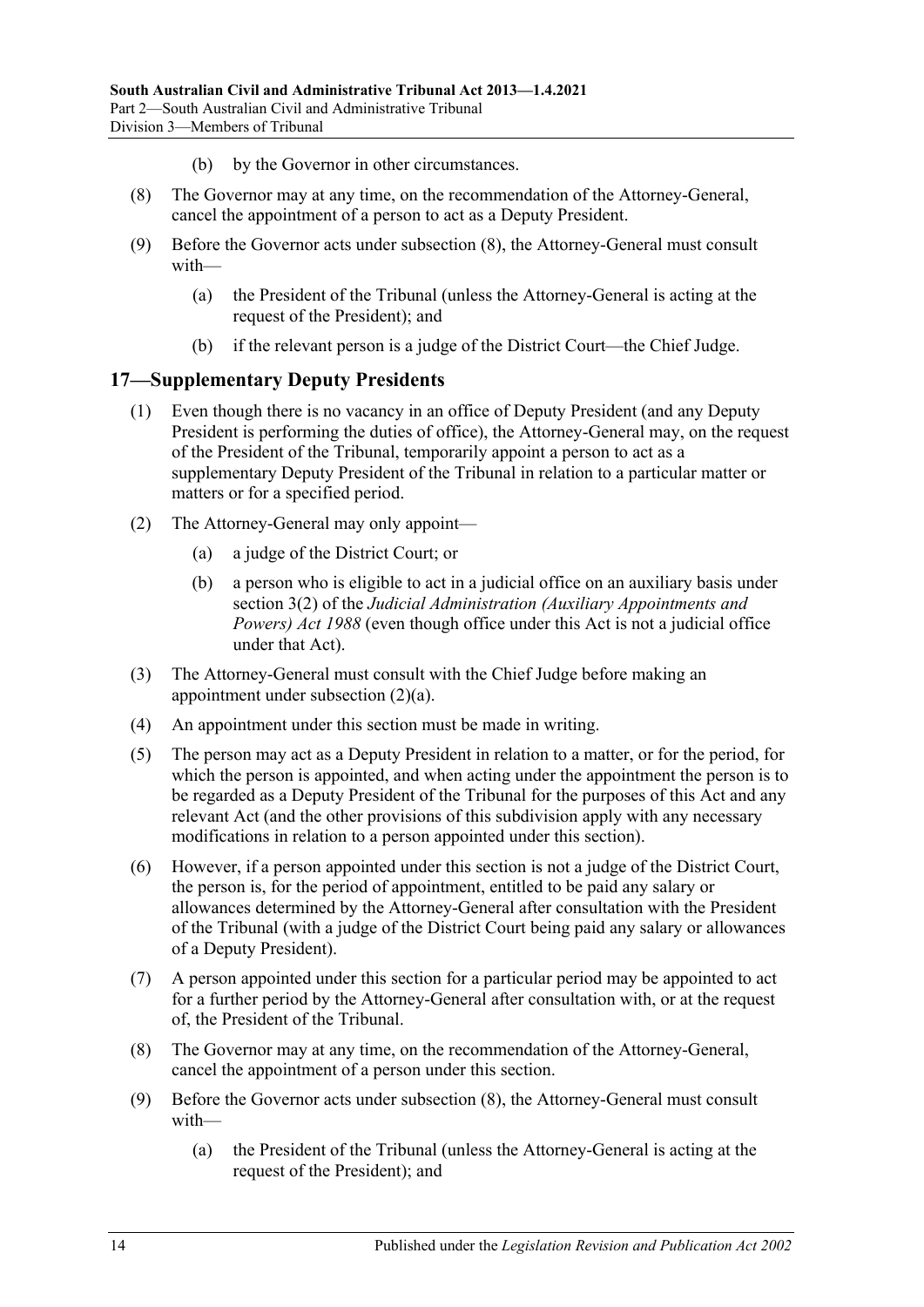(b) by the Governor in other circumstances.

(8) The Governor may at any time, on the recommendation of the Attorney-General, cancel the appointment of a person to act as a Deputy President.

(9) Before the Governor acts under subsection (8), the Attorney-General must consult with—

(a) the President of the Tribunal (unless the Attorney-General is acting at the request of the President); and

(b) if the relevant person is a judge of the District Court—the Chief Judge.

## 17—Supplementary Deputy Presidents

(1) Even though there is no vacancy in an office of Deputy President (and any Deputy President is performing the duties of office), the Attorney-General may, on the request of the President of the Tribunal, temporarily appoint a person to act as a supplementary Deputy President of the Tribunal in relation to a particular matter or matters or for a specified period.

(2) The Attorney-General may only appoint—

(a) a judge of the District Court; or

(b) a person who is eligible to act in a judicial office on an auxiliary basis under section 3(2) of the *Judicial Administration (Auxiliary Appointments and Powers) Act 1988* (even though office under this Act is not a judicial office under that Act).

(3) The Attorney-General must consult with the Chief Judge before making an appointment under subsection (2)(a).

(4) An appointment under this section must be made in writing.

(5) The person may act as a Deputy President in relation to a matter, or for the period, for which the person is appointed, and when acting under the appointment the person is to be regarded as a Deputy President of the Tribunal for the purposes of this Act and any relevant Act (and the other provisions of this subdivision apply with any necessary modifications in relation to a person appointed under this section).

(6) However, if a person appointed under this section is not a judge of the District Court, the person is, for the period of appointment, entitled to be paid any salary or allowances determined by the Attorney-General after consultation with the President of the Tribunal (with a judge of the District Court being paid any salary or allowances of a Deputy President).

(7) A person appointed under this section for a particular period may be appointed to act for a further period by the Attorney-General after consultation with, or at the request of, the President of the Tribunal.

(8) The Governor may at any time, on the recommendation of the Attorney-General, cancel the appointment of a person under this section.

(9) Before the Governor acts under subsection (8), the Attorney-General must consult with—

(a) the President of the Tribunal (unless the Attorney-General is acting at the request of the President); and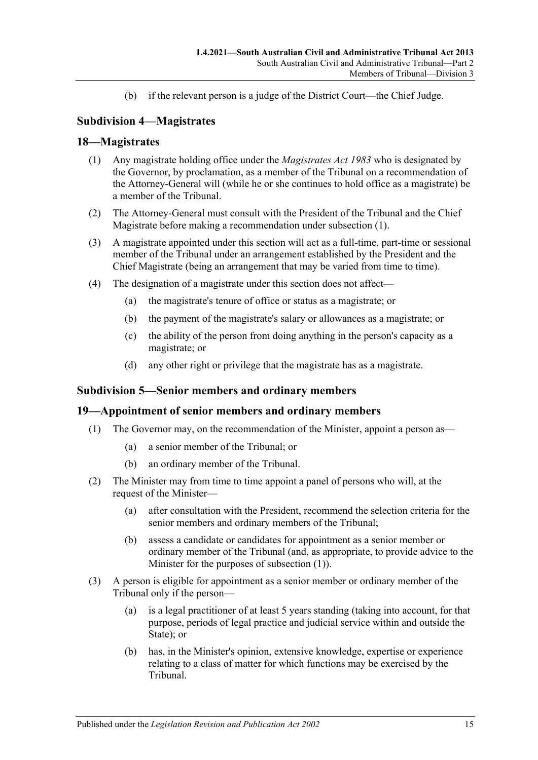(b) if the relevant person is a judge of the District Court—the Chief Judge.

### Subdivision 4—Magistrates

## 18—Magistrates

(1) Any magistrate holding office under the *Magistrates Act 1983* who is designated by the Governor, by proclamation, as a member of the Tribunal on a recommendation of the Attorney-General will (while he or she continues to hold office as a magistrate) be a member of the Tribunal.

(2) The Attorney-General must consult with the President of the Tribunal and the Chief Magistrate before making a recommendation under subsection (1).

(3) A magistrate appointed under this section will act as a full-time, part-time or sessional member of the Tribunal under an arrangement established by the President and the Chief Magistrate (being an arrangement that may be varied from time to time).

(4) The designation of a magistrate under this section does not affect—

(a) the magistrate's tenure of office or status as a magistrate; or

(b) the payment of the magistrate's salary or allowances as a magistrate; or

(c) the ability of the person from doing anything in the person's capacity as a magistrate; or

(d) any other right or privilege that the magistrate has as a magistrate.

### Subdivision 5—Senior members and ordinary members

## 19—Appointment of senior members and ordinary members

(1) The Governor may, on the recommendation of the Minister, appoint a person as—

(a) a senior member of the Tribunal; or

(b) an ordinary member of the Tribunal.

(2) The Minister may from time to time appoint a panel of persons who will, at the request of the Minister—

(a) after consultation with the President, recommend the selection criteria for the senior members and ordinary members of the Tribunal;

(b) assess a candidate or candidates for appointment as a senior member or ordinary member of the Tribunal (and, as appropriate, to provide advice to the Minister for the purposes of subsection (1)).

(3) A person is eligible for appointment as a senior member or ordinary member of the Tribunal only if the person—

(a) is a legal practitioner of at least 5 years standing (taking into account, for that purpose, periods of legal practice and judicial service within and outside the State); or

(b) has, in the Minister's opinion, extensive knowledge, expertise or experience relating to a class of matter for which functions may be exercised by the Tribunal.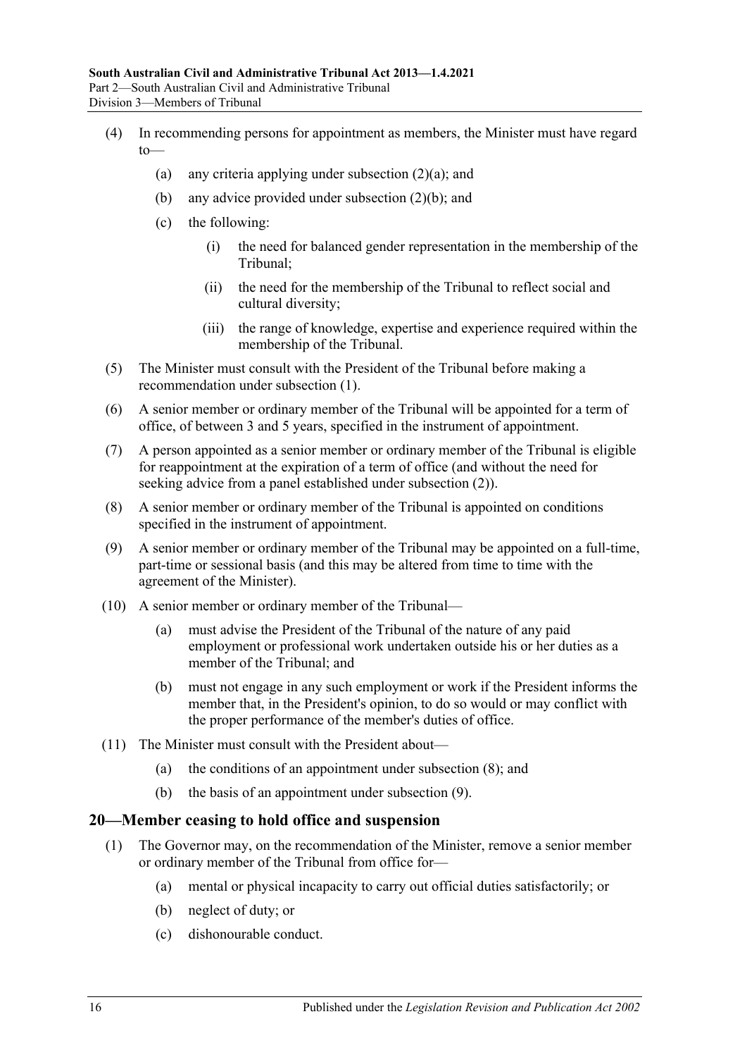(4) In recommending persons for appointment as members, the Minister must have regard to—

(a) any criteria applying under subsection (2)(a); and

(b) any advice provided under subsection (2)(b); and

(c) the following:

(i) the need for balanced gender representation in the membership of the Tribunal;

(ii) the need for the membership of the Tribunal to reflect social and cultural diversity;

(iii) the range of knowledge, expertise and experience required within the membership of the Tribunal.

(5) The Minister must consult with the President of the Tribunal before making a recommendation under subsection (1).

(6) A senior member or ordinary member of the Tribunal will be appointed for a term of office, of between 3 and 5 years, specified in the instrument of appointment.

(7) A person appointed as a senior member or ordinary member of the Tribunal is eligible for reappointment at the expiration of a term of office (and without the need for seeking advice from a panel established under subsection (2)).

(8) A senior member or ordinary member of the Tribunal is appointed on conditions specified in the instrument of appointment.

(9) A senior member or ordinary member of the Tribunal may be appointed on a full-time, part-time or sessional basis (and this may be altered from time to time with the agreement of the Minister).

(10) A senior member or ordinary member of the Tribunal—

(a) must advise the President of the Tribunal of the nature of any paid employment or professional work undertaken outside his or her duties as a member of the Tribunal; and

(b) must not engage in any such employment or work if the President informs the member that, in the President's opinion, to do so would or may conflict with the proper performance of the member's duties of office.

(11) The Minister must consult with the President about—

(a) the conditions of an appointment under subsection (8); and

(b) the basis of an appointment under subsection (9).

## 20—Member ceasing to hold office and suspension

(1) The Governor may, on the recommendation of the Minister, remove a senior member or ordinary member of the Tribunal from office for—

(a) mental or physical incapacity to carry out official duties satisfactorily; or

(b) neglect of duty; or

(c) dishonourable conduct.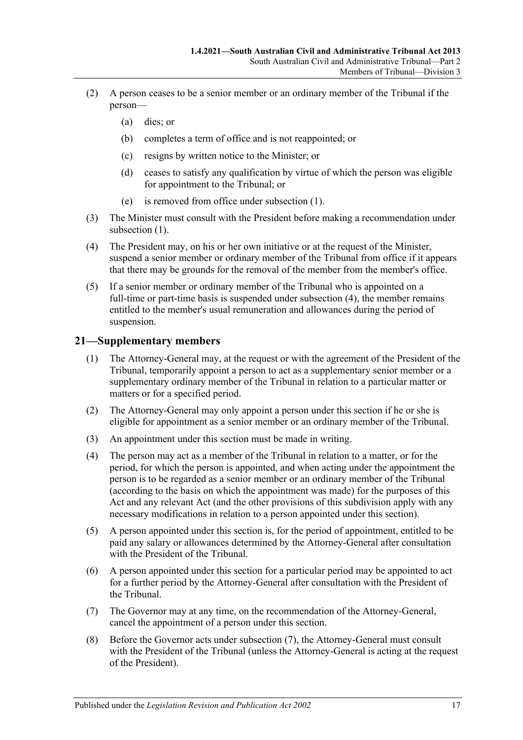(2) A person ceases to be a senior member or an ordinary member of the Tribunal if the person—

(a) dies; or

(b) completes a term of office and is not reappointed; or

(c) resigns by written notice to the Minister; or

(d) ceases to satisfy any qualification by virtue of which the person was eligible for appointment to the Tribunal; or

(e) is removed from office under subsection (1).

(3) The Minister must consult with the President before making a recommendation under subsection (1).

(4) The President may, on his or her own initiative or at the request of the Minister, suspend a senior member or ordinary member of the Tribunal from office if it appears that there may be grounds for the removal of the member from the member's office.

(5) If a senior member or ordinary member of the Tribunal who is appointed on a full-time or part-time basis is suspended under subsection (4), the member remains entitled to the member's usual remuneration and allowances during the period of suspension.

## 21—Supplementary members

(1) The Attorney-General may, at the request or with the agreement of the President of the Tribunal, temporarily appoint a person to act as a supplementary senior member or a supplementary ordinary member of the Tribunal in relation to a particular matter or matters or for a specified period.

(2) The Attorney-General may only appoint a person under this section if he or she is eligible for appointment as a senior member or an ordinary member of the Tribunal.

(3) An appointment under this section must be made in writing.

(4) The person may act as a member of the Tribunal in relation to a matter, or for the period, for which the person is appointed, and when acting under the appointment the person is to be regarded as a senior member or an ordinary member of the Tribunal (according to the basis on which the appointment was made) for the purposes of this Act and any relevant Act (and the other provisions of this subdivision apply with any necessary modifications in relation to a person appointed under this section).

(5) A person appointed under this section is, for the period of appointment, entitled to be paid any salary or allowances determined by the Attorney-General after consultation with the President of the Tribunal.

(6) A person appointed under this section for a particular period may be appointed to act for a further period by the Attorney-General after consultation with the President of the Tribunal.

(7) The Governor may at any time, on the recommendation of the Attorney-General, cancel the appointment of a person under this section.

(8) Before the Governor acts under subsection (7), the Attorney-General must consult with the President of the Tribunal (unless the Attorney-General is acting at the request of the President).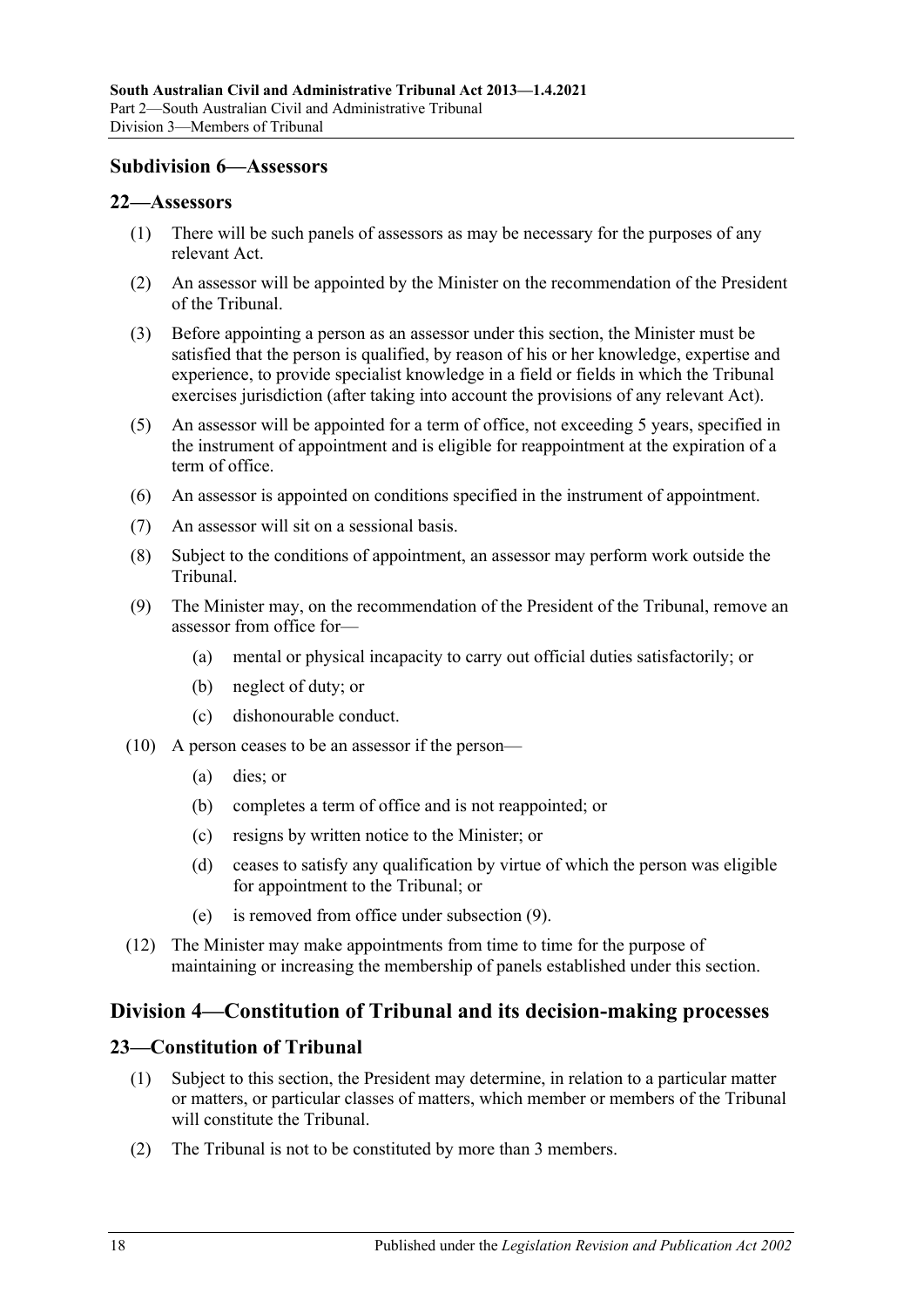### Subdivision 6—Assessors

#### 22—Assessors

(1) There will be such panels of assessors as may be necessary for the purposes of any relevant Act.

(2) An assessor will be appointed by the Minister on the recommendation of the President of the Tribunal.

(3) Before appointing a person as an assessor under this section, the Minister must be satisfied that the person is qualified, by reason of his or her knowledge, expertise and experience, to provide specialist knowledge in a field or fields in which the Tribunal exercises jurisdiction (after taking into account the provisions of any relevant Act).

(5) An assessor will be appointed for a term of office, not exceeding 5 years, specified in the instrument of appointment and is eligible for reappointment at the expiration of a term of office.

(6) An assessor is appointed on conditions specified in the instrument of appointment.

(7) An assessor will sit on a sessional basis.

(8) Subject to the conditions of appointment, an assessor may perform work outside the Tribunal.

(9) The Minister may, on the recommendation of the President of the Tribunal, remove an assessor from office for—

- (a) mental or physical incapacity to carry out official duties satisfactorily; or
- (b) neglect of duty; or
- (c) dishonourable conduct.

(10) A person ceases to be an assessor if the person—

- (a) dies; or
- (b) completes a term of office and is not reappointed; or
- (c) resigns by written notice to the Minister; or
- (d) ceases to satisfy any qualification by virtue of which the person was eligible for appointment to the Tribunal; or
- (e) is removed from office under subsection (9).

(12) The Minister may make appointments from time to time for the purpose of maintaining or increasing the membership of panels established under this section.

## Division 4—Constitution of Tribunal and its decision-making processes

#### 23—Constitution of Tribunal

(1) Subject to this section, the President may determine, in relation to a particular matter or matters, or particular classes of matters, which member or members of the Tribunal will constitute the Tribunal.

(2) The Tribunal is not to be constituted by more than 3 members.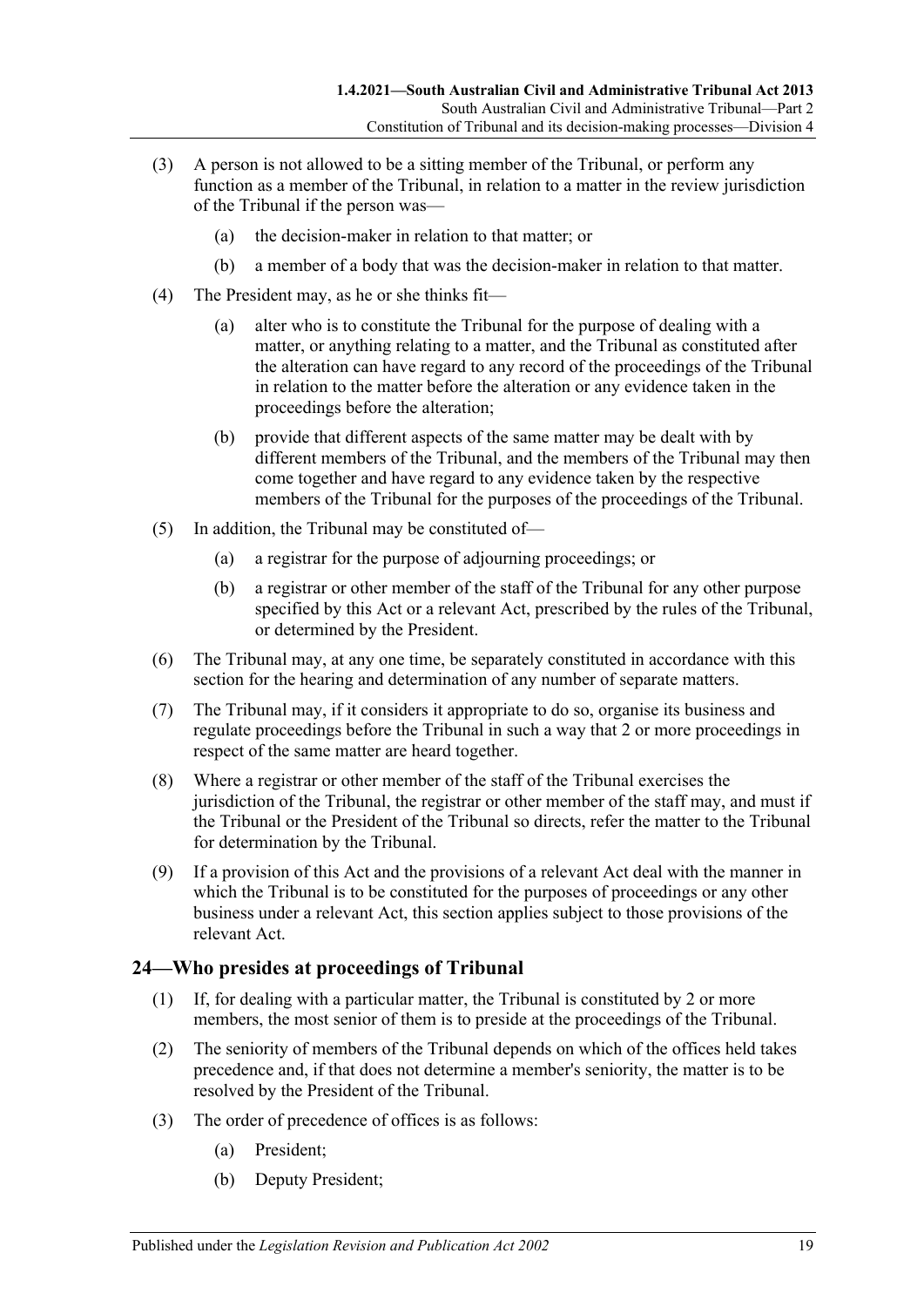(3) A person is not allowed to be a sitting member of the Tribunal, or perform any function as a member of the Tribunal, in relation to a matter in the review jurisdiction of the Tribunal if the person was—

(a) the decision-maker in relation to that matter; or

(b) a member of a body that was the decision-maker in relation to that matter.

(4) The President may, as he or she thinks fit—

(a) alter who is to constitute the Tribunal for the purpose of dealing with a matter, or anything relating to a matter, and the Tribunal as constituted after the alteration can have regard to any record of the proceedings of the Tribunal in relation to the matter before the alteration or any evidence taken in the proceedings before the alteration;

(b) provide that different aspects of the same matter may be dealt with by different members of the Tribunal, and the members of the Tribunal may then come together and have regard to any evidence taken by the respective members of the Tribunal for the purposes of the proceedings of the Tribunal.

(5) In addition, the Tribunal may be constituted of—

(a) a registrar for the purpose of adjourning proceedings; or

(b) a registrar or other member of the staff of the Tribunal for any other purpose specified by this Act or a relevant Act, prescribed by the rules of the Tribunal, or determined by the President.

(6) The Tribunal may, at any one time, be separately constituted in accordance with this section for the hearing and determination of any number of separate matters.

(7) The Tribunal may, if it considers it appropriate to do so, organise its business and regulate proceedings before the Tribunal in such a way that 2 or more proceedings in respect of the same matter are heard together.

(8) Where a registrar or other member of the staff of the Tribunal exercises the jurisdiction of the Tribunal, the registrar or other member of the staff may, and must if the Tribunal or the President of the Tribunal so directs, refer the matter to the Tribunal for determination by the Tribunal.

(9) If a provision of this Act and the provisions of a relevant Act deal with the manner in which the Tribunal is to be constituted for the purposes of proceedings or any other business under a relevant Act, this section applies subject to those provisions of the relevant Act.

## 24—Who presides at proceedings of Tribunal

(1) If, for dealing with a particular matter, the Tribunal is constituted by 2 or more members, the most senior of them is to preside at the proceedings of the Tribunal.

(2) The seniority of members of the Tribunal depends on which of the offices held takes precedence and, if that does not determine a member's seniority, the matter is to be resolved by the President of the Tribunal.

(3) The order of precedence of offices is as follows:

(a) President;

(b) Deputy President;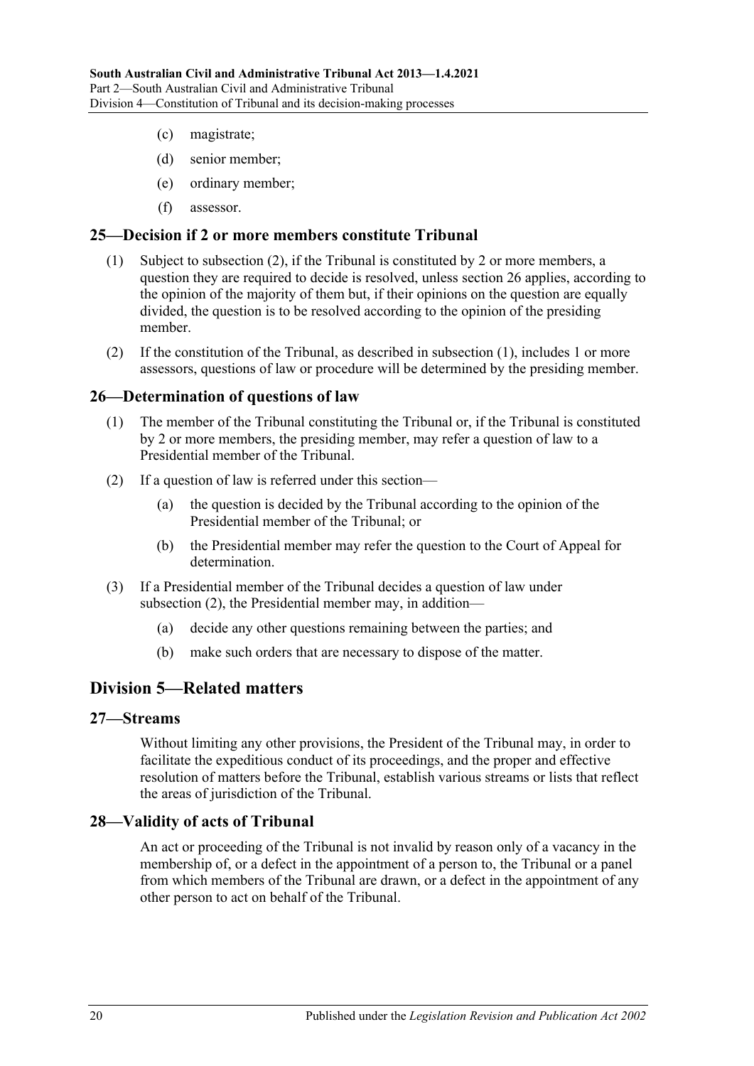(c) magistrate;

(d) senior member;

(e) ordinary member;

(f) assessor.

## 25—Decision if 2 or more members constitute Tribunal

(1) Subject to subsection (2), if the Tribunal is constituted by 2 or more members, a question they are required to decide is resolved, unless section 26 applies, according to the opinion of the majority of them but, if their opinions on the question are equally divided, the question is to be resolved according to the opinion of the presiding member.

(2) If the constitution of the Tribunal, as described in subsection (1), includes 1 or more assessors, questions of law or procedure will be determined by the presiding member.

## 26—Determination of questions of law

(1) The member of the Tribunal constituting the Tribunal or, if the Tribunal is constituted by 2 or more members, the presiding member, may refer a question of law to a Presidential member of the Tribunal.

(2) If a question of law is referred under this section—

(a) the question is decided by the Tribunal according to the opinion of the Presidential member of the Tribunal; or

(b) the Presidential member may refer the question to the Court of Appeal for determination.

(3) If a Presidential member of the Tribunal decides a question of law under subsection (2), the Presidential member may, in addition—

(a) decide any other questions remaining between the parties; and

(b) make such orders that are necessary to dispose of the matter.

# Division 5—Related matters

## 27—Streams

Without limiting any other provisions, the President of the Tribunal may, in order to facilitate the expeditious conduct of its proceedings, and the proper and effective resolution of matters before the Tribunal, establish various streams or lists that reflect the areas of jurisdiction of the Tribunal.

## 28—Validity of acts of Tribunal

An act or proceeding of the Tribunal is not invalid by reason only of a vacancy in the membership of, or a defect in the appointment of a person to, the Tribunal or a panel from which members of the Tribunal are drawn, or a defect in the appointment of any other person to act on behalf of the Tribunal.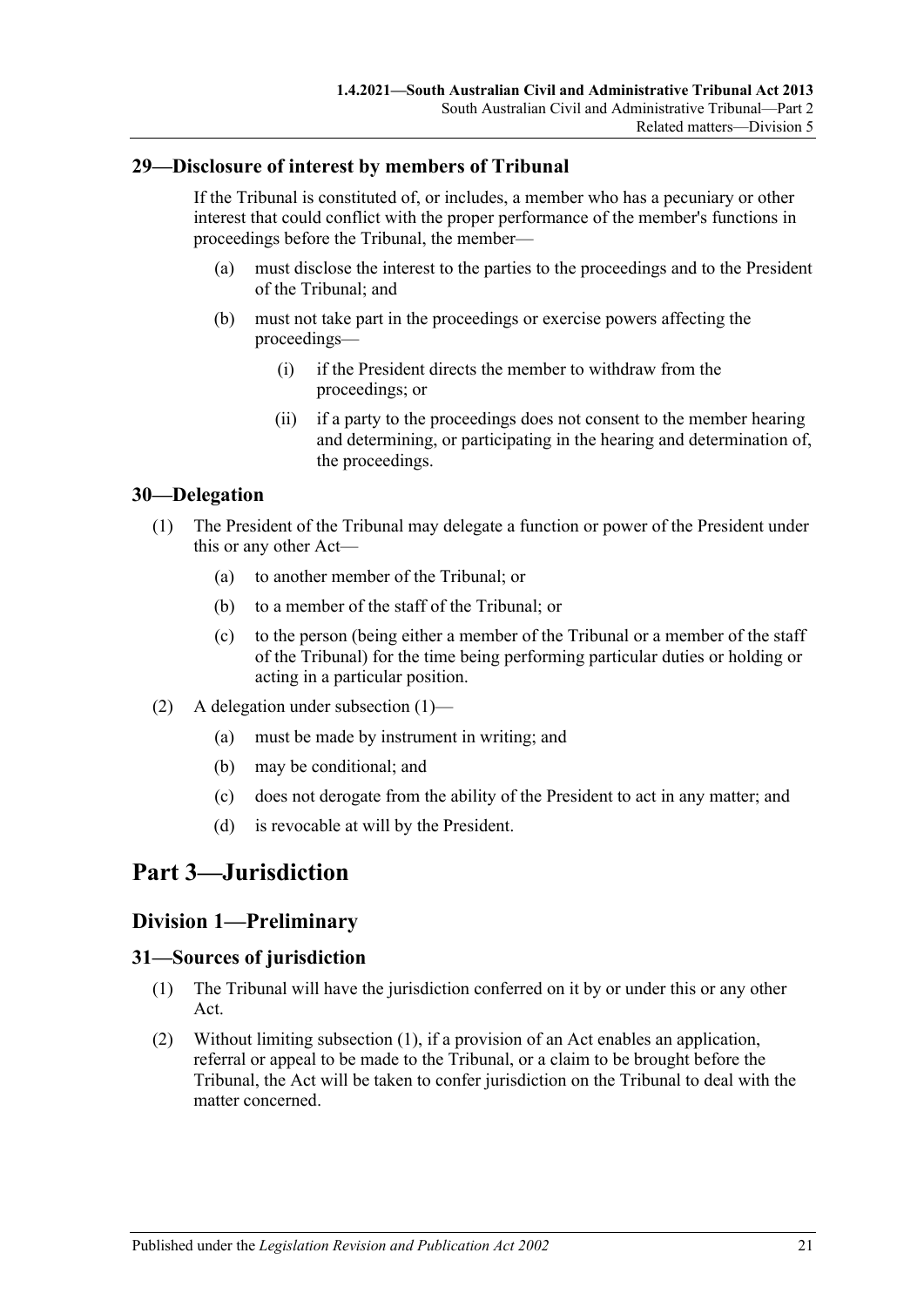## 29—Disclosure of interest by members of Tribunal

If the Tribunal is constituted of, or includes, a member who has a pecuniary or other interest that could conflict with the proper performance of the member's functions in proceedings before the Tribunal, the member—

(a) must disclose the interest to the parties to the proceedings and to the President of the Tribunal; and

(b) must not take part in the proceedings or exercise powers affecting the proceedings—

  (i) if the President directs the member to withdraw from the proceedings; or

  (ii) if a party to the proceedings does not consent to the member hearing and determining, or participating in the hearing and determination of, the proceedings.

## 30—Delegation

(1) The President of the Tribunal may delegate a function or power of the President under this or any other Act—

  (a) to another member of the Tribunal; or

  (b) to a member of the staff of the Tribunal; or

  (c) to the person (being either a member of the Tribunal or a member of the staff of the Tribunal) for the time being performing particular duties or holding or acting in a particular position.

(2) A delegation under subsection (1)—

  (a) must be made by instrument in writing; and

  (b) may be conditional; and

  (c) does not derogate from the ability of the President to act in any matter; and

  (d) is revocable at will by the President.

# Part 3—Jurisdiction

## Division 1—Preliminary

## 31—Sources of jurisdiction

(1) The Tribunal will have the jurisdiction conferred on it by or under this or any other Act.

(2) Without limiting subsection (1), if a provision of an Act enables an application, referral or appeal to be made to the Tribunal, or a claim to be brought before the Tribunal, the Act will be taken to confer jurisdiction on the Tribunal to deal with the matter concerned.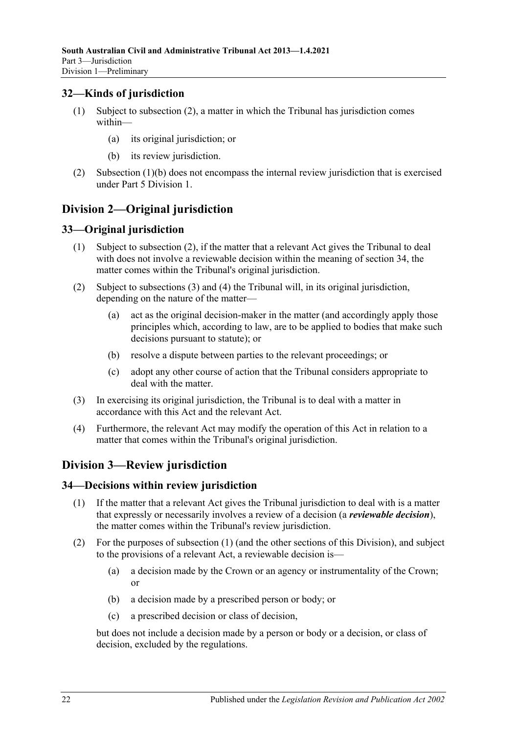## 32—Kinds of jurisdiction

(1) Subject to subsection (2), a matter in which the Tribunal has jurisdiction comes within—

(a) its original jurisdiction; or

(b) its review jurisdiction.

(2) Subsection (1)(b) does not encompass the internal review jurisdiction that is exercised under Part 5 Division 1.

# Division 2—Original jurisdiction

## 33—Original jurisdiction

(1) Subject to subsection (2), if the matter that a relevant Act gives the Tribunal to deal with does not involve a reviewable decision within the meaning of section 34, the matter comes within the Tribunal's original jurisdiction.

(2) Subject to subsections (3) and (4) the Tribunal will, in its original jurisdiction, depending on the nature of the matter—

(a) act as the original decision-maker in the matter (and accordingly apply those principles which, according to law, are to be applied to bodies that make such decisions pursuant to statute); or

(b) resolve a dispute between parties to the relevant proceedings; or

(c) adopt any other course of action that the Tribunal considers appropriate to deal with the matter.

(3) In exercising its original jurisdiction, the Tribunal is to deal with a matter in accordance with this Act and the relevant Act.

(4) Furthermore, the relevant Act may modify the operation of this Act in relation to a matter that comes within the Tribunal's original jurisdiction.

# Division 3—Review jurisdiction

## 34—Decisions within review jurisdiction

(1) If the matter that a relevant Act gives the Tribunal jurisdiction to deal with is a matter that expressly or necessarily involves a review of a decision (a ***reviewable decision***), the matter comes within the Tribunal's review jurisdiction.

(2) For the purposes of subsection (1) (and the other sections of this Division), and subject to the provisions of a relevant Act, a reviewable decision is—

(a) a decision made by the Crown or an agency or instrumentality of the Crown; or

(b) a decision made by a prescribed person or body; or

(c) a prescribed decision or class of decision,

but does not include a decision made by a person or body or a decision, or class of decision, excluded by the regulations.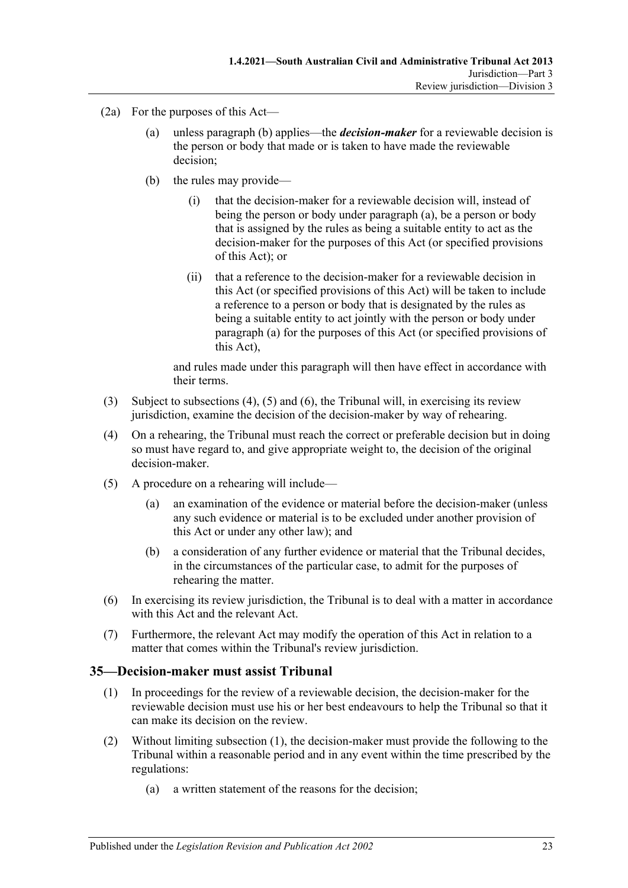(2a) For the purposes of this Act—

(a) unless paragraph (b) applies—the ***decision-maker*** for a reviewable decision is the person or body that made or is taken to have made the reviewable decision;

(b) the rules may provide—

(i) that the decision-maker for a reviewable decision will, instead of being the person or body under paragraph (a), be a person or body that is assigned by the rules as being a suitable entity to act as the decision-maker for the purposes of this Act (or specified provisions of this Act); or

(ii) that a reference to the decision-maker for a reviewable decision in this Act (or specified provisions of this Act) will be taken to include a reference to a person or body that is designated by the rules as being a suitable entity to act jointly with the person or body under paragraph (a) for the purposes of this Act (or specified provisions of this Act),

and rules made under this paragraph will then have effect in accordance with their terms.

(3) Subject to subsections (4), (5) and (6), the Tribunal will, in exercising its review jurisdiction, examine the decision of the decision-maker by way of rehearing.

(4) On a rehearing, the Tribunal must reach the correct or preferable decision but in doing so must have regard to, and give appropriate weight to, the decision of the original decision-maker.

(5) A procedure on a rehearing will include—

(a) an examination of the evidence or material before the decision-maker (unless any such evidence or material is to be excluded under another provision of this Act or under any other law); and

(b) a consideration of any further evidence or material that the Tribunal decides, in the circumstances of the particular case, to admit for the purposes of rehearing the matter.

(6) In exercising its review jurisdiction, the Tribunal is to deal with a matter in accordance with this Act and the relevant Act.

(7) Furthermore, the relevant Act may modify the operation of this Act in relation to a matter that comes within the Tribunal's review jurisdiction.

## 35—Decision-maker must assist Tribunal

(1) In proceedings for the review of a reviewable decision, the decision-maker for the reviewable decision must use his or her best endeavours to help the Tribunal so that it can make its decision on the review.

(2) Without limiting subsection (1), the decision-maker must provide the following to the Tribunal within a reasonable period and in any event within the time prescribed by the regulations:

(a) a written statement of the reasons for the decision;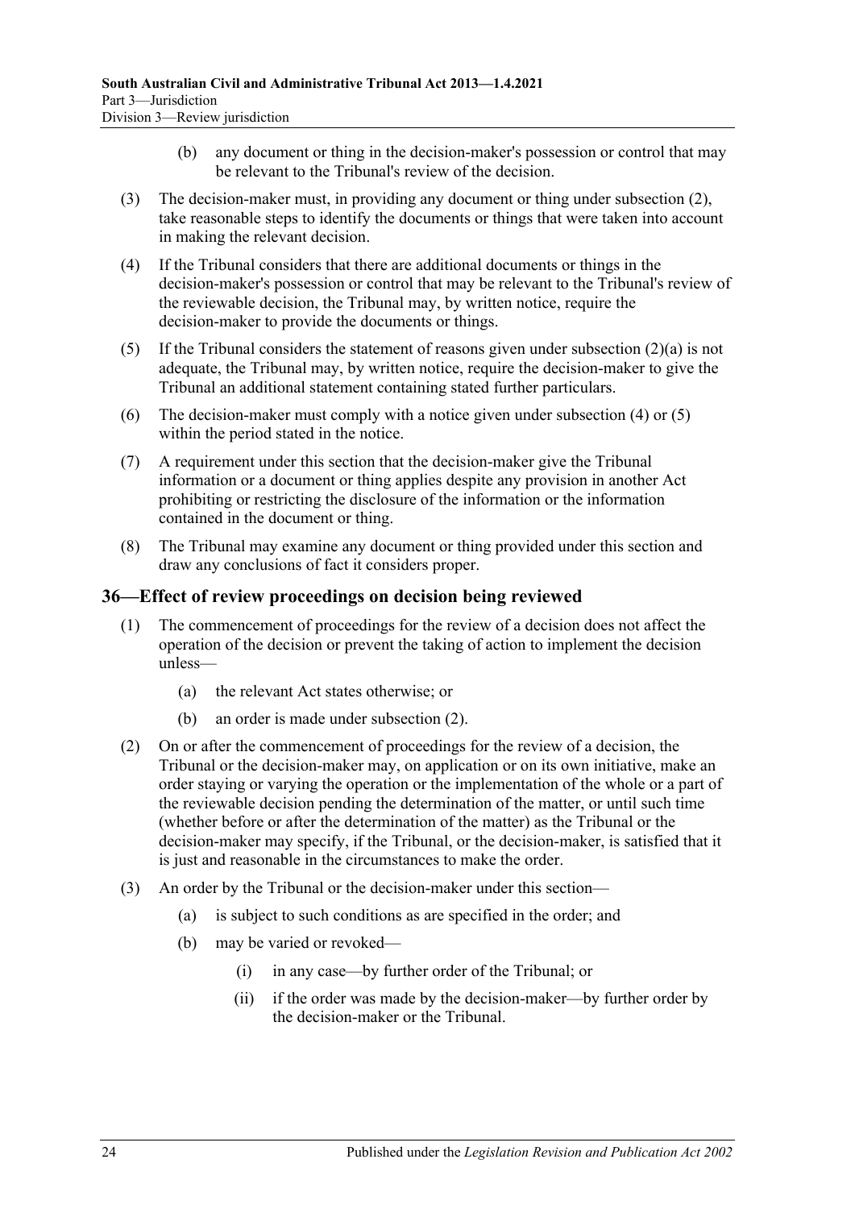(b) any document or thing in the decision-maker's possession or control that may be relevant to the Tribunal's review of the decision.

(3) The decision-maker must, in providing any document or thing under subsection (2), take reasonable steps to identify the documents or things that were taken into account in making the relevant decision.

(4) If the Tribunal considers that there are additional documents or things in the decision-maker's possession or control that may be relevant to the Tribunal's review of the reviewable decision, the Tribunal may, by written notice, require the decision-maker to provide the documents or things.

(5) If the Tribunal considers the statement of reasons given under subsection (2)(a) is not adequate, the Tribunal may, by written notice, require the decision-maker to give the Tribunal an additional statement containing stated further particulars.

(6) The decision-maker must comply with a notice given under subsection (4) or (5) within the period stated in the notice.

(7) A requirement under this section that the decision-maker give the Tribunal information or a document or thing applies despite any provision in another Act prohibiting or restricting the disclosure of the information or the information contained in the document or thing.

(8) The Tribunal may examine any document or thing provided under this section and draw any conclusions of fact it considers proper.

## 36—Effect of review proceedings on decision being reviewed

(1) The commencement of proceedings for the review of a decision does not affect the operation of the decision or prevent the taking of action to implement the decision unless—

(a) the relevant Act states otherwise; or

(b) an order is made under subsection (2).

(2) On or after the commencement of proceedings for the review of a decision, the Tribunal or the decision-maker may, on application or on its own initiative, make an order staying or varying the operation or the implementation of the whole or a part of the reviewable decision pending the determination of the matter, or until such time (whether before or after the determination of the matter) as the Tribunal or the decision-maker may specify, if the Tribunal, or the decision-maker, is satisfied that it is just and reasonable in the circumstances to make the order.

(3) An order by the Tribunal or the decision-maker under this section—

(a) is subject to such conditions as are specified in the order; and

(b) may be varied or revoked—

(i) in any case—by further order of the Tribunal; or

(ii) if the order was made by the decision-maker—by further order by the decision-maker or the Tribunal.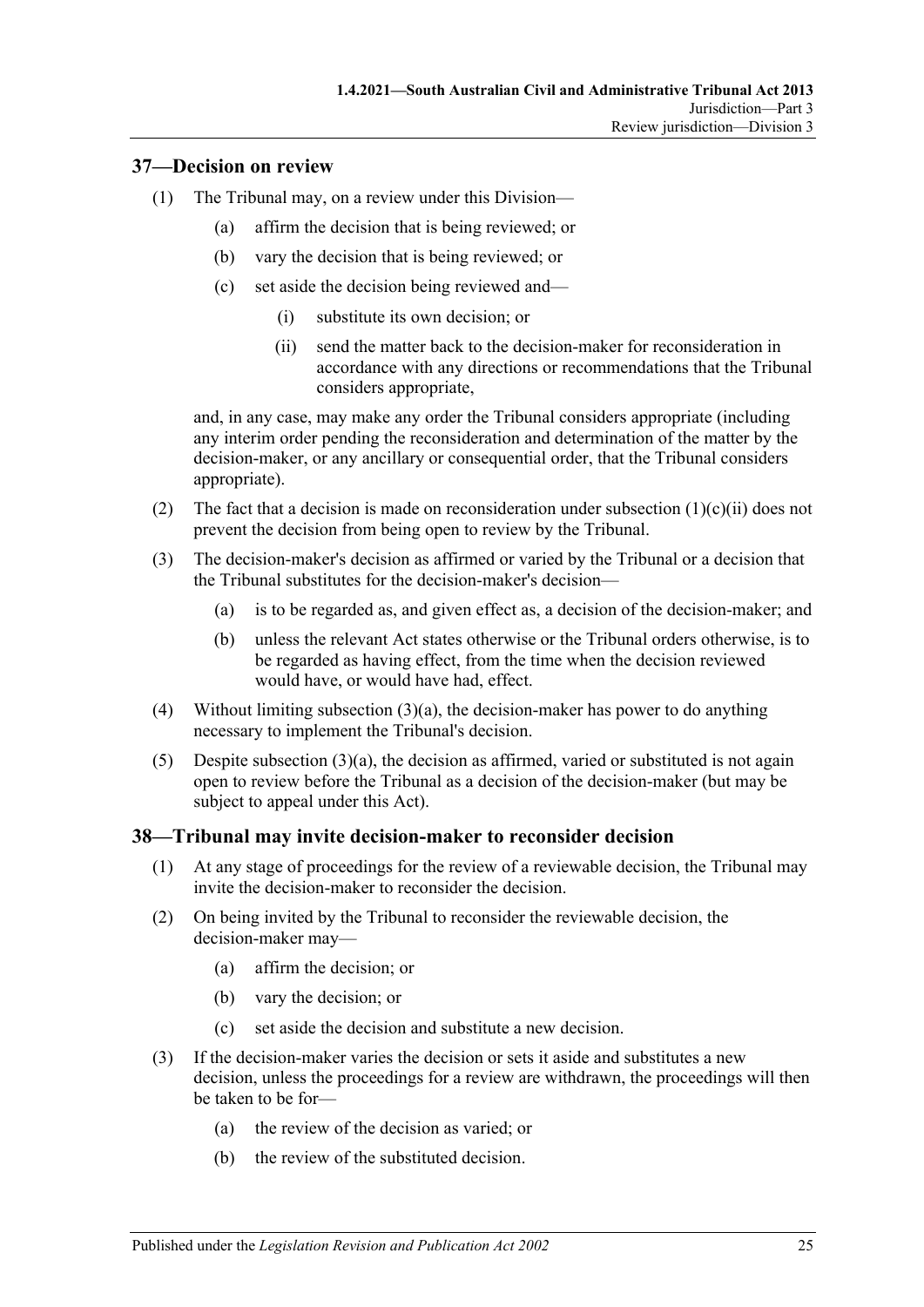## 37—Decision on review

(1) The Tribunal may, on a review under this Division—

(a) affirm the decision that is being reviewed; or

(b) vary the decision that is being reviewed; or

(c) set aside the decision being reviewed and—

(i) substitute its own decision; or

(ii) send the matter back to the decision-maker for reconsideration in accordance with any directions or recommendations that the Tribunal considers appropriate,

and, in any case, may make any order the Tribunal considers appropriate (including any interim order pending the reconsideration and determination of the matter by the decision-maker, or any ancillary or consequential order, that the Tribunal considers appropriate).

(2) The fact that a decision is made on reconsideration under subsection (1)(c)(ii) does not prevent the decision from being open to review by the Tribunal.

(3) The decision-maker's decision as affirmed or varied by the Tribunal or a decision that the Tribunal substitutes for the decision-maker's decision—

(a) is to be regarded as, and given effect as, a decision of the decision-maker; and

(b) unless the relevant Act states otherwise or the Tribunal orders otherwise, is to be regarded as having effect, from the time when the decision reviewed would have, or would have had, effect.

(4) Without limiting subsection (3)(a), the decision-maker has power to do anything necessary to implement the Tribunal's decision.

(5) Despite subsection (3)(a), the decision as affirmed, varied or substituted is not again open to review before the Tribunal as a decision of the decision-maker (but may be subject to appeal under this Act).

## 38—Tribunal may invite decision-maker to reconsider decision

(1) At any stage of proceedings for the review of a reviewable decision, the Tribunal may invite the decision-maker to reconsider the decision.

(2) On being invited by the Tribunal to reconsider the reviewable decision, the decision-maker may—

(a) affirm the decision; or

(b) vary the decision; or

(c) set aside the decision and substitute a new decision.

(3) If the decision-maker varies the decision or sets it aside and substitutes a new decision, unless the proceedings for a review are withdrawn, the proceedings will then be taken to be for—

(a) the review of the decision as varied; or

(b) the review of the substituted decision.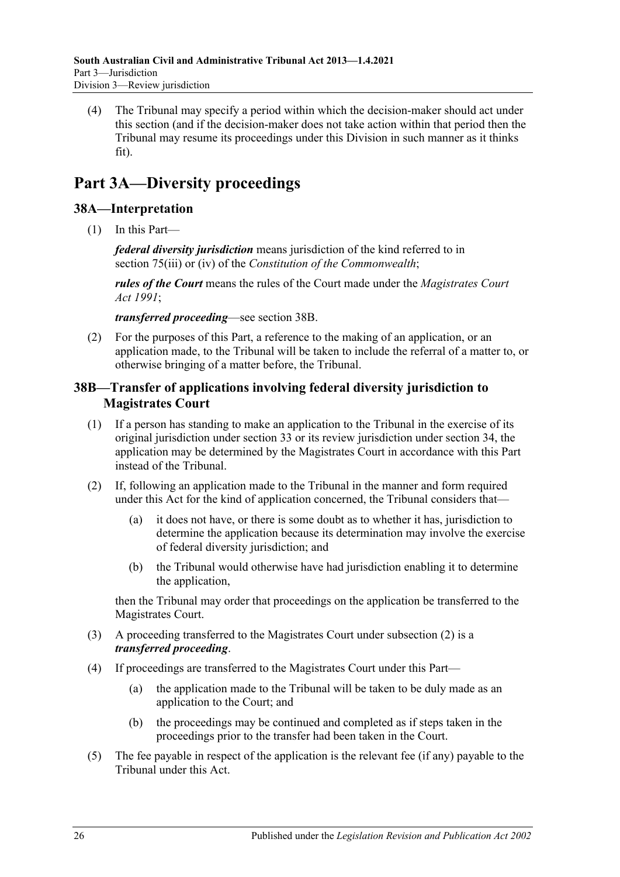(4) The Tribunal may specify a period within which the decision-maker should act under this section (and if the decision-maker does not take action within that period then the Tribunal may resume its proceedings under this Division in such manner as it thinks fit).

# Part 3A—Diversity proceedings

## 38A—Interpretation

(1) In this Part—

***federal diversity jurisdiction*** means jurisdiction of the kind referred to in section 75(iii) or (iv) of the *Constitution of the Commonwealth*;

***rules of the Court*** means the rules of the Court made under the *Magistrates Court Act 1991*;

***transferred proceeding***—see section 38B.

(2) For the purposes of this Part, a reference to the making of an application, or an application made, to the Tribunal will be taken to include the referral of a matter to, or otherwise bringing of a matter before, the Tribunal.

## 38B—Transfer of applications involving federal diversity jurisdiction to Magistrates Court

(1) If a person has standing to make an application to the Tribunal in the exercise of its original jurisdiction under section 33 or its review jurisdiction under section 34, the application may be determined by the Magistrates Court in accordance with this Part instead of the Tribunal.

(2) If, following an application made to the Tribunal in the manner and form required under this Act for the kind of application concerned, the Tribunal considers that—

(a) it does not have, or there is some doubt as to whether it has, jurisdiction to determine the application because its determination may involve the exercise of federal diversity jurisdiction; and

(b) the Tribunal would otherwise have had jurisdiction enabling it to determine the application,

then the Tribunal may order that proceedings on the application be transferred to the Magistrates Court.

(3) A proceeding transferred to the Magistrates Court under subsection (2) is a ***transferred proceeding***.

(4) If proceedings are transferred to the Magistrates Court under this Part—

(a) the application made to the Tribunal will be taken to be duly made as an application to the Court; and

(b) the proceedings may be continued and completed as if steps taken in the proceedings prior to the transfer had been taken in the Court.

(5) The fee payable in respect of the application is the relevant fee (if any) payable to the Tribunal under this Act.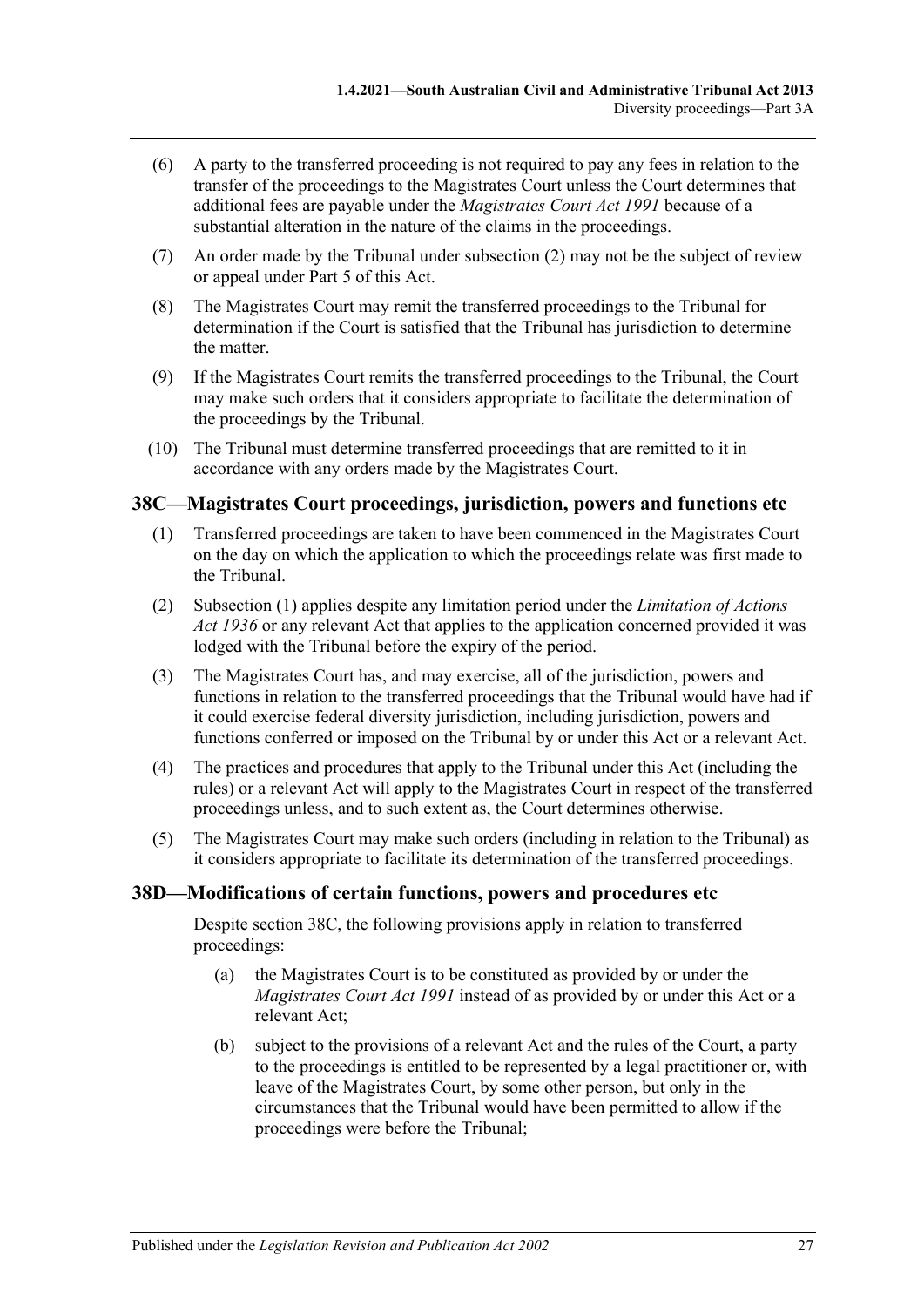(6) A party to the transferred proceeding is not required to pay any fees in relation to the transfer of the proceedings to the Magistrates Court unless the Court determines that additional fees are payable under the *Magistrates Court Act 1991* because of a substantial alteration in the nature of the claims in the proceedings.

(7) An order made by the Tribunal under subsection (2) may not be the subject of review or appeal under Part 5 of this Act.

(8) The Magistrates Court may remit the transferred proceedings to the Tribunal for determination if the Court is satisfied that the Tribunal has jurisdiction to determine the matter.

(9) If the Magistrates Court remits the transferred proceedings to the Tribunal, the Court may make such orders that it considers appropriate to facilitate the determination of the proceedings by the Tribunal.

(10) The Tribunal must determine transferred proceedings that are remitted to it in accordance with any orders made by the Magistrates Court.

## 38C—Magistrates Court proceedings, jurisdiction, powers and functions etc

(1) Transferred proceedings are taken to have been commenced in the Magistrates Court on the day on which the application to which the proceedings relate was first made to the Tribunal.

(2) Subsection (1) applies despite any limitation period under the *Limitation of Actions Act 1936* or any relevant Act that applies to the application concerned provided it was lodged with the Tribunal before the expiry of the period.

(3) The Magistrates Court has, and may exercise, all of the jurisdiction, powers and functions in relation to the transferred proceedings that the Tribunal would have had if it could exercise federal diversity jurisdiction, including jurisdiction, powers and functions conferred or imposed on the Tribunal by or under this Act or a relevant Act.

(4) The practices and procedures that apply to the Tribunal under this Act (including the rules) or a relevant Act will apply to the Magistrates Court in respect of the transferred proceedings unless, and to such extent as, the Court determines otherwise.

(5) The Magistrates Court may make such orders (including in relation to the Tribunal) as it considers appropriate to facilitate its determination of the transferred proceedings.

## 38D—Modifications of certain functions, powers and procedures etc

Despite section 38C, the following provisions apply in relation to transferred proceedings:

(a) the Magistrates Court is to be constituted as provided by or under the *Magistrates Court Act 1991* instead of as provided by or under this Act or a relevant Act;

(b) subject to the provisions of a relevant Act and the rules of the Court, a party to the proceedings is entitled to be represented by a legal practitioner or, with leave of the Magistrates Court, by some other person, but only in the circumstances that the Tribunal would have been permitted to allow if the proceedings were before the Tribunal;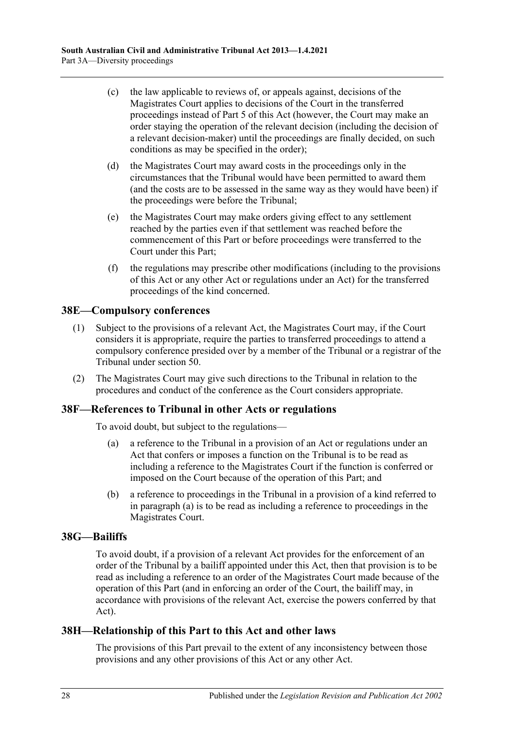(c) the law applicable to reviews of, or appeals against, decisions of the Magistrates Court applies to decisions of the Court in the transferred proceedings instead of Part 5 of this Act (however, the Court may make an order staying the operation of the relevant decision (including the decision of a relevant decision-maker) until the proceedings are finally decided, on such conditions as may be specified in the order);

(d) the Magistrates Court may award costs in the proceedings only in the circumstances that the Tribunal would have been permitted to award them (and the costs are to be assessed in the same way as they would have been) if the proceedings were before the Tribunal;

(e) the Magistrates Court may make orders giving effect to any settlement reached by the parties even if that settlement was reached before the commencement of this Part or before proceedings were transferred to the Court under this Part;

(f) the regulations may prescribe other modifications (including to the provisions of this Act or any other Act or regulations under an Act) for the transferred proceedings of the kind concerned.

## 38E—Compulsory conferences

(1) Subject to the provisions of a relevant Act, the Magistrates Court may, if the Court considers it is appropriate, require the parties to transferred proceedings to attend a compulsory conference presided over by a member of the Tribunal or a registrar of the Tribunal under section 50.

(2) The Magistrates Court may give such directions to the Tribunal in relation to the procedures and conduct of the conference as the Court considers appropriate.

## 38F—References to Tribunal in other Acts or regulations

To avoid doubt, but subject to the regulations—

(a) a reference to the Tribunal in a provision of an Act or regulations under an Act that confers or imposes a function on the Tribunal is to be read as including a reference to the Magistrates Court if the function is conferred or imposed on the Court because of the operation of this Part; and

(b) a reference to proceedings in the Tribunal in a provision of a kind referred to in paragraph (a) is to be read as including a reference to proceedings in the Magistrates Court.

## 38G—Bailiffs

To avoid doubt, if a provision of a relevant Act provides for the enforcement of an order of the Tribunal by a bailiff appointed under this Act, then that provision is to be read as including a reference to an order of the Magistrates Court made because of the operation of this Part (and in enforcing an order of the Court, the bailiff may, in accordance with provisions of the relevant Act, exercise the powers conferred by that Act).

## 38H—Relationship of this Part to this Act and other laws

The provisions of this Part prevail to the extent of any inconsistency between those provisions and any other provisions of this Act or any other Act.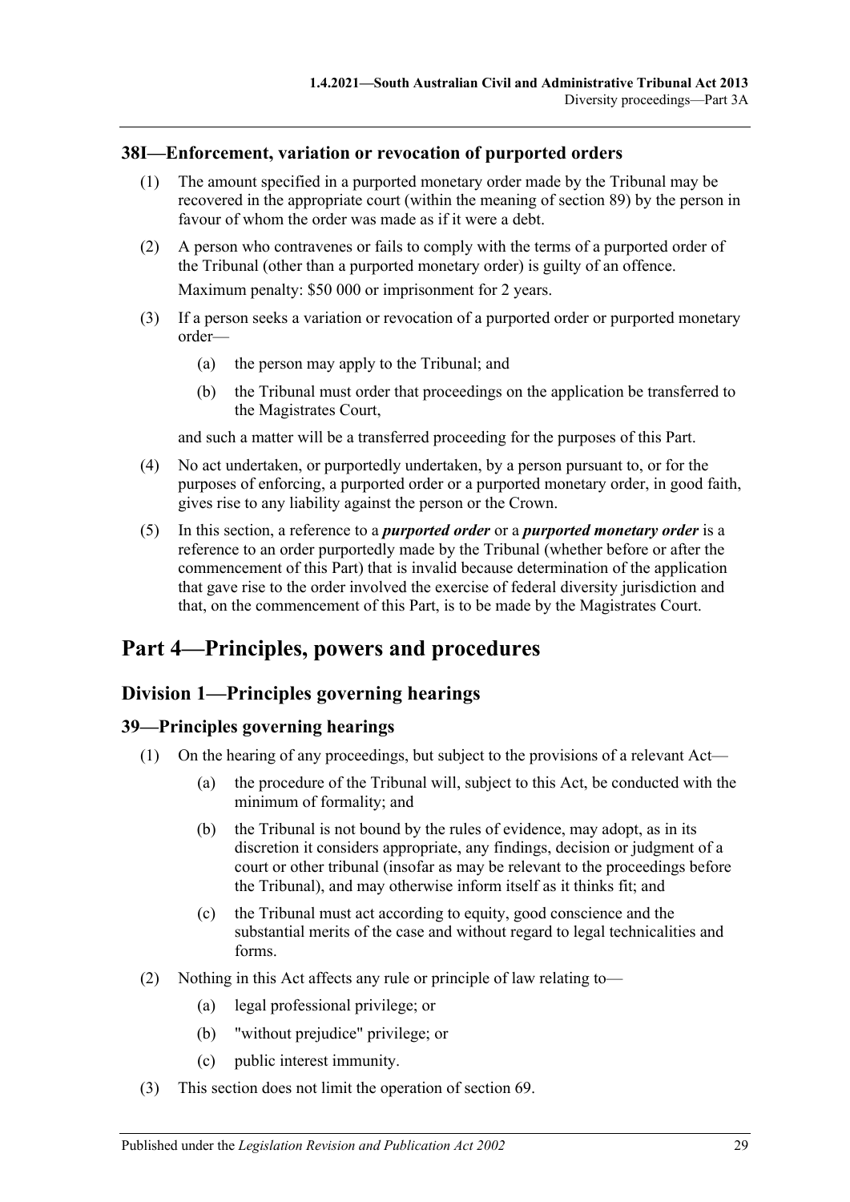### 38I—Enforcement, variation or revocation of purported orders

(1) The amount specified in a purported monetary order made by the Tribunal may be recovered in the appropriate court (within the meaning of section 89) by the person in favour of whom the order was made as if it were a debt.

(2) A person who contravenes or fails to comply with the terms of a purported order of the Tribunal (other than a purported monetary order) is guilty of an offence.

Maximum penalty: $50 000 or imprisonment for 2 years.

(3) If a person seeks a variation or revocation of a purported order or purported monetary order—

(a) the person may apply to the Tribunal; and

(b) the Tribunal must order that proceedings on the application be transferred to the Magistrates Court,

and such a matter will be a transferred proceeding for the purposes of this Part.

(4) No act undertaken, or purportedly undertaken, by a person pursuant to, or for the purposes of enforcing, a purported order or a purported monetary order, in good faith, gives rise to any liability against the person or the Crown.

(5) In this section, a reference to a ***purported order*** or a ***purported monetary order*** is a reference to an order purportedly made by the Tribunal (whether before or after the commencement of this Part) that is invalid because determination of the application that gave rise to the order involved the exercise of federal diversity jurisdiction and that, on the commencement of this Part, is to be made by the Magistrates Court.

# Part 4—Principles, powers and procedures

## Division 1—Principles governing hearings

### 39—Principles governing hearings

(1) On the hearing of any proceedings, but subject to the provisions of a relevant Act—

(a) the procedure of the Tribunal will, subject to this Act, be conducted with the minimum of formality; and

(b) the Tribunal is not bound by the rules of evidence, may adopt, as in its discretion it considers appropriate, any findings, decision or judgment of a court or other tribunal (insofar as may be relevant to the proceedings before the Tribunal), and may otherwise inform itself as it thinks fit; and

(c) the Tribunal must act according to equity, good conscience and the substantial merits of the case and without regard to legal technicalities and forms.

(2) Nothing in this Act affects any rule or principle of law relating to—

(a) legal professional privilege; or

(b) "without prejudice" privilege; or

(c) public interest immunity.

(3) This section does not limit the operation of section 69.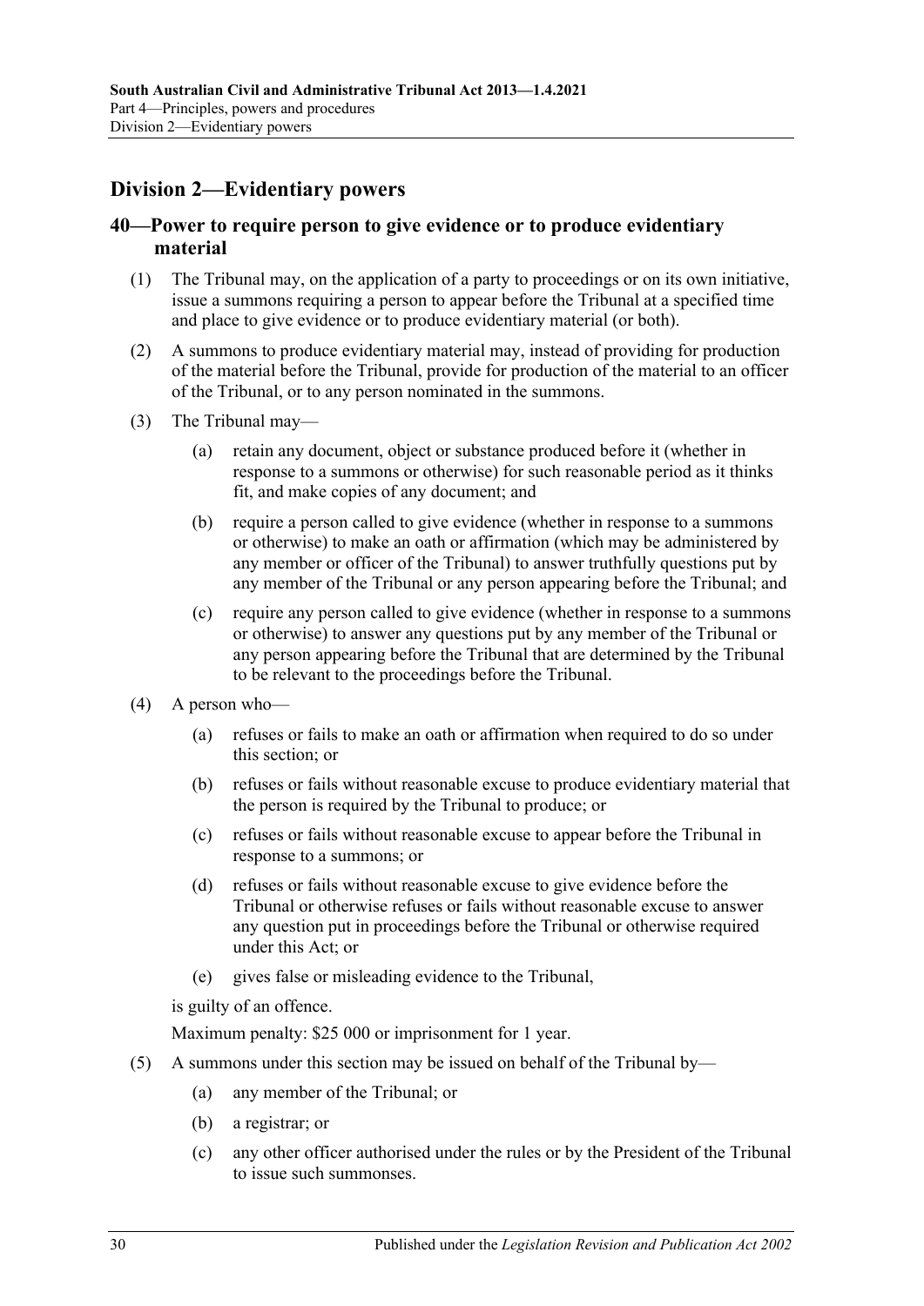## Division 2—Evidentiary powers

### 40—Power to require person to give evidence or to produce evidentiary material

(1) The Tribunal may, on the application of a party to proceedings or on its own initiative, issue a summons requiring a person to appear before the Tribunal at a specified time and place to give evidence or to produce evidentiary material (or both).

(2) A summons to produce evidentiary material may, instead of providing for production of the material before the Tribunal, provide for production of the material to an officer of the Tribunal, or to any person nominated in the summons.

(3) The Tribunal may—

(a) retain any document, object or substance produced before it (whether in response to a summons or otherwise) for such reasonable period as it thinks fit, and make copies of any document; and

(b) require a person called to give evidence (whether in response to a summons or otherwise) to make an oath or affirmation (which may be administered by any member or officer of the Tribunal) to answer truthfully questions put by any member of the Tribunal or any person appearing before the Tribunal; and

(c) require any person called to give evidence (whether in response to a summons or otherwise) to answer any questions put by any member of the Tribunal or any person appearing before the Tribunal that are determined by the Tribunal to be relevant to the proceedings before the Tribunal.

(4) A person who—

(a) refuses or fails to make an oath or affirmation when required to do so under this section; or

(b) refuses or fails without reasonable excuse to produce evidentiary material that the person is required by the Tribunal to produce; or

(c) refuses or fails without reasonable excuse to appear before the Tribunal in response to a summons; or

(d) refuses or fails without reasonable excuse to give evidence before the Tribunal or otherwise refuses or fails without reasonable excuse to answer any question put in proceedings before the Tribunal or otherwise required under this Act; or

(e) gives false or misleading evidence to the Tribunal,

is guilty of an offence.

Maximum penalty: $25 000 or imprisonment for 1 year.

(5) A summons under this section may be issued on behalf of the Tribunal by—

(a) any member of the Tribunal; or

(b) a registrar; or

(c) any other officer authorised under the rules or by the President of the Tribunal to issue such summonses.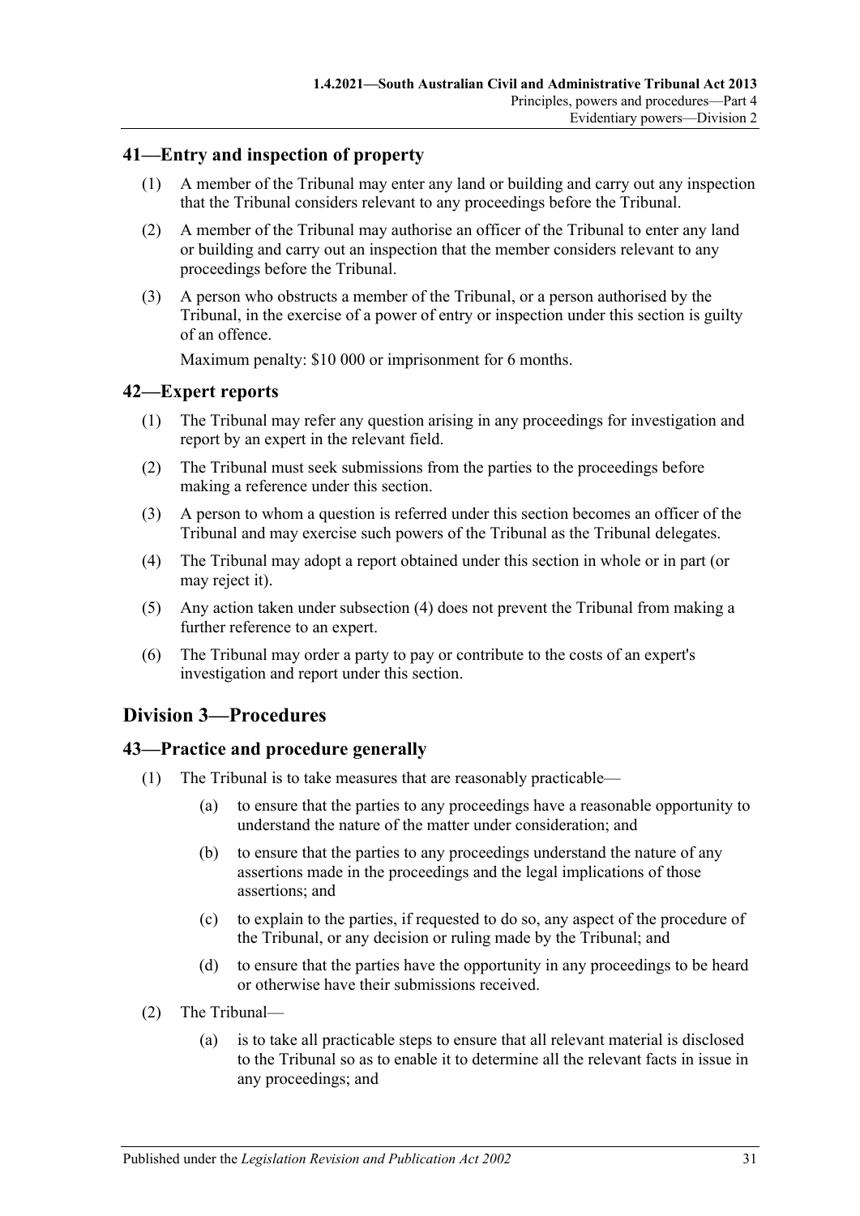## 41—Entry and inspection of property

(1) A member of the Tribunal may enter any land or building and carry out any inspection that the Tribunal considers relevant to any proceedings before the Tribunal.

(2) A member of the Tribunal may authorise an officer of the Tribunal to enter any land or building and carry out an inspection that the member considers relevant to any proceedings before the Tribunal.

(3) A person who obstructs a member of the Tribunal, or a person authorised by the Tribunal, in the exercise of a power of entry or inspection under this section is guilty of an offence.

Maximum penalty: $10 000 or imprisonment for 6 months.

## 42—Expert reports

(1) The Tribunal may refer any question arising in any proceedings for investigation and report by an expert in the relevant field.

(2) The Tribunal must seek submissions from the parties to the proceedings before making a reference under this section.

(3) A person to whom a question is referred under this section becomes an officer of the Tribunal and may exercise such powers of the Tribunal as the Tribunal delegates.

(4) The Tribunal may adopt a report obtained under this section in whole or in part (or may reject it).

(5) Any action taken under subsection (4) does not prevent the Tribunal from making a further reference to an expert.

(6) The Tribunal may order a party to pay or contribute to the costs of an expert's investigation and report under this section.

# Division 3—Procedures

## 43—Practice and procedure generally

(1) The Tribunal is to take measures that are reasonably practicable—

(a) to ensure that the parties to any proceedings have a reasonable opportunity to understand the nature of the matter under consideration; and

(b) to ensure that the parties to any proceedings understand the nature of any assertions made in the proceedings and the legal implications of those assertions; and

(c) to explain to the parties, if requested to do so, any aspect of the procedure of the Tribunal, or any decision or ruling made by the Tribunal; and

(d) to ensure that the parties have the opportunity in any proceedings to be heard or otherwise have their submissions received.

(2) The Tribunal—

(a) is to take all practicable steps to ensure that all relevant material is disclosed to the Tribunal so as to enable it to determine all the relevant facts in issue in any proceedings; and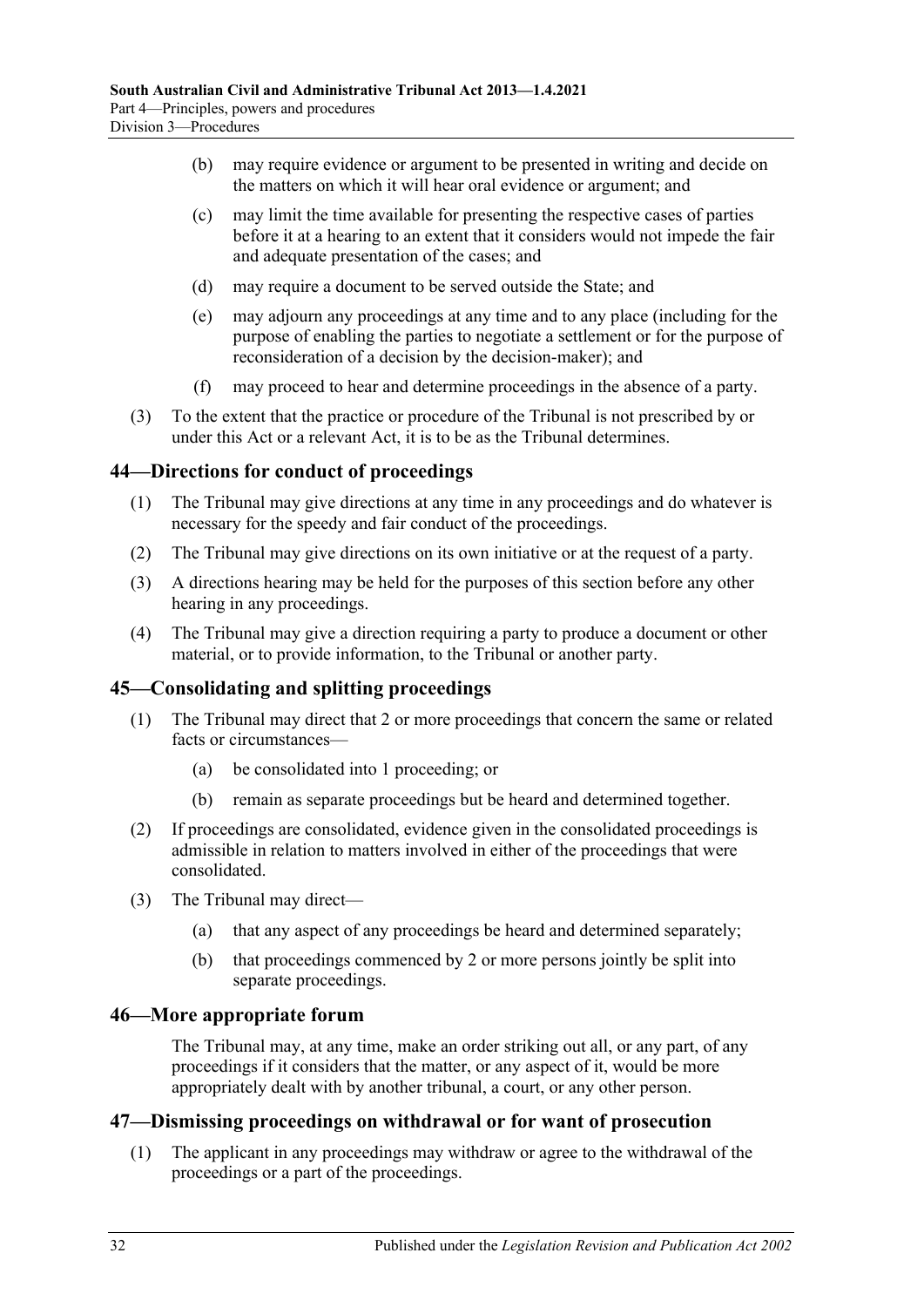(b) may require evidence or argument to be presented in writing and decide on the matters on which it will hear oral evidence or argument; and

(c) may limit the time available for presenting the respective cases of parties before it at a hearing to an extent that it considers would not impede the fair and adequate presentation of the cases; and

(d) may require a document to be served outside the State; and

(e) may adjourn any proceedings at any time and to any place (including for the purpose of enabling the parties to negotiate a settlement or for the purpose of reconsideration of a decision by the decision-maker); and

(f) may proceed to hear and determine proceedings in the absence of a party.

(3) To the extent that the practice or procedure of the Tribunal is not prescribed by or under this Act or a relevant Act, it is to be as the Tribunal determines.

## 44—Directions for conduct of proceedings

(1) The Tribunal may give directions at any time in any proceedings and do whatever is necessary for the speedy and fair conduct of the proceedings.

(2) The Tribunal may give directions on its own initiative or at the request of a party.

(3) A directions hearing may be held for the purposes of this section before any other hearing in any proceedings.

(4) The Tribunal may give a direction requiring a party to produce a document or other material, or to provide information, to the Tribunal or another party.

## 45—Consolidating and splitting proceedings

(1) The Tribunal may direct that 2 or more proceedings that concern the same or related facts or circumstances—

(a) be consolidated into 1 proceeding; or

(b) remain as separate proceedings but be heard and determined together.

(2) If proceedings are consolidated, evidence given in the consolidated proceedings is admissible in relation to matters involved in either of the proceedings that were consolidated.

(3) The Tribunal may direct—

(a) that any aspect of any proceedings be heard and determined separately;

(b) that proceedings commenced by 2 or more persons jointly be split into separate proceedings.

## 46—More appropriate forum

The Tribunal may, at any time, make an order striking out all, or any part, of any proceedings if it considers that the matter, or any aspect of it, would be more appropriately dealt with by another tribunal, a court, or any other person.

## 47—Dismissing proceedings on withdrawal or for want of prosecution

(1) The applicant in any proceedings may withdraw or agree to the withdrawal of the proceedings or a part of the proceedings.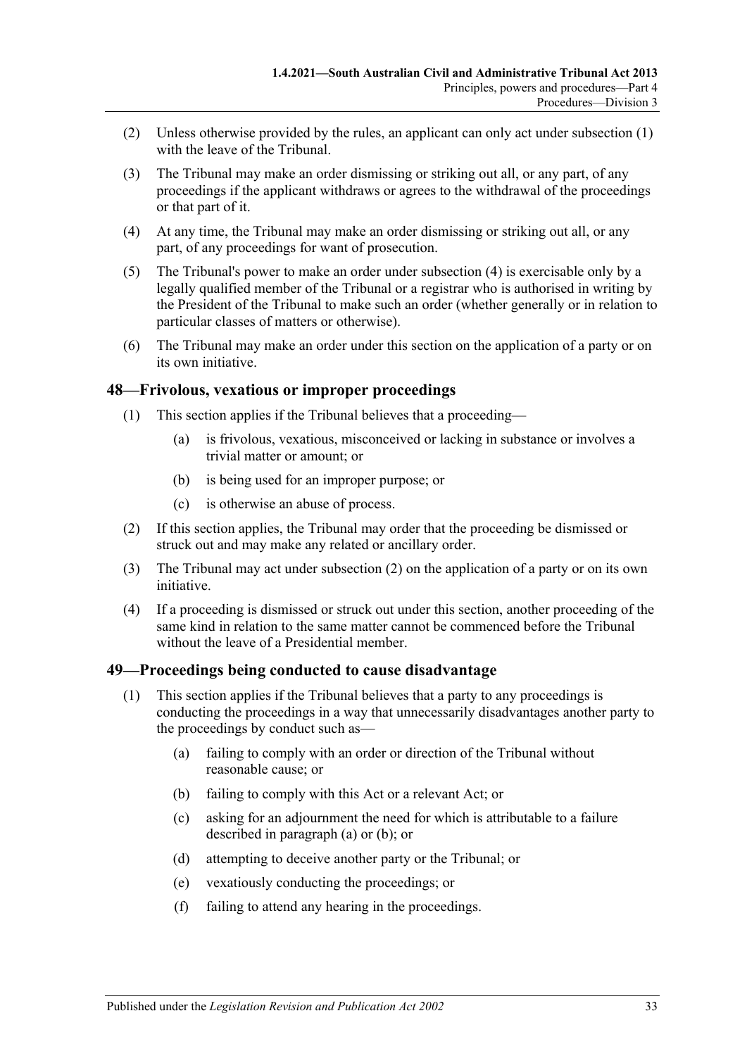(2) Unless otherwise provided by the rules, an applicant can only act under subsection (1) with the leave of the Tribunal.

(3) The Tribunal may make an order dismissing or striking out all, or any part, of any proceedings if the applicant withdraws or agrees to the withdrawal of the proceedings or that part of it.

(4) At any time, the Tribunal may make an order dismissing or striking out all, or any part, of any proceedings for want of prosecution.

(5) The Tribunal's power to make an order under subsection (4) is exercisable only by a legally qualified member of the Tribunal or a registrar who is authorised in writing by the President of the Tribunal to make such an order (whether generally or in relation to particular classes of matters or otherwise).

(6) The Tribunal may make an order under this section on the application of a party or on its own initiative.

## 48—Frivolous, vexatious or improper proceedings

(1) This section applies if the Tribunal believes that a proceeding—

(a) is frivolous, vexatious, misconceived or lacking in substance or involves a trivial matter or amount; or

(b) is being used for an improper purpose; or

(c) is otherwise an abuse of process.

(2) If this section applies, the Tribunal may order that the proceeding be dismissed or struck out and may make any related or ancillary order.

(3) The Tribunal may act under subsection (2) on the application of a party or on its own initiative.

(4) If a proceeding is dismissed or struck out under this section, another proceeding of the same kind in relation to the same matter cannot be commenced before the Tribunal without the leave of a Presidential member.

## 49—Proceedings being conducted to cause disadvantage

(1) This section applies if the Tribunal believes that a party to any proceedings is conducting the proceedings in a way that unnecessarily disadvantages another party to the proceedings by conduct such as—

(a) failing to comply with an order or direction of the Tribunal without reasonable cause; or

(b) failing to comply with this Act or a relevant Act; or

(c) asking for an adjournment the need for which is attributable to a failure described in paragraph (a) or (b); or

(d) attempting to deceive another party or the Tribunal; or

(e) vexatiously conducting the proceedings; or

(f) failing to attend any hearing in the proceedings.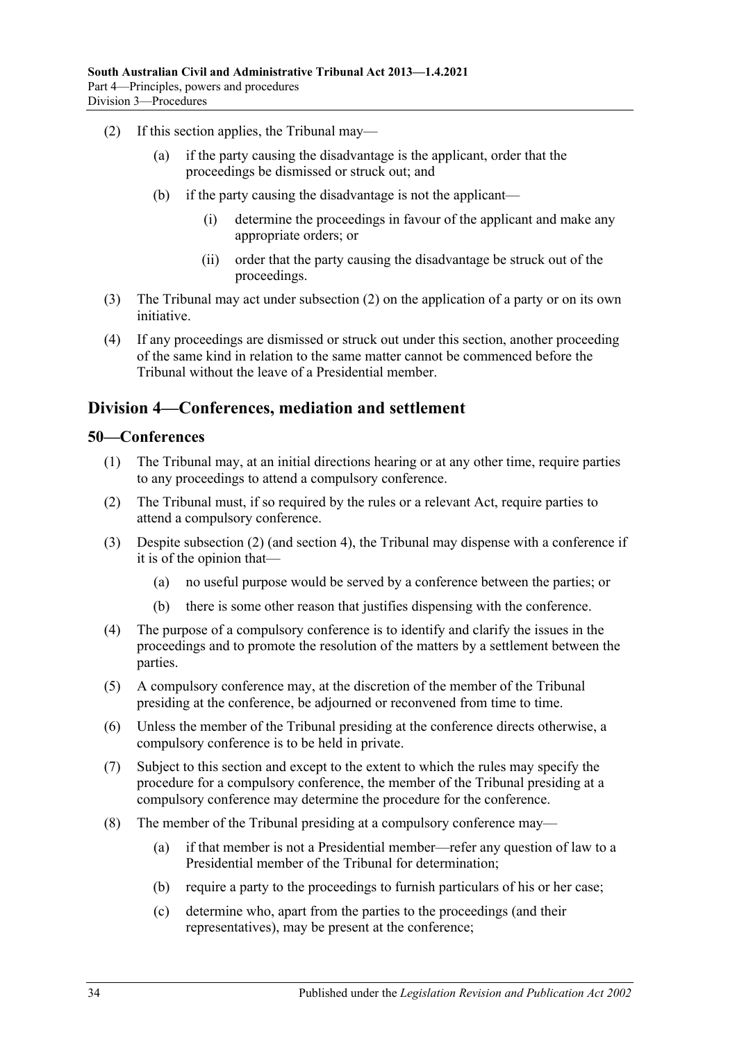(2) If this section applies, the Tribunal may—

(a) if the party causing the disadvantage is the applicant, order that the proceedings be dismissed or struck out; and

(b) if the party causing the disadvantage is not the applicant—

(i) determine the proceedings in favour of the applicant and make any appropriate orders; or

(ii) order that the party causing the disadvantage be struck out of the proceedings.

(3) The Tribunal may act under subsection (2) on the application of a party or on its own initiative.

(4) If any proceedings are dismissed or struck out under this section, another proceeding of the same kind in relation to the same matter cannot be commenced before the Tribunal without the leave of a Presidential member.

## Division 4—Conferences, mediation and settlement

### 50—Conferences

(1) The Tribunal may, at an initial directions hearing or at any other time, require parties to any proceedings to attend a compulsory conference.

(2) The Tribunal must, if so required by the rules or a relevant Act, require parties to attend a compulsory conference.

(3) Despite subsection (2) (and section 4), the Tribunal may dispense with a conference if it is of the opinion that—

(a) no useful purpose would be served by a conference between the parties; or

(b) there is some other reason that justifies dispensing with the conference.

(4) The purpose of a compulsory conference is to identify and clarify the issues in the proceedings and to promote the resolution of the matters by a settlement between the parties.

(5) A compulsory conference may, at the discretion of the member of the Tribunal presiding at the conference, be adjourned or reconvened from time to time.

(6) Unless the member of the Tribunal presiding at the conference directs otherwise, a compulsory conference is to be held in private.

(7) Subject to this section and except to the extent to which the rules may specify the procedure for a compulsory conference, the member of the Tribunal presiding at a compulsory conference may determine the procedure for the conference.

(8) The member of the Tribunal presiding at a compulsory conference may—

(a) if that member is not a Presidential member—refer any question of law to a Presidential member of the Tribunal for determination;

(b) require a party to the proceedings to furnish particulars of his or her case;

(c) determine who, apart from the parties to the proceedings (and their representatives), may be present at the conference;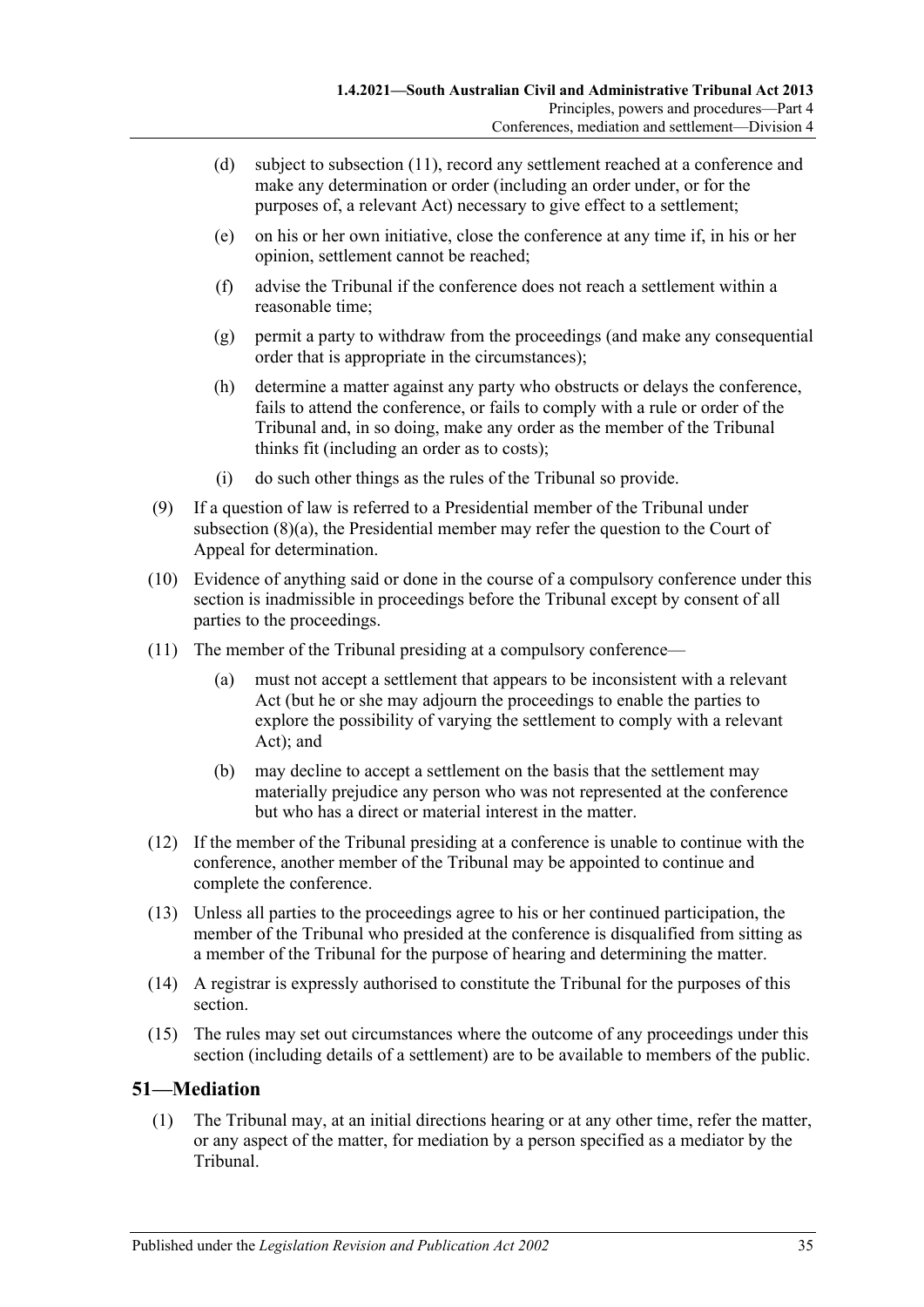(d) subject to subsection (11), record any settlement reached at a conference and make any determination or order (including an order under, or for the purposes of, a relevant Act) necessary to give effect to a settlement;

(e) on his or her own initiative, close the conference at any time if, in his or her opinion, settlement cannot be reached;

(f) advise the Tribunal if the conference does not reach a settlement within a reasonable time;

(g) permit a party to withdraw from the proceedings (and make any consequential order that is appropriate in the circumstances);

(h) determine a matter against any party who obstructs or delays the conference, fails to attend the conference, or fails to comply with a rule or order of the Tribunal and, in so doing, make any order as the member of the Tribunal thinks fit (including an order as to costs);

(i) do such other things as the rules of the Tribunal so provide.

(9) If a question of law is referred to a Presidential member of the Tribunal under subsection (8)(a), the Presidential member may refer the question to the Court of Appeal for determination.

(10) Evidence of anything said or done in the course of a compulsory conference under this section is inadmissible in proceedings before the Tribunal except by consent of all parties to the proceedings.

(11) The member of the Tribunal presiding at a compulsory conference—

(a) must not accept a settlement that appears to be inconsistent with a relevant Act (but he or she may adjourn the proceedings to enable the parties to explore the possibility of varying the settlement to comply with a relevant Act); and

(b) may decline to accept a settlement on the basis that the settlement may materially prejudice any person who was not represented at the conference but who has a direct or material interest in the matter.

(12) If the member of the Tribunal presiding at a conference is unable to continue with the conference, another member of the Tribunal may be appointed to continue and complete the conference.

(13) Unless all parties to the proceedings agree to his or her continued participation, the member of the Tribunal who presided at the conference is disqualified from sitting as a member of the Tribunal for the purpose of hearing and determining the matter.

(14) A registrar is expressly authorised to constitute the Tribunal for the purposes of this section.

(15) The rules may set out circumstances where the outcome of any proceedings under this section (including details of a settlement) are to be available to members of the public.

## 51—Mediation

(1) The Tribunal may, at an initial directions hearing or at any other time, refer the matter, or any aspect of the matter, for mediation by a person specified as a mediator by the Tribunal.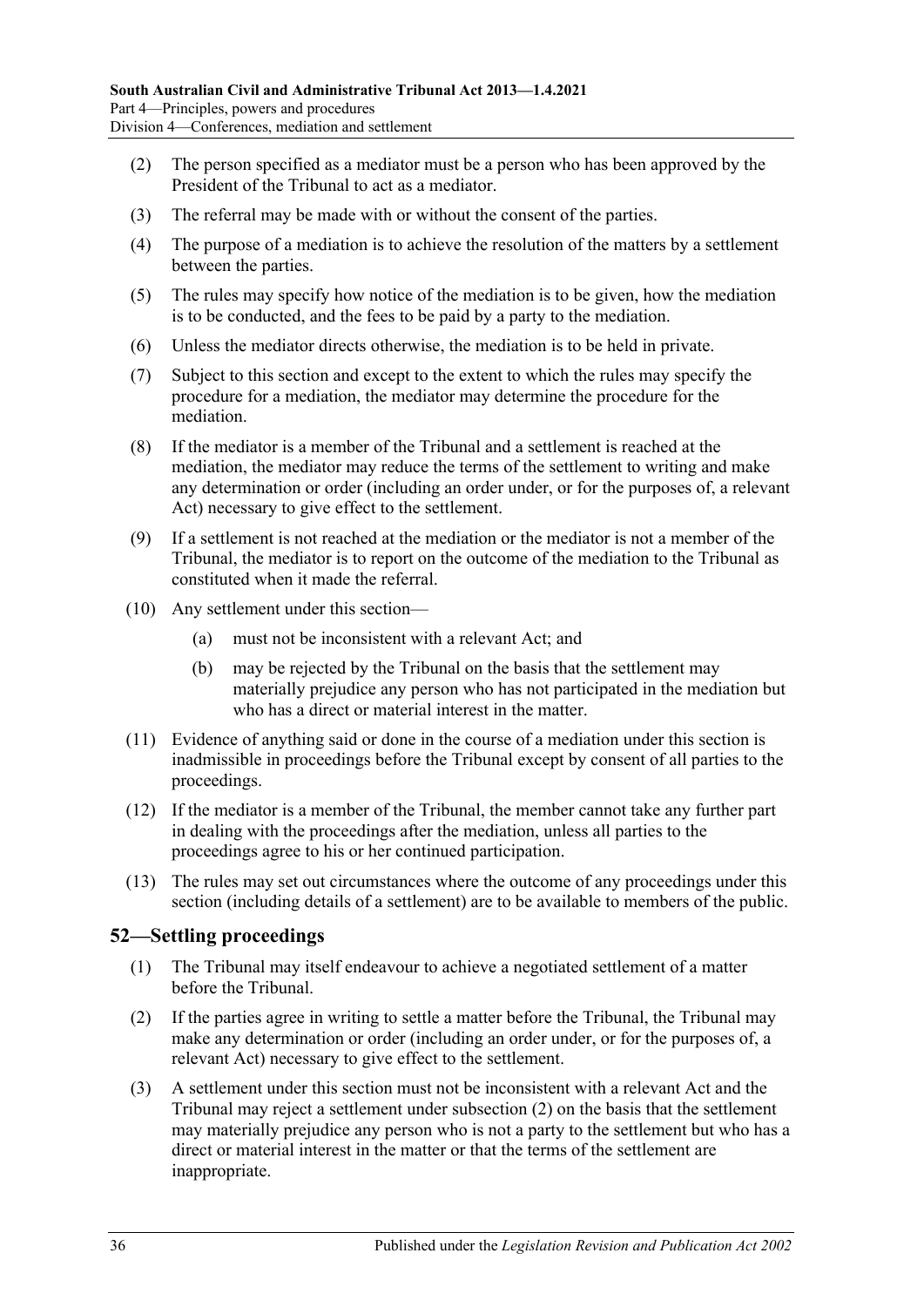(2) The person specified as a mediator must be a person who has been approved by the President of the Tribunal to act as a mediator.

(3) The referral may be made with or without the consent of the parties.

(4) The purpose of a mediation is to achieve the resolution of the matters by a settlement between the parties.

(5) The rules may specify how notice of the mediation is to be given, how the mediation is to be conducted, and the fees to be paid by a party to the mediation.

(6) Unless the mediator directs otherwise, the mediation is to be held in private.

(7) Subject to this section and except to the extent to which the rules may specify the procedure for a mediation, the mediator may determine the procedure for the mediation.

(8) If the mediator is a member of the Tribunal and a settlement is reached at the mediation, the mediator may reduce the terms of the settlement to writing and make any determination or order (including an order under, or for the purposes of, a relevant Act) necessary to give effect to the settlement.

(9) If a settlement is not reached at the mediation or the mediator is not a member of the Tribunal, the mediator is to report on the outcome of the mediation to the Tribunal as constituted when it made the referral.

(10) Any settlement under this section—

(a) must not be inconsistent with a relevant Act; and

(b) may be rejected by the Tribunal on the basis that the settlement may materially prejudice any person who has not participated in the mediation but who has a direct or material interest in the matter.

(11) Evidence of anything said or done in the course of a mediation under this section is inadmissible in proceedings before the Tribunal except by consent of all parties to the proceedings.

(12) If the mediator is a member of the Tribunal, the member cannot take any further part in dealing with the proceedings after the mediation, unless all parties to the proceedings agree to his or her continued participation.

(13) The rules may set out circumstances where the outcome of any proceedings under this section (including details of a settlement) are to be available to members of the public.

## 52—Settling proceedings

(1) The Tribunal may itself endeavour to achieve a negotiated settlement of a matter before the Tribunal.

(2) If the parties agree in writing to settle a matter before the Tribunal, the Tribunal may make any determination or order (including an order under, or for the purposes of, a relevant Act) necessary to give effect to the settlement.

(3) A settlement under this section must not be inconsistent with a relevant Act and the Tribunal may reject a settlement under subsection (2) on the basis that the settlement may materially prejudice any person who is not a party to the settlement but who has a direct or material interest in the matter or that the terms of the settlement are inappropriate.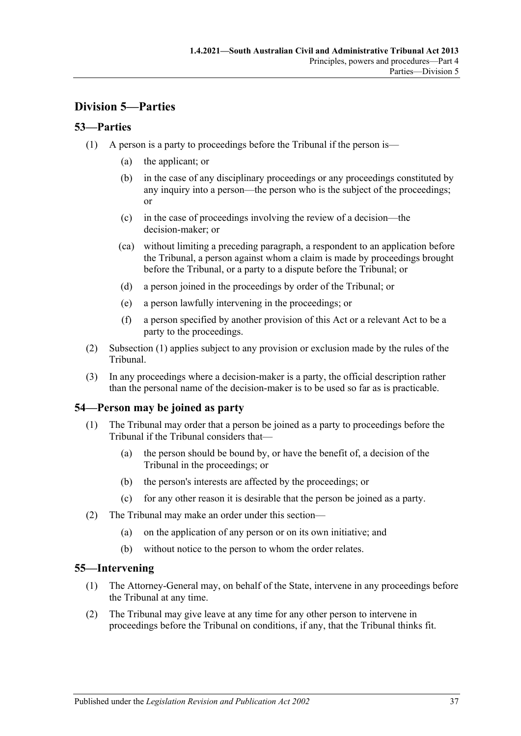## Division 5—Parties

### 53—Parties

(1) A person is a party to proceedings before the Tribunal if the person is—

- (a) the applicant; or
- (b) in the case of any disciplinary proceedings or any proceedings constituted by any inquiry into a person—the person who is the subject of the proceedings; or
- (c) in the case of proceedings involving the review of a decision—the decision-maker; or
- (ca) without limiting a preceding paragraph, a respondent to an application before the Tribunal, a person against whom a claim is made by proceedings brought before the Tribunal, or a party to a dispute before the Tribunal; or
- (d) a person joined in the proceedings by order of the Tribunal; or
- (e) a person lawfully intervening in the proceedings; or
- (f) a person specified by another provision of this Act or a relevant Act to be a party to the proceedings.

(2) Subsection (1) applies subject to any provision or exclusion made by the rules of the Tribunal.

(3) In any proceedings where a decision-maker is a party, the official description rather than the personal name of the decision-maker is to be used so far as is practicable.

### 54—Person may be joined as party

(1) The Tribunal may order that a person be joined as a party to proceedings before the Tribunal if the Tribunal considers that—

- (a) the person should be bound by, or have the benefit of, a decision of the Tribunal in the proceedings; or
- (b) the person's interests are affected by the proceedings; or
- (c) for any other reason it is desirable that the person be joined as a party.

(2) The Tribunal may make an order under this section—

- (a) on the application of any person or on its own initiative; and
- (b) without notice to the person to whom the order relates.

### 55—Intervening

(1) The Attorney-General may, on behalf of the State, intervene in any proceedings before the Tribunal at any time.

(2) The Tribunal may give leave at any time for any other person to intervene in proceedings before the Tribunal on conditions, if any, that the Tribunal thinks fit.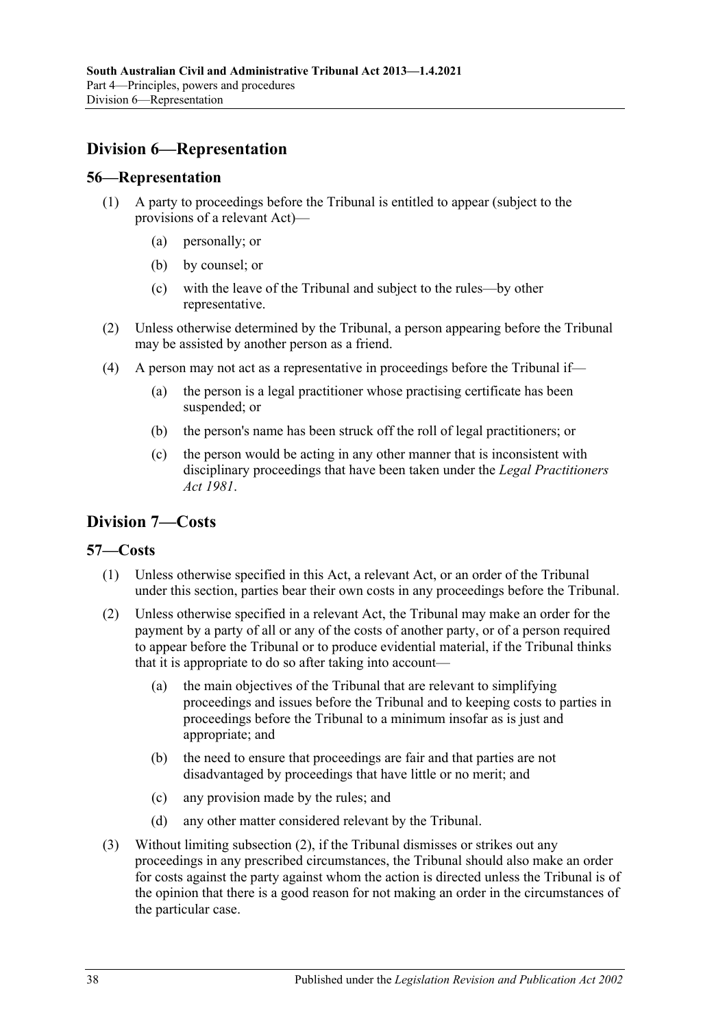## Division 6—Representation

### 56—Representation

(1) A party to proceedings before the Tribunal is entitled to appear (subject to the provisions of a relevant Act)—

(a) personally; or

(b) by counsel; or

(c) with the leave of the Tribunal and subject to the rules—by other representative.

(2) Unless otherwise determined by the Tribunal, a person appearing before the Tribunal may be assisted by another person as a friend.

(4) A person may not act as a representative in proceedings before the Tribunal if—

(a) the person is a legal practitioner whose practising certificate has been suspended; or

(b) the person's name has been struck off the roll of legal practitioners; or

(c) the person would be acting in any other manner that is inconsistent with disciplinary proceedings that have been taken under the *Legal Practitioners Act 1981*.

## Division 7—Costs

### 57—Costs

(1) Unless otherwise specified in this Act, a relevant Act, or an order of the Tribunal under this section, parties bear their own costs in any proceedings before the Tribunal.

(2) Unless otherwise specified in a relevant Act, the Tribunal may make an order for the payment by a party of all or any of the costs of another party, or of a person required to appear before the Tribunal or to produce evidential material, if the Tribunal thinks that it is appropriate to do so after taking into account—

(a) the main objectives of the Tribunal that are relevant to simplifying proceedings and issues before the Tribunal and to keeping costs to parties in proceedings before the Tribunal to a minimum insofar as is just and appropriate; and

(b) the need to ensure that proceedings are fair and that parties are not disadvantaged by proceedings that have little or no merit; and

(c) any provision made by the rules; and

(d) any other matter considered relevant by the Tribunal.

(3) Without limiting subsection (2), if the Tribunal dismisses or strikes out any proceedings in any prescribed circumstances, the Tribunal should also make an order for costs against the party against whom the action is directed unless the Tribunal is of the opinion that there is a good reason for not making an order in the circumstances of the particular case.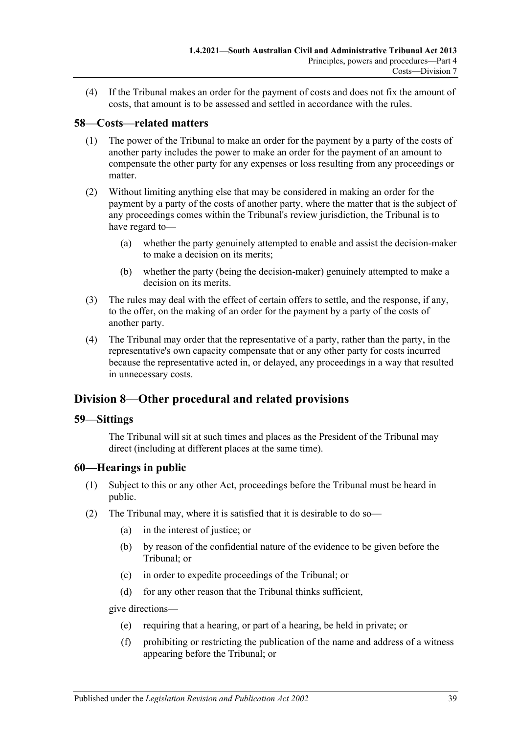(4) If the Tribunal makes an order for the payment of costs and does not fix the amount of costs, that amount is to be assessed and settled in accordance with the rules.

## 58—Costs—related matters

(1) The power of the Tribunal to make an order for the payment by a party of the costs of another party includes the power to make an order for the payment of an amount to compensate the other party for any expenses or loss resulting from any proceedings or matter.

(2) Without limiting anything else that may be considered in making an order for the payment by a party of the costs of another party, where the matter that is the subject of any proceedings comes within the Tribunal's review jurisdiction, the Tribunal is to have regard to—

- (a) whether the party genuinely attempted to enable and assist the decision-maker to make a decision on its merits;
- (b) whether the party (being the decision-maker) genuinely attempted to make a decision on its merits.

(3) The rules may deal with the effect of certain offers to settle, and the response, if any, to the offer, on the making of an order for the payment by a party of the costs of another party.

(4) The Tribunal may order that the representative of a party, rather than the party, in the representative's own capacity compensate that or any other party for costs incurred because the representative acted in, or delayed, any proceedings in a way that resulted in unnecessary costs.

# Division 8—Other procedural and related provisions

## 59—Sittings

The Tribunal will sit at such times and places as the President of the Tribunal may direct (including at different places at the same time).

## 60—Hearings in public

(1) Subject to this or any other Act, proceedings before the Tribunal must be heard in public.

(2) The Tribunal may, where it is satisfied that it is desirable to do so—

- (a) in the interest of justice; or
- (b) by reason of the confidential nature of the evidence to be given before the Tribunal; or
- (c) in order to expedite proceedings of the Tribunal; or
- (d) for any other reason that the Tribunal thinks sufficient,

give directions—

- (e) requiring that a hearing, or part of a hearing, be held in private; or
- (f) prohibiting or restricting the publication of the name and address of a witness appearing before the Tribunal; or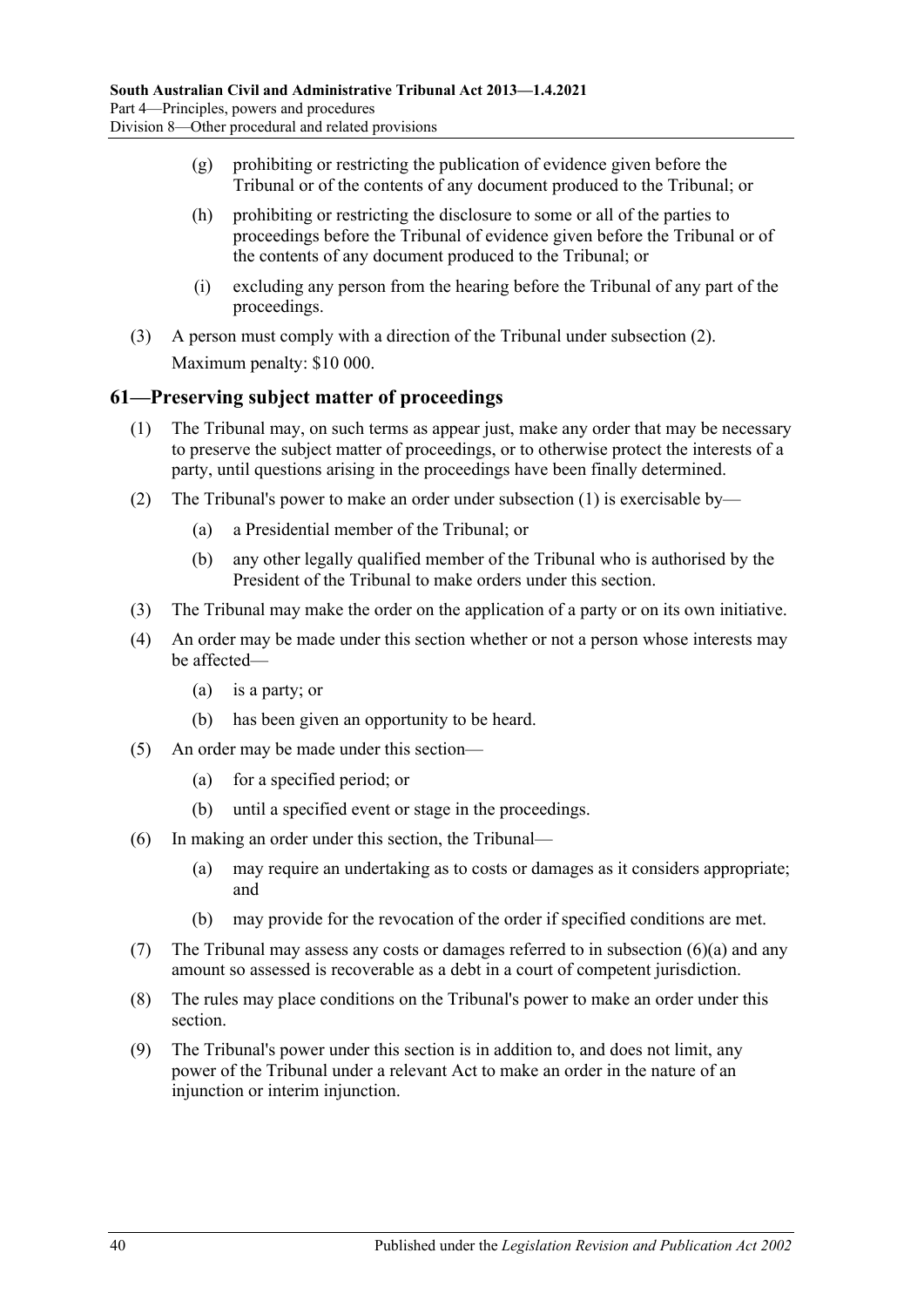(g) prohibiting or restricting the publication of evidence given before the Tribunal or of the contents of any document produced to the Tribunal; or

(h) prohibiting or restricting the disclosure to some or all of the parties to proceedings before the Tribunal of evidence given before the Tribunal or of the contents of any document produced to the Tribunal; or

(i) excluding any person from the hearing before the Tribunal of any part of the proceedings.

(3) A person must comply with a direction of the Tribunal under subsection (2).

Maximum penalty: $10 000.

## 61—Preserving subject matter of proceedings

(1) The Tribunal may, on such terms as appear just, make any order that may be necessary to preserve the subject matter of proceedings, or to otherwise protect the interests of a party, until questions arising in the proceedings have been finally determined.

(2) The Tribunal's power to make an order under subsection (1) is exercisable by—

(a) a Presidential member of the Tribunal; or

(b) any other legally qualified member of the Tribunal who is authorised by the President of the Tribunal to make orders under this section.

(3) The Tribunal may make the order on the application of a party or on its own initiative.

(4) An order may be made under this section whether or not a person whose interests may be affected—

(a) is a party; or

(b) has been given an opportunity to be heard.

(5) An order may be made under this section—

(a) for a specified period; or

(b) until a specified event or stage in the proceedings.

(6) In making an order under this section, the Tribunal—

(a) may require an undertaking as to costs or damages as it considers appropriate; and

(b) may provide for the revocation of the order if specified conditions are met.

(7) The Tribunal may assess any costs or damages referred to in subsection (6)(a) and any amount so assessed is recoverable as a debt in a court of competent jurisdiction.

(8) The rules may place conditions on the Tribunal's power to make an order under this section.

(9) The Tribunal's power under this section is in addition to, and does not limit, any power of the Tribunal under a relevant Act to make an order in the nature of an injunction or interim injunction.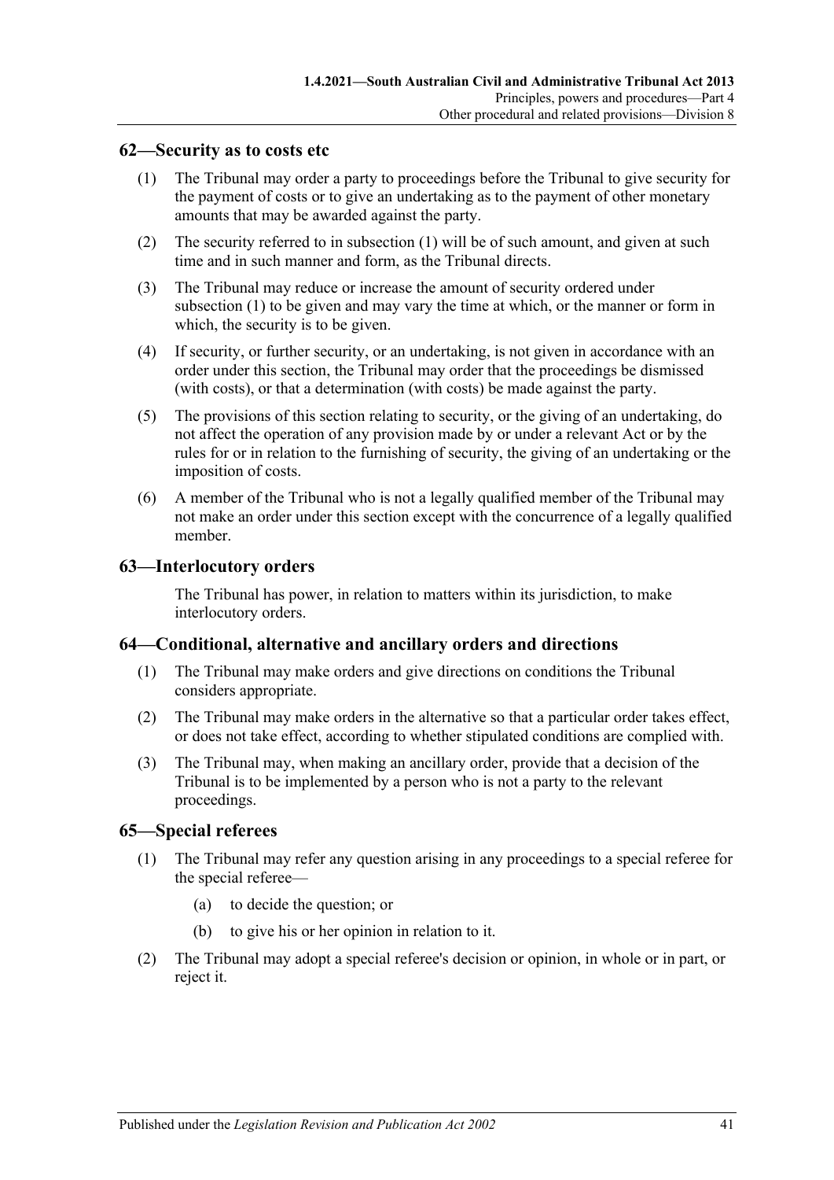## 62—Security as to costs etc

(1) The Tribunal may order a party to proceedings before the Tribunal to give security for the payment of costs or to give an undertaking as to the payment of other monetary amounts that may be awarded against the party.

(2) The security referred to in subsection (1) will be of such amount, and given at such time and in such manner and form, as the Tribunal directs.

(3) The Tribunal may reduce or increase the amount of security ordered under subsection (1) to be given and may vary the time at which, or the manner or form in which, the security is to be given.

(4) If security, or further security, or an undertaking, is not given in accordance with an order under this section, the Tribunal may order that the proceedings be dismissed (with costs), or that a determination (with costs) be made against the party.

(5) The provisions of this section relating to security, or the giving of an undertaking, do not affect the operation of any provision made by or under a relevant Act or by the rules for or in relation to the furnishing of security, the giving of an undertaking or the imposition of costs.

(6) A member of the Tribunal who is not a legally qualified member of the Tribunal may not make an order under this section except with the concurrence of a legally qualified member.

## 63—Interlocutory orders

The Tribunal has power, in relation to matters within its jurisdiction, to make interlocutory orders.

## 64—Conditional, alternative and ancillary orders and directions

(1) The Tribunal may make orders and give directions on conditions the Tribunal considers appropriate.

(2) The Tribunal may make orders in the alternative so that a particular order takes effect, or does not take effect, according to whether stipulated conditions are complied with.

(3) The Tribunal may, when making an ancillary order, provide that a decision of the Tribunal is to be implemented by a person who is not a party to the relevant proceedings.

## 65—Special referees

(1) The Tribunal may refer any question arising in any proceedings to a special referee for the special referee—

(a) to decide the question; or

(b) to give his or her opinion in relation to it.

(2) The Tribunal may adopt a special referee's decision or opinion, in whole or in part, or reject it.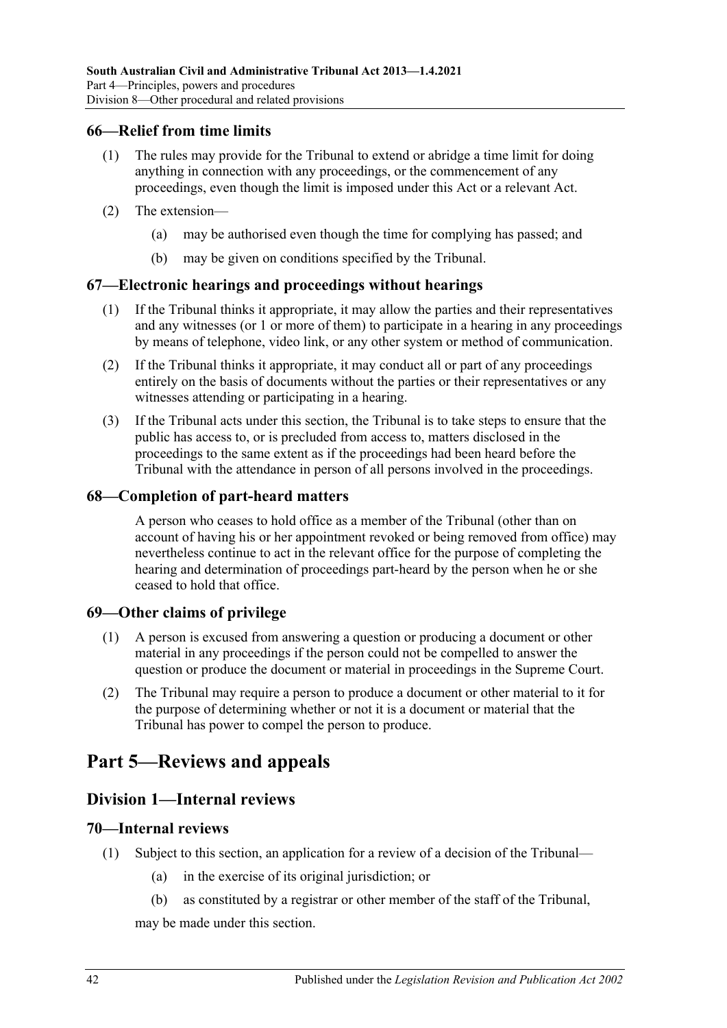### 66—Relief from time limits

(1) The rules may provide for the Tribunal to extend or abridge a time limit for doing anything in connection with any proceedings, or the commencement of any proceedings, even though the limit is imposed under this Act or a relevant Act.

(2) The extension—

(a) may be authorised even though the time for complying has passed; and

(b) may be given on conditions specified by the Tribunal.

### 67—Electronic hearings and proceedings without hearings

(1) If the Tribunal thinks it appropriate, it may allow the parties and their representatives and any witnesses (or 1 or more of them) to participate in a hearing in any proceedings by means of telephone, video link, or any other system or method of communication.

(2) If the Tribunal thinks it appropriate, it may conduct all or part of any proceedings entirely on the basis of documents without the parties or their representatives or any witnesses attending or participating in a hearing.

(3) If the Tribunal acts under this section, the Tribunal is to take steps to ensure that the public has access to, or is precluded from access to, matters disclosed in the proceedings to the same extent as if the proceedings had been heard before the Tribunal with the attendance in person of all persons involved in the proceedings.

### 68—Completion of part-heard matters

A person who ceases to hold office as a member of the Tribunal (other than on account of having his or her appointment revoked or being removed from office) may nevertheless continue to act in the relevant office for the purpose of completing the hearing and determination of proceedings part-heard by the person when he or she ceased to hold that office.

### 69—Other claims of privilege

(1) A person is excused from answering a question or producing a document or other material in any proceedings if the person could not be compelled to answer the question or produce the document or material in proceedings in the Supreme Court.

(2) The Tribunal may require a person to produce a document or other material to it for the purpose of determining whether or not it is a document or material that the Tribunal has power to compel the person to produce.

# Part 5—Reviews and appeals

## Division 1—Internal reviews

### 70—Internal reviews

(1) Subject to this section, an application for a review of a decision of the Tribunal—

(a) in the exercise of its original jurisdiction; or

(b) as constituted by a registrar or other member of the staff of the Tribunal,

may be made under this section.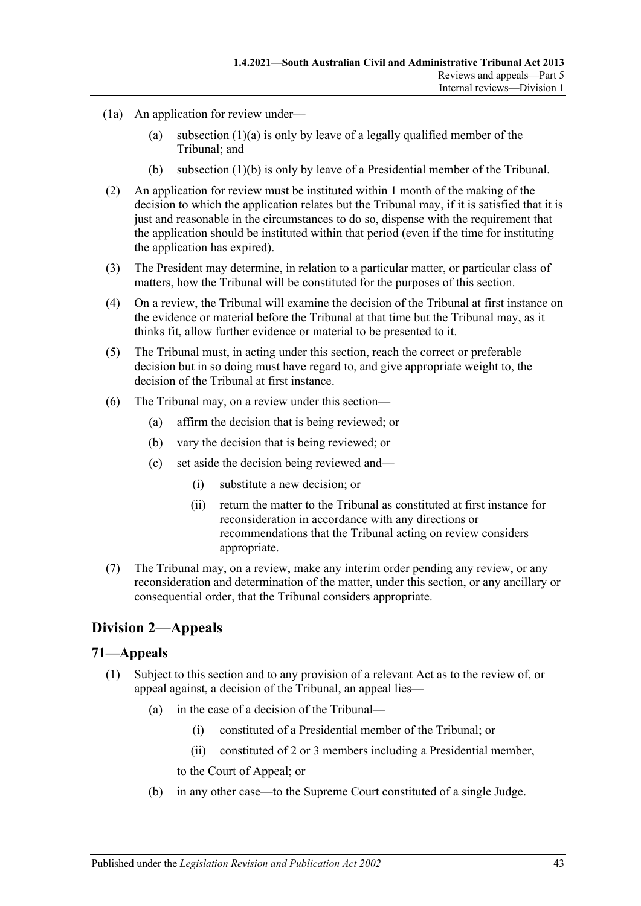(1a) An application for review under—

(a) subsection (1)(a) is only by leave of a legally qualified member of the Tribunal; and

(b) subsection (1)(b) is only by leave of a Presidential member of the Tribunal.

(2) An application for review must be instituted within 1 month of the making of the decision to which the application relates but the Tribunal may, if it is satisfied that it is just and reasonable in the circumstances to do so, dispense with the requirement that the application should be instituted within that period (even if the time for instituting the application has expired).

(3) The President may determine, in relation to a particular matter, or particular class of matters, how the Tribunal will be constituted for the purposes of this section.

(4) On a review, the Tribunal will examine the decision of the Tribunal at first instance on the evidence or material before the Tribunal at that time but the Tribunal may, as it thinks fit, allow further evidence or material to be presented to it.

(5) The Tribunal must, in acting under this section, reach the correct or preferable decision but in so doing must have regard to, and give appropriate weight to, the decision of the Tribunal at first instance.

(6) The Tribunal may, on a review under this section—

(a) affirm the decision that is being reviewed; or

(b) vary the decision that is being reviewed; or

(c) set aside the decision being reviewed and—

(i) substitute a new decision; or

(ii) return the matter to the Tribunal as constituted at first instance for reconsideration in accordance with any directions or recommendations that the Tribunal acting on review considers appropriate.

(7) The Tribunal may, on a review, make any interim order pending any review, or any reconsideration and determination of the matter, under this section, or any ancillary or consequential order, that the Tribunal considers appropriate.

## Division 2—Appeals

### 71—Appeals

(1) Subject to this section and to any provision of a relevant Act as to the review of, or appeal against, a decision of the Tribunal, an appeal lies—

(a) in the case of a decision of the Tribunal—

(i) constituted of a Presidential member of the Tribunal; or

(ii) constituted of 2 or 3 members including a Presidential member,

to the Court of Appeal; or

(b) in any other case—to the Supreme Court constituted of a single Judge.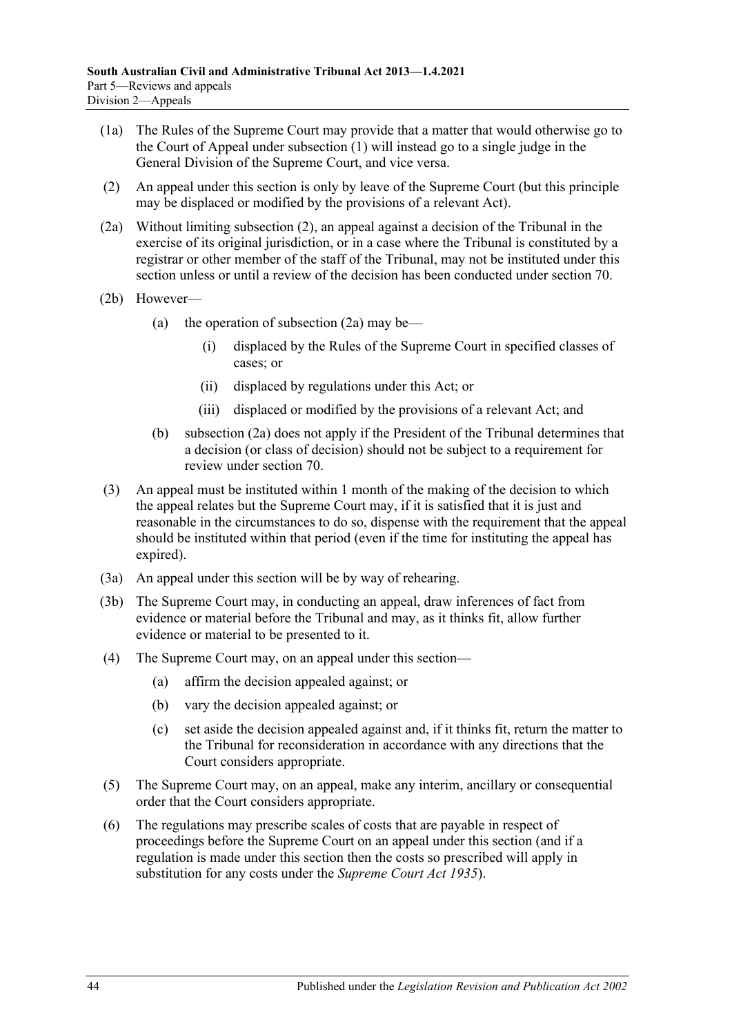(1a) The Rules of the Supreme Court may provide that a matter that would otherwise go to the Court of Appeal under subsection (1) will instead go to a single judge in the General Division of the Supreme Court, and vice versa.

(2) An appeal under this section is only by leave of the Supreme Court (but this principle may be displaced or modified by the provisions of a relevant Act).

(2a) Without limiting subsection (2), an appeal against a decision of the Tribunal in the exercise of its original jurisdiction, or in a case where the Tribunal is constituted by a registrar or other member of the staff of the Tribunal, may not be instituted under this section unless or until a review of the decision has been conducted under section 70.

(2b) However—

- (a) the operation of subsection (2a) may be—
  - (i) displaced by the Rules of the Supreme Court in specified classes of cases; or
  - (ii) displaced by regulations under this Act; or
  - (iii) displaced or modified by the provisions of a relevant Act; and
- (b) subsection (2a) does not apply if the President of the Tribunal determines that a decision (or class of decision) should not be subject to a requirement for review under section 70.

(3) An appeal must be instituted within 1 month of the making of the decision to which the appeal relates but the Supreme Court may, if it is satisfied that it is just and reasonable in the circumstances to do so, dispense with the requirement that the appeal should be instituted within that period (even if the time for instituting the appeal has expired).

(3a) An appeal under this section will be by way of rehearing.

(3b) The Supreme Court may, in conducting an appeal, draw inferences of fact from evidence or material before the Tribunal and may, as it thinks fit, allow further evidence or material to be presented to it.

(4) The Supreme Court may, on an appeal under this section—

- (a) affirm the decision appealed against; or
- (b) vary the decision appealed against; or
- (c) set aside the decision appealed against and, if it thinks fit, return the matter to the Tribunal for reconsideration in accordance with any directions that the Court considers appropriate.

(5) The Supreme Court may, on an appeal, make any interim, ancillary or consequential order that the Court considers appropriate.

(6) The regulations may prescribe scales of costs that are payable in respect of proceedings before the Supreme Court on an appeal under this section (and if a regulation is made under this section then the costs so prescribed will apply in substitution for any costs under the *Supreme Court Act 1935*).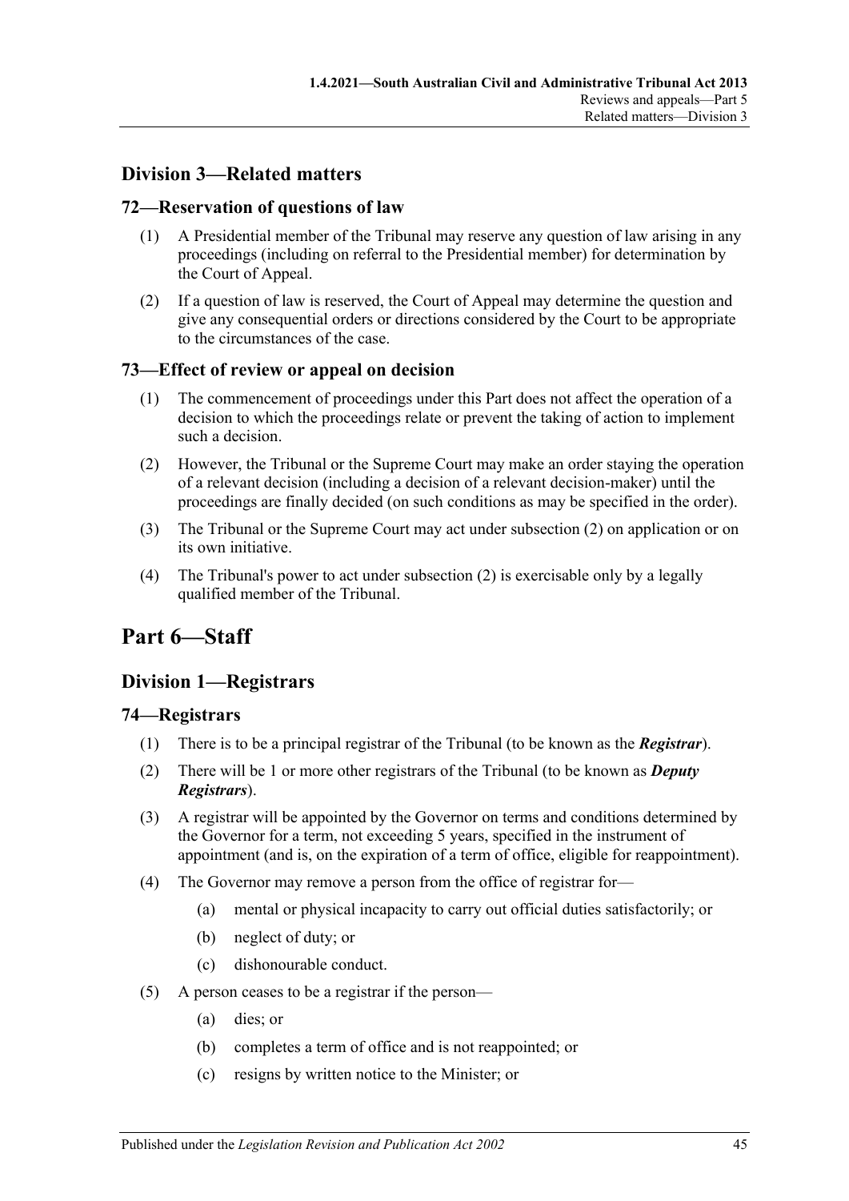## Division 3—Related matters

### 72—Reservation of questions of law

(1) A Presidential member of the Tribunal may reserve any question of law arising in any proceedings (including on referral to the Presidential member) for determination by the Court of Appeal.

(2) If a question of law is reserved, the Court of Appeal may determine the question and give any consequential orders or directions considered by the Court to be appropriate to the circumstances of the case.

### 73—Effect of review or appeal on decision

(1) The commencement of proceedings under this Part does not affect the operation of a decision to which the proceedings relate or prevent the taking of action to implement such a decision.

(2) However, the Tribunal or the Supreme Court may make an order staying the operation of a relevant decision (including a decision of a relevant decision-maker) until the proceedings are finally decided (on such conditions as may be specified in the order).

(3) The Tribunal or the Supreme Court may act under subsection (2) on application or on its own initiative.

(4) The Tribunal's power to act under subsection (2) is exercisable only by a legally qualified member of the Tribunal.

# Part 6—Staff

## Division 1—Registrars

### 74—Registrars

(1) There is to be a principal registrar of the Tribunal (to be known as the ***Registrar***).

(2) There will be 1 or more other registrars of the Tribunal (to be known as ***Deputy Registrars***).

(3) A registrar will be appointed by the Governor on terms and conditions determined by the Governor for a term, not exceeding 5 years, specified in the instrument of appointment (and is, on the expiration of a term of office, eligible for reappointment).

(4) The Governor may remove a person from the office of registrar for—

(a) mental or physical incapacity to carry out official duties satisfactorily; or

(b) neglect of duty; or

(c) dishonourable conduct.

(5) A person ceases to be a registrar if the person—

(a) dies; or

(b) completes a term of office and is not reappointed; or

(c) resigns by written notice to the Minister; or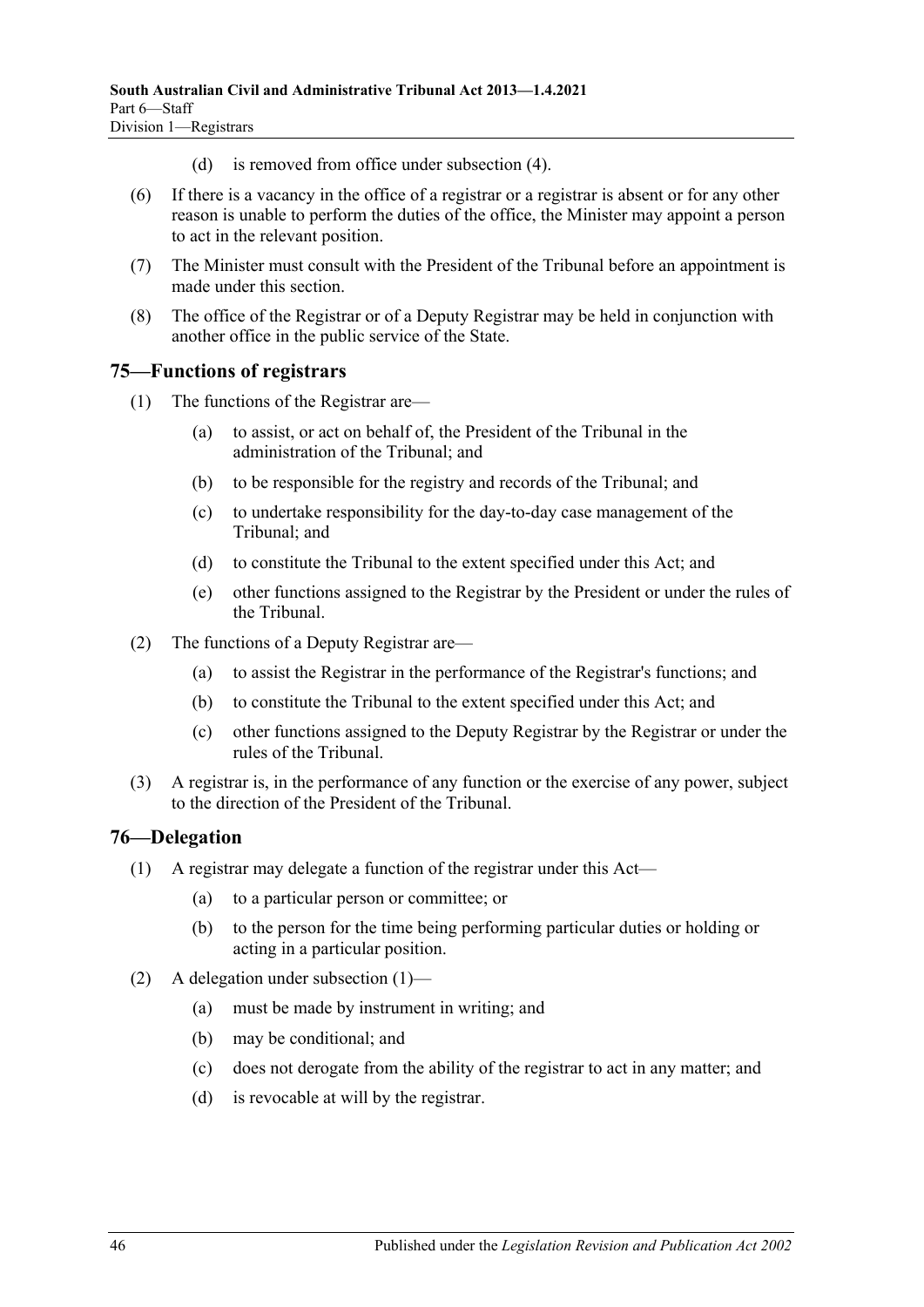(d) is removed from office under subsection (4).

(6) If there is a vacancy in the office of a registrar or a registrar is absent or for any other reason is unable to perform the duties of the office, the Minister may appoint a person to act in the relevant position.

(7) The Minister must consult with the President of the Tribunal before an appointment is made under this section.

(8) The office of the Registrar or of a Deputy Registrar may be held in conjunction with another office in the public service of the State.

## 75—Functions of registrars

(1) The functions of the Registrar are—

(a) to assist, or act on behalf of, the President of the Tribunal in the administration of the Tribunal; and

(b) to be responsible for the registry and records of the Tribunal; and

(c) to undertake responsibility for the day-to-day case management of the Tribunal; and

(d) to constitute the Tribunal to the extent specified under this Act; and

(e) other functions assigned to the Registrar by the President or under the rules of the Tribunal.

(2) The functions of a Deputy Registrar are—

(a) to assist the Registrar in the performance of the Registrar's functions; and

(b) to constitute the Tribunal to the extent specified under this Act; and

(c) other functions assigned to the Deputy Registrar by the Registrar or under the rules of the Tribunal.

(3) A registrar is, in the performance of any function or the exercise of any power, subject to the direction of the President of the Tribunal.

## 76—Delegation

(1) A registrar may delegate a function of the registrar under this Act—

(a) to a particular person or committee; or

(b) to the person for the time being performing particular duties or holding or acting in a particular position.

(2) A delegation under subsection (1)—

(a) must be made by instrument in writing; and

(b) may be conditional; and

(c) does not derogate from the ability of the registrar to act in any matter; and

(d) is revocable at will by the registrar.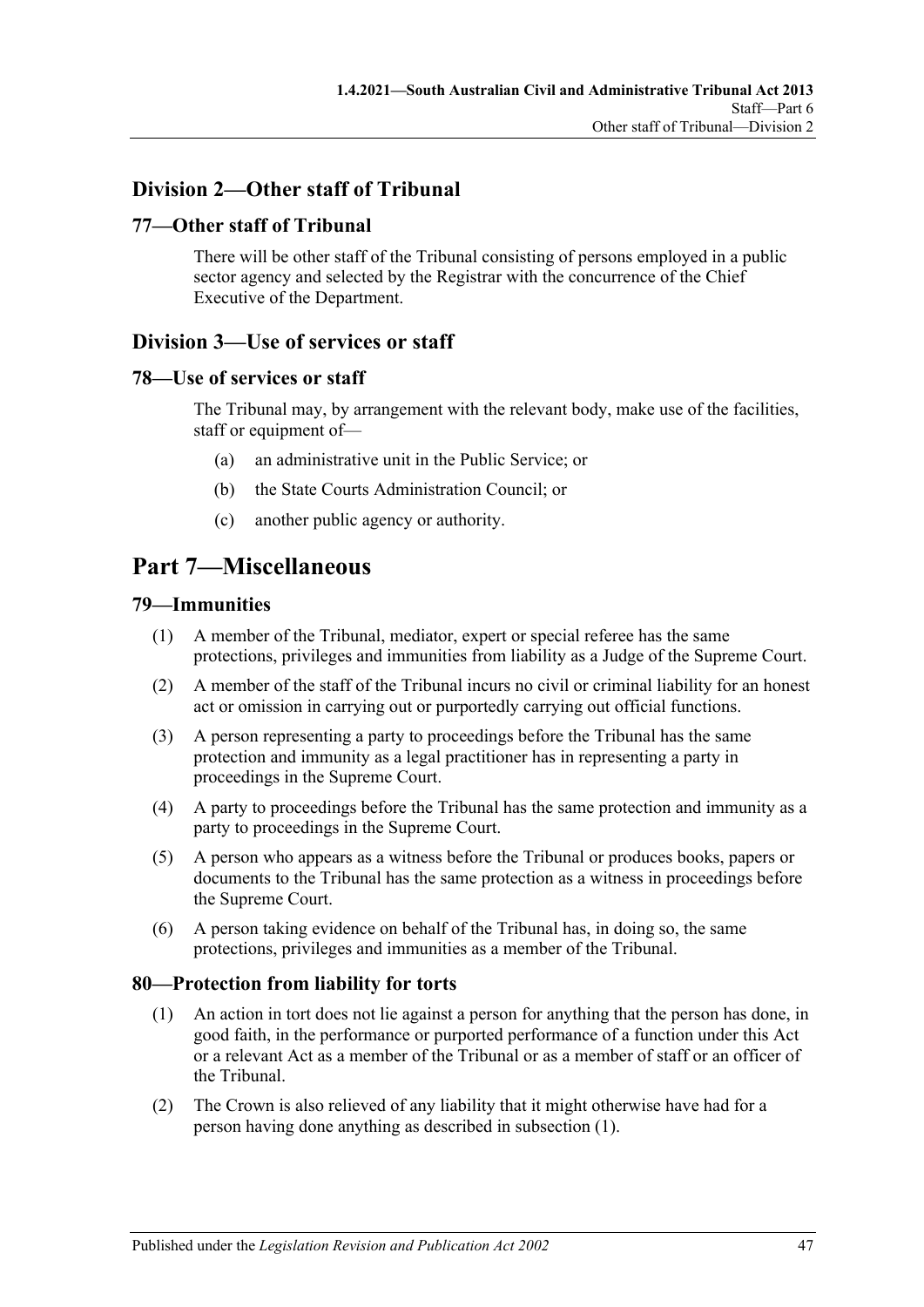## Division 2—Other staff of Tribunal

### 77—Other staff of Tribunal

There will be other staff of the Tribunal consisting of persons employed in a public sector agency and selected by the Registrar with the concurrence of the Chief Executive of the Department.

## Division 3—Use of services or staff

### 78—Use of services or staff

The Tribunal may, by arrangement with the relevant body, make use of the facilities, staff or equipment of—

- (a) an administrative unit in the Public Service; or
- (b) the State Courts Administration Council; or
- (c) another public agency or authority.

# Part 7—Miscellaneous

### 79—Immunities

(1) A member of the Tribunal, mediator, expert or special referee has the same protections, privileges and immunities from liability as a Judge of the Supreme Court.

(2) A member of the staff of the Tribunal incurs no civil or criminal liability for an honest act or omission in carrying out or purportedly carrying out official functions.

(3) A person representing a party to proceedings before the Tribunal has the same protection and immunity as a legal practitioner has in representing a party in proceedings in the Supreme Court.

(4) A party to proceedings before the Tribunal has the same protection and immunity as a party to proceedings in the Supreme Court.

(5) A person who appears as a witness before the Tribunal or produces books, papers or documents to the Tribunal has the same protection as a witness in proceedings before the Supreme Court.

(6) A person taking evidence on behalf of the Tribunal has, in doing so, the same protections, privileges and immunities as a member of the Tribunal.

### 80—Protection from liability for torts

(1) An action in tort does not lie against a person for anything that the person has done, in good faith, in the performance or purported performance of a function under this Act or a relevant Act as a member of the Tribunal or as a member of staff or an officer of the Tribunal.

(2) The Crown is also relieved of any liability that it might otherwise have had for a person having done anything as described in subsection (1).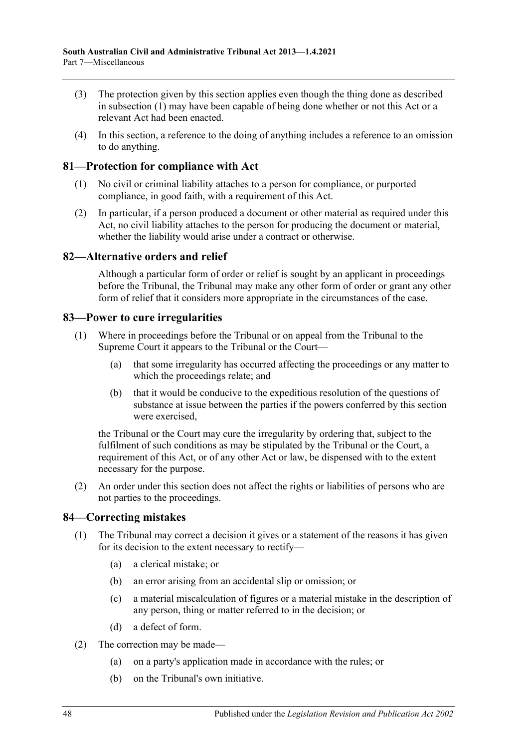(3) The protection given by this section applies even though the thing done as described in subsection (1) may have been capable of being done whether or not this Act or a relevant Act had been enacted.

(4) In this section, a reference to the doing of anything includes a reference to an omission to do anything.

## 81—Protection for compliance with Act

(1) No civil or criminal liability attaches to a person for compliance, or purported compliance, in good faith, with a requirement of this Act.

(2) In particular, if a person produced a document or other material as required under this Act, no civil liability attaches to the person for producing the document or material, whether the liability would arise under a contract or otherwise.

## 82—Alternative orders and relief

Although a particular form of order or relief is sought by an applicant in proceedings before the Tribunal, the Tribunal may make any other form of order or grant any other form of relief that it considers more appropriate in the circumstances of the case.

## 83—Power to cure irregularities

(1) Where in proceedings before the Tribunal or on appeal from the Tribunal to the Supreme Court it appears to the Tribunal or the Court—

(a) that some irregularity has occurred affecting the proceedings or any matter to which the proceedings relate; and

(b) that it would be conducive to the expeditious resolution of the questions of substance at issue between the parties if the powers conferred by this section were exercised,

the Tribunal or the Court may cure the irregularity by ordering that, subject to the fulfilment of such conditions as may be stipulated by the Tribunal or the Court, a requirement of this Act, or of any other Act or law, be dispensed with to the extent necessary for the purpose.

(2) An order under this section does not affect the rights or liabilities of persons who are not parties to the proceedings.

## 84—Correcting mistakes

(1) The Tribunal may correct a decision it gives or a statement of the reasons it has given for its decision to the extent necessary to rectify—

(a) a clerical mistake; or

(b) an error arising from an accidental slip or omission; or

(c) a material miscalculation of figures or a material mistake in the description of any person, thing or matter referred to in the decision; or

(d) a defect of form.

(2) The correction may be made—

(a) on a party's application made in accordance with the rules; or

(b) on the Tribunal's own initiative.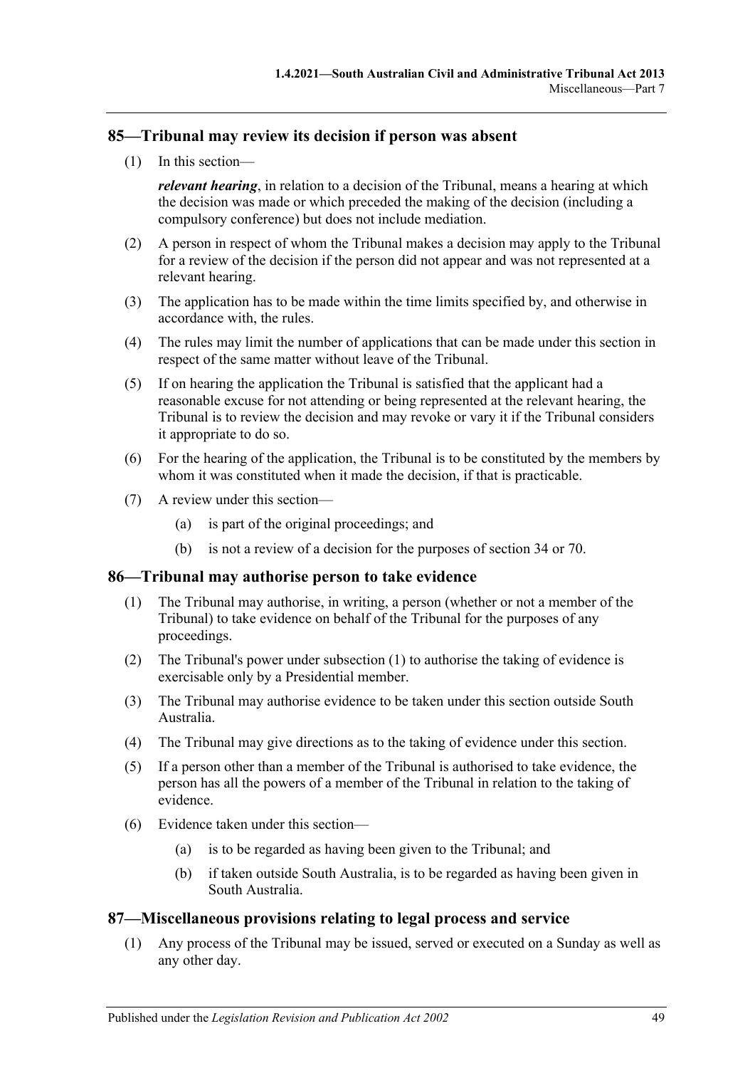## 85—Tribunal may review its decision if person was absent

(1) In this section—

***relevant hearing***, in relation to a decision of the Tribunal, means a hearing at which the decision was made or which preceded the making of the decision (including a compulsory conference) but does not include mediation.

(2) A person in respect of whom the Tribunal makes a decision may apply to the Tribunal for a review of the decision if the person did not appear and was not represented at a relevant hearing.

(3) The application has to be made within the time limits specified by, and otherwise in accordance with, the rules.

(4) The rules may limit the number of applications that can be made under this section in respect of the same matter without leave of the Tribunal.

(5) If on hearing the application the Tribunal is satisfied that the applicant had a reasonable excuse for not attending or being represented at the relevant hearing, the Tribunal is to review the decision and may revoke or vary it if the Tribunal considers it appropriate to do so.

(6) For the hearing of the application, the Tribunal is to be constituted by the members by whom it was constituted when it made the decision, if that is practicable.

(7) A review under this section—

(a) is part of the original proceedings; and

(b) is not a review of a decision for the purposes of section 34 or 70.

## 86—Tribunal may authorise person to take evidence

(1) The Tribunal may authorise, in writing, a person (whether or not a member of the Tribunal) to take evidence on behalf of the Tribunal for the purposes of any proceedings.

(2) The Tribunal's power under subsection (1) to authorise the taking of evidence is exercisable only by a Presidential member.

(3) The Tribunal may authorise evidence to be taken under this section outside South Australia.

(4) The Tribunal may give directions as to the taking of evidence under this section.

(5) If a person other than a member of the Tribunal is authorised to take evidence, the person has all the powers of a member of the Tribunal in relation to the taking of evidence.

(6) Evidence taken under this section—

(a) is to be regarded as having been given to the Tribunal; and

(b) if taken outside South Australia, is to be regarded as having been given in South Australia.

## 87—Miscellaneous provisions relating to legal process and service

(1) Any process of the Tribunal may be issued, served or executed on a Sunday as well as any other day.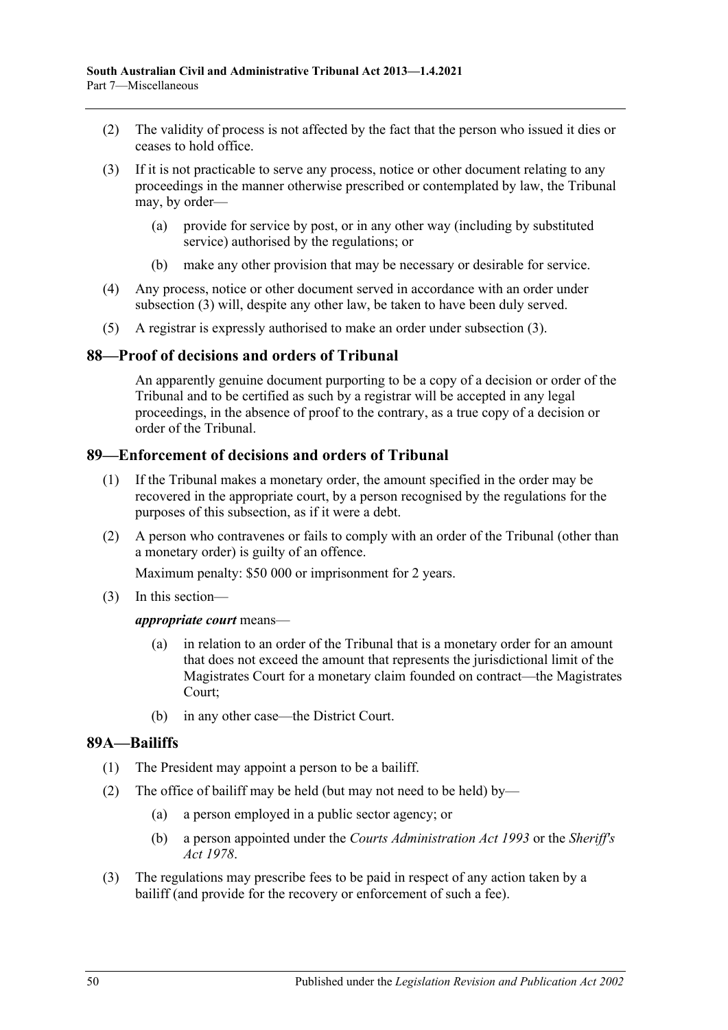(2) The validity of process is not affected by the fact that the person who issued it dies or ceases to hold office.

(3) If it is not practicable to serve any process, notice or other document relating to any proceedings in the manner otherwise prescribed or contemplated by law, the Tribunal may, by order—

    (a) provide for service by post, or in any other way (including by substituted service) authorised by the regulations; or

    (b) make any other provision that may be necessary or desirable for service.

(4) Any process, notice or other document served in accordance with an order under subsection (3) will, despite any other law, be taken to have been duly served.

(5) A registrar is expressly authorised to make an order under subsection (3).

## 88—Proof of decisions and orders of Tribunal

An apparently genuine document purporting to be a copy of a decision or order of the Tribunal and to be certified as such by a registrar will be accepted in any legal proceedings, in the absence of proof to the contrary, as a true copy of a decision or order of the Tribunal.

## 89—Enforcement of decisions and orders of Tribunal

(1) If the Tribunal makes a monetary order, the amount specified in the order may be recovered in the appropriate court, by a person recognised by the regulations for the purposes of this subsection, as if it were a debt.

(2) A person who contravenes or fails to comply with an order of the Tribunal (other than a monetary order) is guilty of an offence.

Maximum penalty: $50 000 or imprisonment for 2 years.

(3) In this section—

***appropriate court*** means—

    (a) in relation to an order of the Tribunal that is a monetary order for an amount that does not exceed the amount that represents the jurisdictional limit of the Magistrates Court for a monetary claim founded on contract—the Magistrates Court;

    (b) in any other case—the District Court.

## 89A—Bailiffs

(1) The President may appoint a person to be a bailiff.

(2) The office of bailiff may be held (but may not need to be held) by—

    (a) a person employed in a public sector agency; or

    (b) a person appointed under the *Courts Administration Act 1993* or the *Sheriff's Act 1978*.

(3) The regulations may prescribe fees to be paid in respect of any action taken by a bailiff (and provide for the recovery or enforcement of such a fee).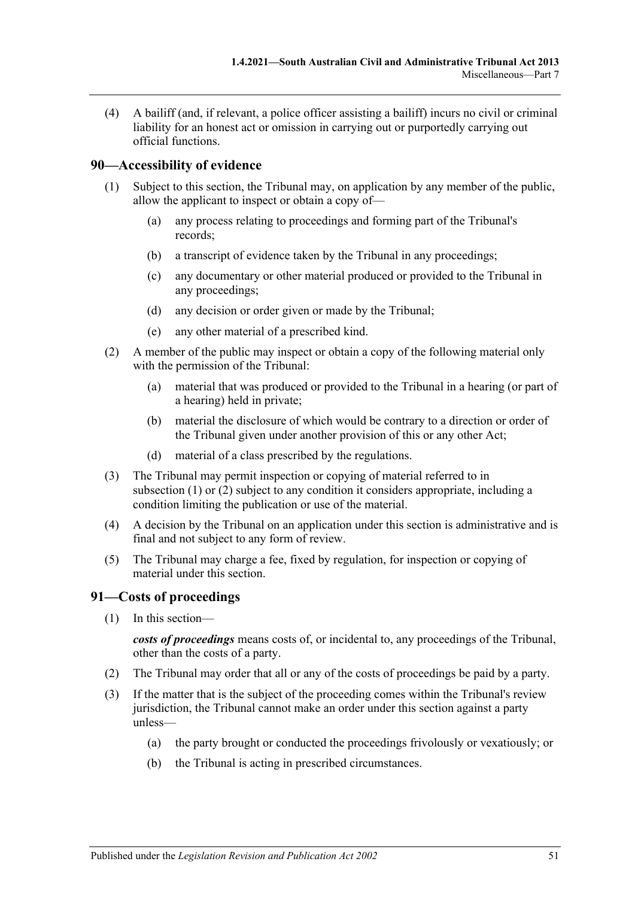(4) A bailiff (and, if relevant, a police officer assisting a bailiff) incurs no civil or criminal liability for an honest act or omission in carrying out or purportedly carrying out official functions.

## 90—Accessibility of evidence

(1) Subject to this section, the Tribunal may, on application by any member of the public, allow the applicant to inspect or obtain a copy of—

(a) any process relating to proceedings and forming part of the Tribunal's records;

(b) a transcript of evidence taken by the Tribunal in any proceedings;

(c) any documentary or other material produced or provided to the Tribunal in any proceedings;

(d) any decision or order given or made by the Tribunal;

(e) any other material of a prescribed kind.

(2) A member of the public may inspect or obtain a copy of the following material only with the permission of the Tribunal:

(a) material that was produced or provided to the Tribunal in a hearing (or part of a hearing) held in private;

(b) material the disclosure of which would be contrary to a direction or order of the Tribunal given under another provision of this or any other Act;

(d) material of a class prescribed by the regulations.

(3) The Tribunal may permit inspection or copying of material referred to in subsection (1) or (2) subject to any condition it considers appropriate, including a condition limiting the publication or use of the material.

(4) A decision by the Tribunal on an application under this section is administrative and is final and not subject to any form of review.

(5) The Tribunal may charge a fee, fixed by regulation, for inspection or copying of material under this section.

## 91—Costs of proceedings

(1) In this section—

***costs of proceedings*** means costs of, or incidental to, any proceedings of the Tribunal, other than the costs of a party.

(2) The Tribunal may order that all or any of the costs of proceedings be paid by a party.

(3) If the matter that is the subject of the proceeding comes within the Tribunal's review jurisdiction, the Tribunal cannot make an order under this section against a party unless—

(a) the party brought or conducted the proceedings frivolously or vexatiously; or

(b) the Tribunal is acting in prescribed circumstances.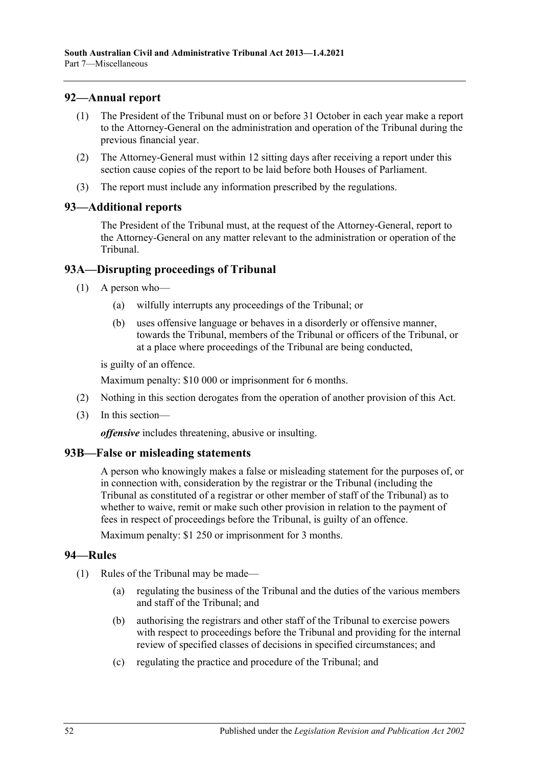## 92—Annual report

(1) The President of the Tribunal must on or before 31 October in each year make a report to the Attorney-General on the administration and operation of the Tribunal during the previous financial year.

(2) The Attorney-General must within 12 sitting days after receiving a report under this section cause copies of the report to be laid before both Houses of Parliament.

(3) The report must include any information prescribed by the regulations.

## 93—Additional reports

The President of the Tribunal must, at the request of the Attorney-General, report to the Attorney-General on any matter relevant to the administration or operation of the Tribunal.

## 93A—Disrupting proceedings of Tribunal

(1) A person who—

(a) wilfully interrupts any proceedings of the Tribunal; or

(b) uses offensive language or behaves in a disorderly or offensive manner, towards the Tribunal, members of the Tribunal or officers of the Tribunal, or at a place where proceedings of the Tribunal are being conducted,

is guilty of an offence.

Maximum penalty: $10 000 or imprisonment for 6 months.

(2) Nothing in this section derogates from the operation of another provision of this Act.

(3) In this section—

***offensive*** includes threatening, abusive or insulting.

## 93B—False or misleading statements

A person who knowingly makes a false or misleading statement for the purposes of, or in connection with, consideration by the registrar or the Tribunal (including the Tribunal as constituted of a registrar or other member of staff of the Tribunal) as to whether to waive, remit or make such other provision in relation to the payment of fees in respect of proceedings before the Tribunal, is guilty of an offence.

Maximum penalty: $1 250 or imprisonment for 3 months.

## 94—Rules

(1) Rules of the Tribunal may be made—

(a) regulating the business of the Tribunal and the duties of the various members and staff of the Tribunal; and

(b) authorising the registrars and other staff of the Tribunal to exercise powers with respect to proceedings before the Tribunal and providing for the internal review of specified classes of decisions in specified circumstances; and

(c) regulating the practice and procedure of the Tribunal; and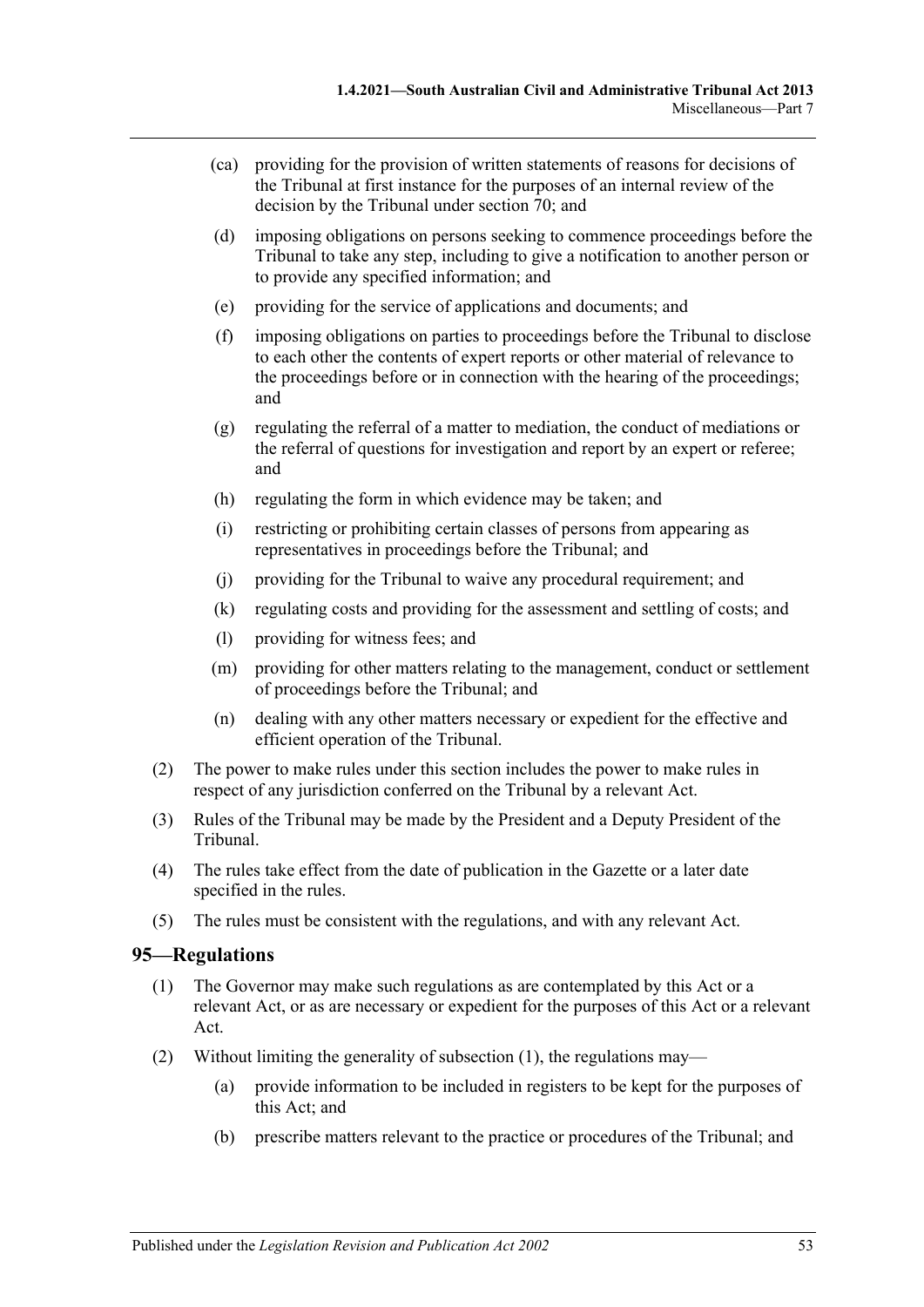(ca) providing for the provision of written statements of reasons for decisions of the Tribunal at first instance for the purposes of an internal review of the decision by the Tribunal under section 70; and

(d) imposing obligations on persons seeking to commence proceedings before the Tribunal to take any step, including to give a notification to another person or to provide any specified information; and

(e) providing for the service of applications and documents; and

(f) imposing obligations on parties to proceedings before the Tribunal to disclose to each other the contents of expert reports or other material of relevance to the proceedings before or in connection with the hearing of the proceedings; and

(g) regulating the referral of a matter to mediation, the conduct of mediations or the referral of questions for investigation and report by an expert or referee; and

(h) regulating the form in which evidence may be taken; and

(i) restricting or prohibiting certain classes of persons from appearing as representatives in proceedings before the Tribunal; and

(j) providing for the Tribunal to waive any procedural requirement; and

(k) regulating costs and providing for the assessment and settling of costs; and

(l) providing for witness fees; and

(m) providing for other matters relating to the management, conduct or settlement of proceedings before the Tribunal; and

(n) dealing with any other matters necessary or expedient for the effective and efficient operation of the Tribunal.

(2) The power to make rules under this section includes the power to make rules in respect of any jurisdiction conferred on the Tribunal by a relevant Act.

(3) Rules of the Tribunal may be made by the President and a Deputy President of the Tribunal.

(4) The rules take effect from the date of publication in the Gazette or a later date specified in the rules.

(5) The rules must be consistent with the regulations, and with any relevant Act.

## 95—Regulations

(1) The Governor may make such regulations as are contemplated by this Act or a relevant Act, or as are necessary or expedient for the purposes of this Act or a relevant Act.

(2) Without limiting the generality of subsection (1), the regulations may—

(a) provide information to be included in registers to be kept for the purposes of this Act; and

(b) prescribe matters relevant to the practice or procedures of the Tribunal; and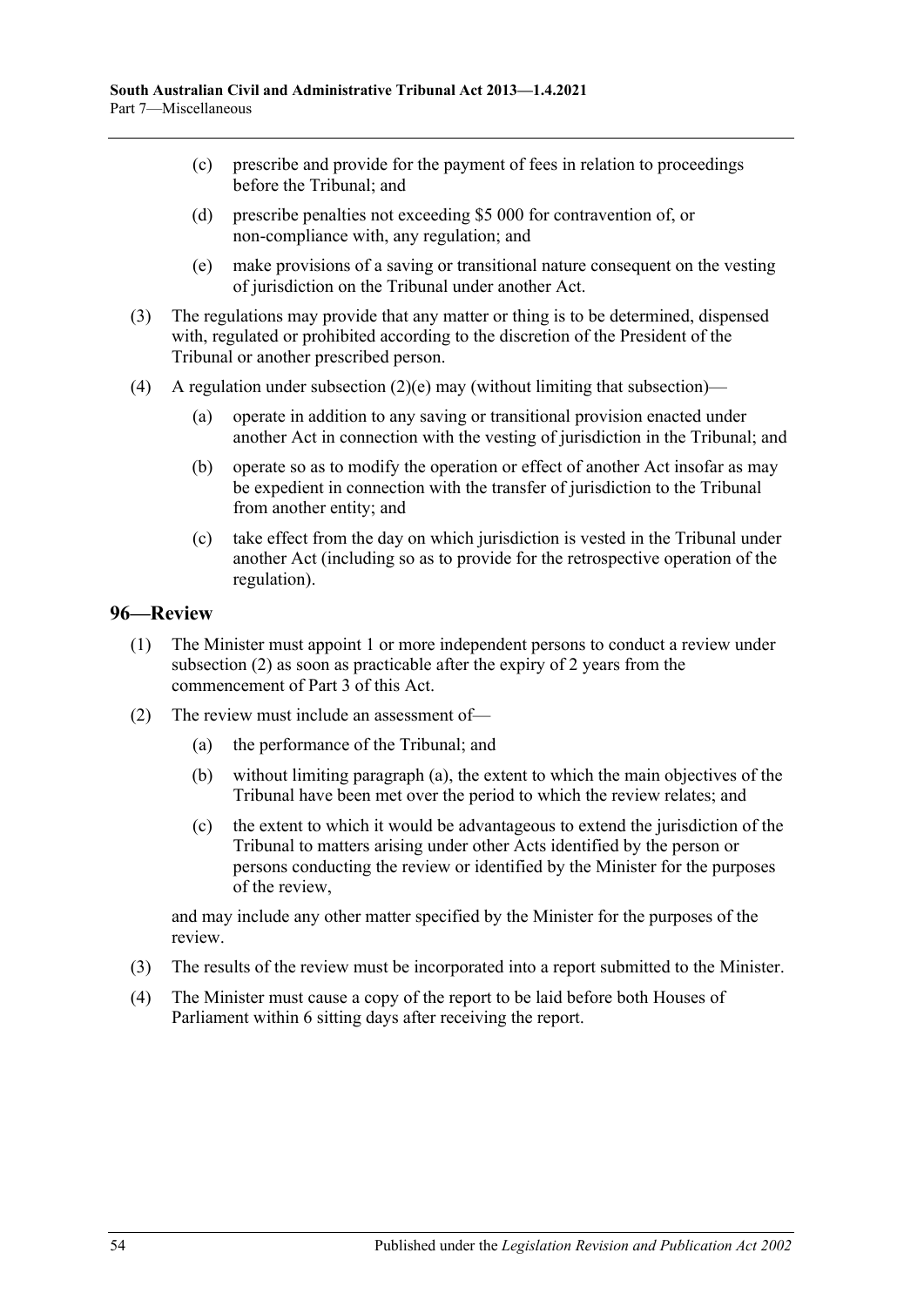(c) prescribe and provide for the payment of fees in relation to proceedings before the Tribunal; and

(d) prescribe penalties not exceeding $5 000 for contravention of, or non-compliance with, any regulation; and

(e) make provisions of a saving or transitional nature consequent on the vesting of jurisdiction on the Tribunal under another Act.

(3) The regulations may provide that any matter or thing is to be determined, dispensed with, regulated or prohibited according to the discretion of the President of the Tribunal or another prescribed person.

(4) A regulation under subsection (2)(e) may (without limiting that subsection)—

(a) operate in addition to any saving or transitional provision enacted under another Act in connection with the vesting of jurisdiction in the Tribunal; and

(b) operate so as to modify the operation or effect of another Act insofar as may be expedient in connection with the transfer of jurisdiction to the Tribunal from another entity; and

(c) take effect from the day on which jurisdiction is vested in the Tribunal under another Act (including so as to provide for the retrospective operation of the regulation).

## 96—Review

(1) The Minister must appoint 1 or more independent persons to conduct a review under subsection (2) as soon as practicable after the expiry of 2 years from the commencement of Part 3 of this Act.

(2) The review must include an assessment of—

(a) the performance of the Tribunal; and

(b) without limiting paragraph (a), the extent to which the main objectives of the Tribunal have been met over the period to which the review relates; and

(c) the extent to which it would be advantageous to extend the jurisdiction of the Tribunal to matters arising under other Acts identified by the person or persons conducting the review or identified by the Minister for the purposes of the review,

and may include any other matter specified by the Minister for the purposes of the review.

(3) The results of the review must be incorporated into a report submitted to the Minister.

(4) The Minister must cause a copy of the report to be laid before both Houses of Parliament within 6 sitting days after receiving the report.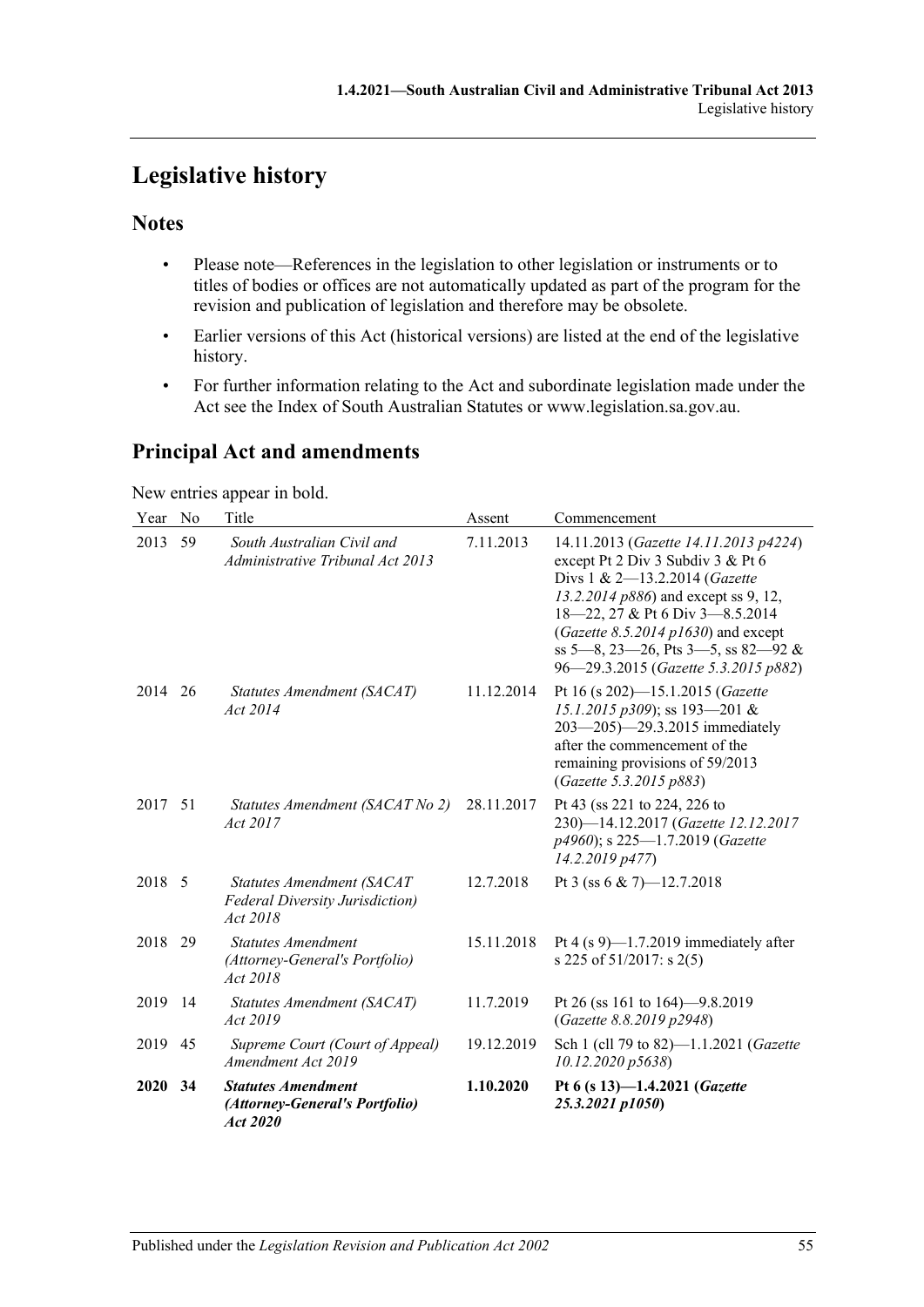# Legislative history

## Notes

- Please note—References in the legislation to other legislation or instruments or to titles of bodies or offices are not automatically updated as part of the program for the revision and publication of legislation and therefore may be obsolete.
- Earlier versions of this Act (historical versions) are listed at the end of the legislative history.
- For further information relating to the Act and subordinate legislation made under the Act see the Index of South Australian Statutes or www.legislation.sa.gov.au.

## Principal Act and amendments

New entries appear in bold.

| Year | No | Title | Assent | Commencement |
|---|---|---|---|---|
| 2013 | 59 | *South Australian Civil and Administrative Tribunal Act 2013* | 7.11.2013 | 14.11.2013 (*Gazette 14.11.2013 p4224*) except Pt 2 Div 3 Subdiv 3 & Pt 6 Divs 1 & 2—13.2.2014 (*Gazette 13.2.2014 p886*) and except ss 9, 12, 18—22, 27 & Pt 6 Div 3—8.5.2014 (*Gazette 8.5.2014 p1630*) and except ss 5—8, 23—26, Pts 3—5, ss 82—92 & 96—29.3.2015 (*Gazette 5.3.2015 p882*) |
| 2014 | 26 | *Statutes Amendment (SACAT) Act 2014* | 11.12.2014 | Pt 16 (s 202)—15.1.2015 (*Gazette 15.1.2015 p309*); ss 193—201 & 203—205)—29.3.2015 immediately after the commencement of the remaining provisions of 59/2013 (*Gazette 5.3.2015 p883*) |
| 2017 | 51 | *Statutes Amendment (SACAT No 2) Act 2017* | 28.11.2017 | Pt 43 (ss 221 to 224, 226 to 230)—14.12.2017 (*Gazette 12.12.2017 p4960*); s 225—1.7.2019 (*Gazette 14.2.2019 p477*) |
| 2018 | 5 | *Statutes Amendment (SACAT Federal Diversity Jurisdiction) Act 2018* | 12.7.2018 | Pt 3 (ss 6 & 7)—12.7.2018 |
| 2018 | 29 | *Statutes Amendment (Attorney-General's Portfolio) Act 2018* | 15.11.2018 | Pt 4 (s 9)—1.7.2019 immediately after s 225 of 51/2017: s 2(5) |
| 2019 | 14 | *Statutes Amendment (SACAT) Act 2019* | 11.7.2019 | Pt 26 (ss 161 to 164)—9.8.2019 (*Gazette 8.8.2019 p2948*) |
| 2019 | 45 | *Supreme Court (Court of Appeal) Amendment Act 2019* | 19.12.2019 | Sch 1 (cll 79 to 82)—1.1.2021 (*Gazette 10.12.2020 p5638*) |
| **2020** | **34** | ***Statutes Amendment (Attorney-General's Portfolio) Act 2020*** | **1.10.2020** | **Pt 6 (s 13)—1.4.2021 (*Gazette 25.3.2021 p1050*)** |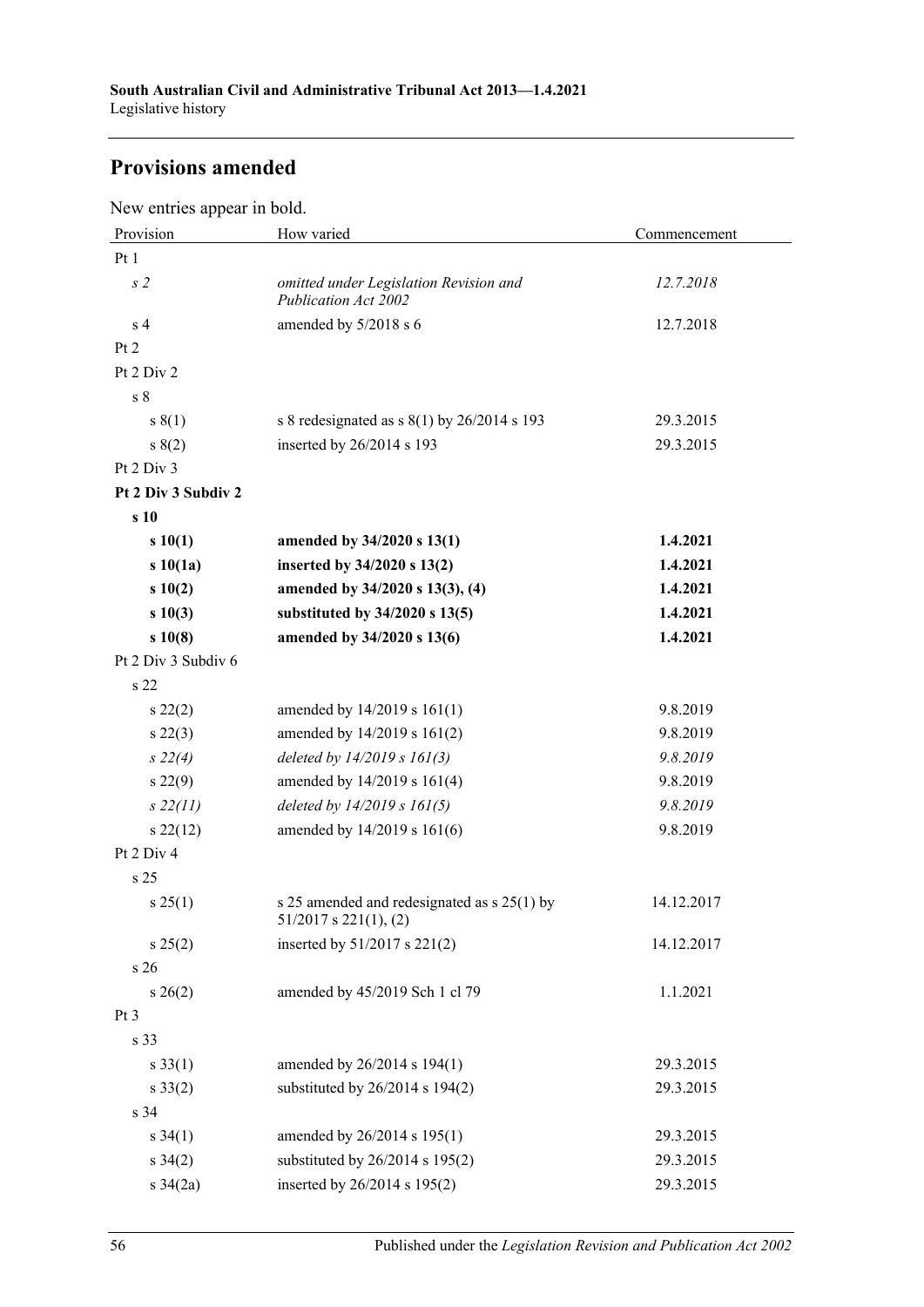## Provisions amended

New entries appear in bold.

| Provision | How varied | Commencement |
|---|---|---|
| Pt 1 | | |
| *s 2* | *omitted under Legislation Revision and Publication Act 2002* | *12.7.2018* |
| s 4 | amended by 5/2018 s 6 | 12.7.2018 |
| Pt 2 | | |
| Pt 2 Div 2 | | |
| s 8 | | |
| s 8(1) | s 8 redesignated as s 8(1) by 26/2014 s 193 | 29.3.2015 |
| s 8(2) | inserted by 26/2014 s 193 | 29.3.2015 |
| Pt 2 Div 3 | | |
| **Pt 2 Div 3 Subdiv 2** | | |
| **s 10** | | |
| **s 10(1)** | **amended by 34/2020 s 13(1)** | **1.4.2021** |
| **s 10(1a)** | **inserted by 34/2020 s 13(2)** | **1.4.2021** |
| **s 10(2)** | **amended by 34/2020 s 13(3), (4)** | **1.4.2021** |
| **s 10(3)** | **substituted by 34/2020 s 13(5)** | **1.4.2021** |
| **s 10(8)** | **amended by 34/2020 s 13(6)** | **1.4.2021** |
| Pt 2 Div 3 Subdiv 6 | | |
| s 22 | | |
| s 22(2) | amended by 14/2019 s 161(1) | 9.8.2019 |
| s 22(3) | amended by 14/2019 s 161(2) | 9.8.2019 |
| *s 22(4)* | *deleted by 14/2019 s 161(3)* | *9.8.2019* |
| s 22(9) | amended by 14/2019 s 161(4) | 9.8.2019 |
| *s 22(11)* | *deleted by 14/2019 s 161(5)* | *9.8.2019* |
| s 22(12) | amended by 14/2019 s 161(6) | 9.8.2019 |
| Pt 2 Div 4 | | |
| s 25 | | |
| s 25(1) | s 25 amended and redesignated as s 25(1) by 51/2017 s 221(1), (2) | 14.12.2017 |
| s 25(2) | inserted by 51/2017 s 221(2) | 14.12.2017 |
| s 26 | | |
| s 26(2) | amended by 45/2019 Sch 1 cl 79 | 1.1.2021 |
| Pt 3 | | |
| s 33 | | |
| s 33(1) | amended by 26/2014 s 194(1) | 29.3.2015 |
| s 33(2) | substituted by 26/2014 s 194(2) | 29.3.2015 |
| s 34 | | |
| s 34(1) | amended by 26/2014 s 195(1) | 29.3.2015 |
| s 34(2) | substituted by 26/2014 s 195(2) | 29.3.2015 |
| s 34(2a) | inserted by 26/2014 s 195(2) | 29.3.2015 |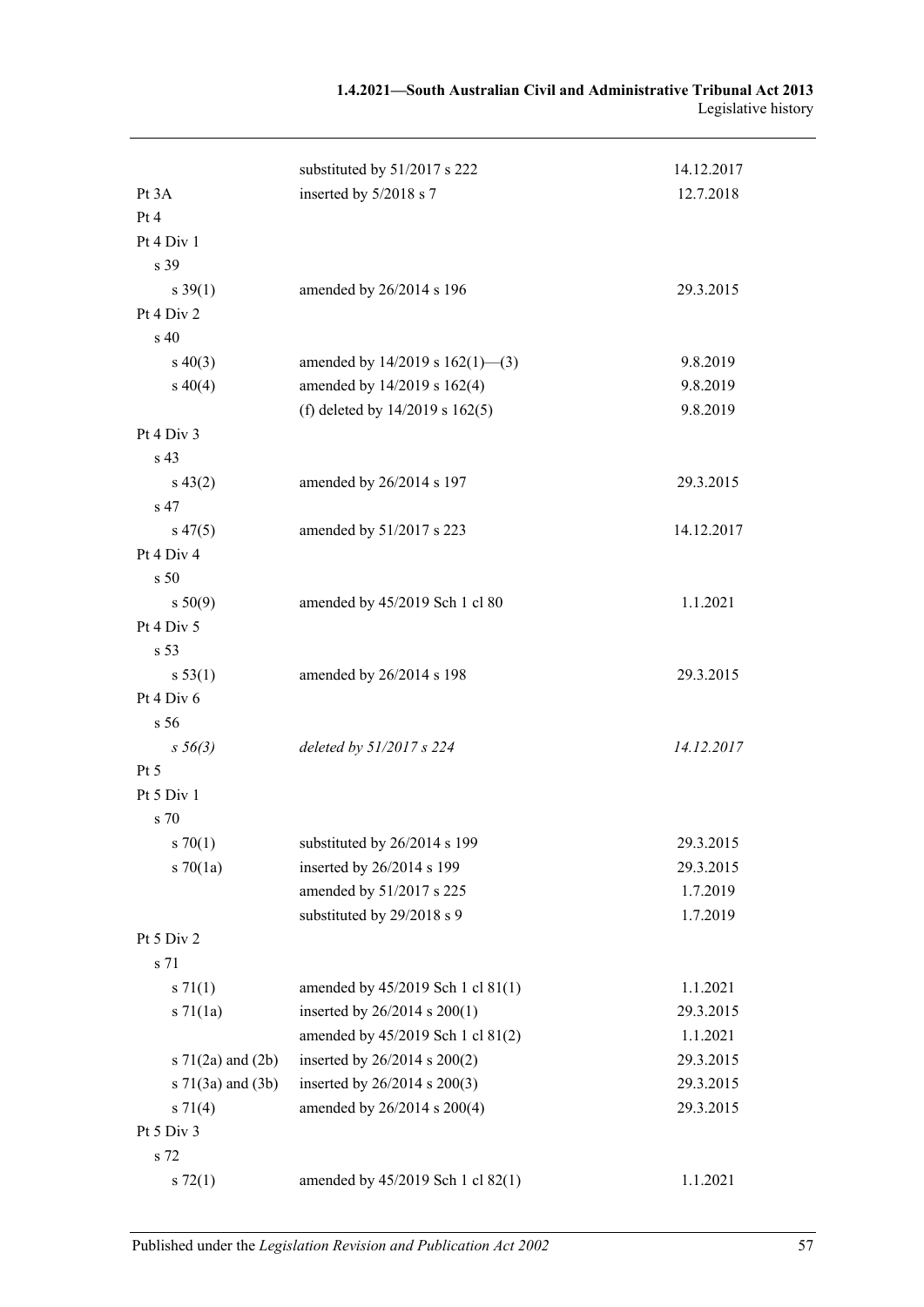| | | |
|---|---|---|
| | substituted by 51/2017 s 222 | 14.12.2017 |
| Pt 3A | inserted by 5/2018 s 7 | 12.7.2018 |
| Pt 4 | | |
| Pt 4 Div 1 | | |
| s 39 | | |
| s 39(1) | amended by 26/2014 s 196 | 29.3.2015 |
| Pt 4 Div 2 | | |
| s 40 | | |
| s 40(3) | amended by 14/2019 s 162(1)—(3) | 9.8.2019 |
| s 40(4) | amended by 14/2019 s 162(4) | 9.8.2019 |
| | (f) deleted by 14/2019 s 162(5) | 9.8.2019 |
| Pt 4 Div 3 | | |
| s 43 | | |
| s 43(2) | amended by 26/2014 s 197 | 29.3.2015 |
| s 47 | | |
| s 47(5) | amended by 51/2017 s 223 | 14.12.2017 |
| Pt 4 Div 4 | | |
| s 50 | | |
| s 50(9) | amended by 45/2019 Sch 1 cl 80 | 1.1.2021 |
| Pt 4 Div 5 | | |
| s 53 | | |
| s 53(1) | amended by 26/2014 s 198 | 29.3.2015 |
| Pt 4 Div 6 | | |
| s 56 | | |
| *s 56(3)* | *deleted by 51/2017 s 224* | *14.12.2017* |
| Pt 5 | | |
| Pt 5 Div 1 | | |
| s 70 | | |
| s 70(1) | substituted by 26/2014 s 199 | 29.3.2015 |
| s 70(1a) | inserted by 26/2014 s 199 | 29.3.2015 |
| | amended by 51/2017 s 225 | 1.7.2019 |
| | substituted by 29/2018 s 9 | 1.7.2019 |
| Pt 5 Div 2 | | |
| s 71 | | |
| s 71(1) | amended by 45/2019 Sch 1 cl 81(1) | 1.1.2021 |
| s 71(1a) | inserted by 26/2014 s 200(1) | 29.3.2015 |
| | amended by 45/2019 Sch 1 cl 81(2) | 1.1.2021 |
| s 71(2a) and (2b) | inserted by 26/2014 s 200(2) | 29.3.2015 |
| s 71(3a) and (3b) | inserted by 26/2014 s 200(3) | 29.3.2015 |
| s 71(4) | amended by 26/2014 s 200(4) | 29.3.2015 |
| Pt 5 Div 3 | | |
| s 72 | | |
| s 72(1) | amended by 45/2019 Sch 1 cl 82(1) | 1.1.2021 |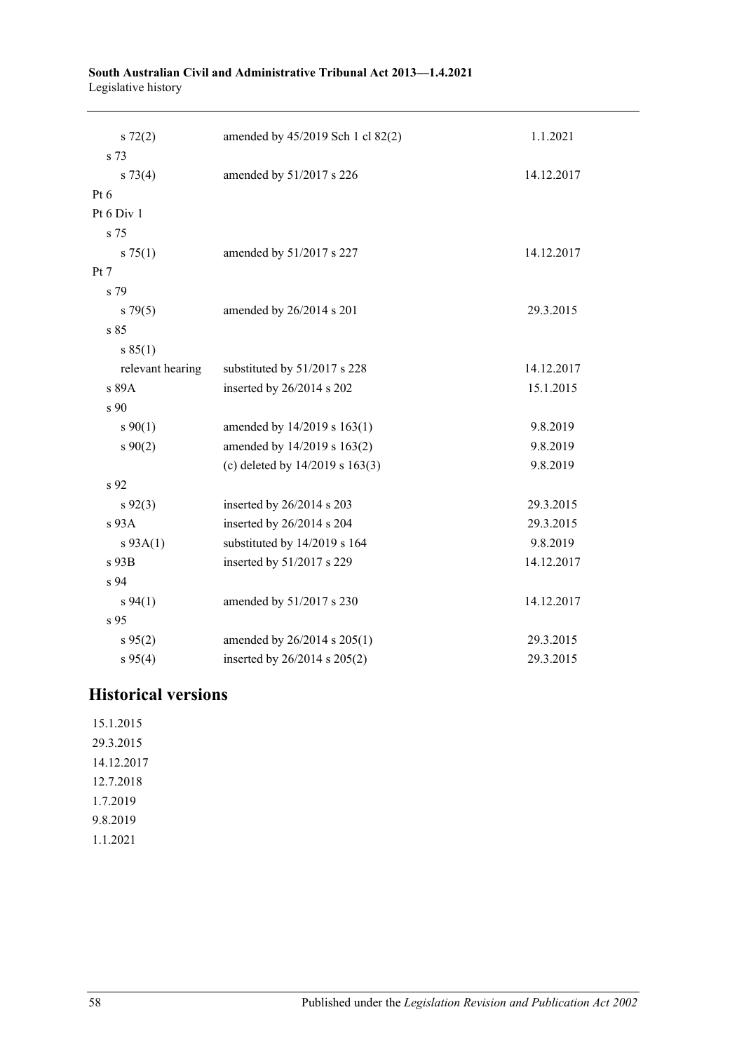| | | |
|---|---|---|
| s 72(2) | amended by 45/2019 Sch 1 cl 82(2) | 1.1.2021 |
| s 73 | | |
| s 73(4) | amended by 51/2017 s 226 | 14.12.2017 |
| Pt 6 | | |
| Pt 6 Div 1 | | |
| s 75 | | |
| s 75(1) | amended by 51/2017 s 227 | 14.12.2017 |
| Pt 7 | | |
| s 79 | | |
| s 79(5) | amended by 26/2014 s 201 | 29.3.2015 |
| s 85 | | |
| s 85(1) | | |
| relevant hearing | substituted by 51/2017 s 228 | 14.12.2017 |
| s 89A | inserted by 26/2014 s 202 | 15.1.2015 |
| s 90 | | |
| s 90(1) | amended by 14/2019 s 163(1) | 9.8.2019 |
| s 90(2) | amended by 14/2019 s 163(2) | 9.8.2019 |
| | (c) deleted by 14/2019 s 163(3) | 9.8.2019 |
| s 92 | | |
| s 92(3) | inserted by 26/2014 s 203 | 29.3.2015 |
| s 93A | inserted by 26/2014 s 204 | 29.3.2015 |
| s 93A(1) | substituted by 14/2019 s 164 | 9.8.2019 |
| s 93B | inserted by 51/2017 s 229 | 14.12.2017 |
| s 94 | | |
| s 94(1) | amended by 51/2017 s 230 | 14.12.2017 |
| s 95 | | |
| s 95(2) | amended by 26/2014 s 205(1) | 29.3.2015 |
| s 95(4) | inserted by 26/2014 s 205(2) | 29.3.2015 |

## Historical versions

15.1.2015
29.3.2015
14.12.2017
12.7.2018
1.7.2019
9.8.2019
1.1.2021